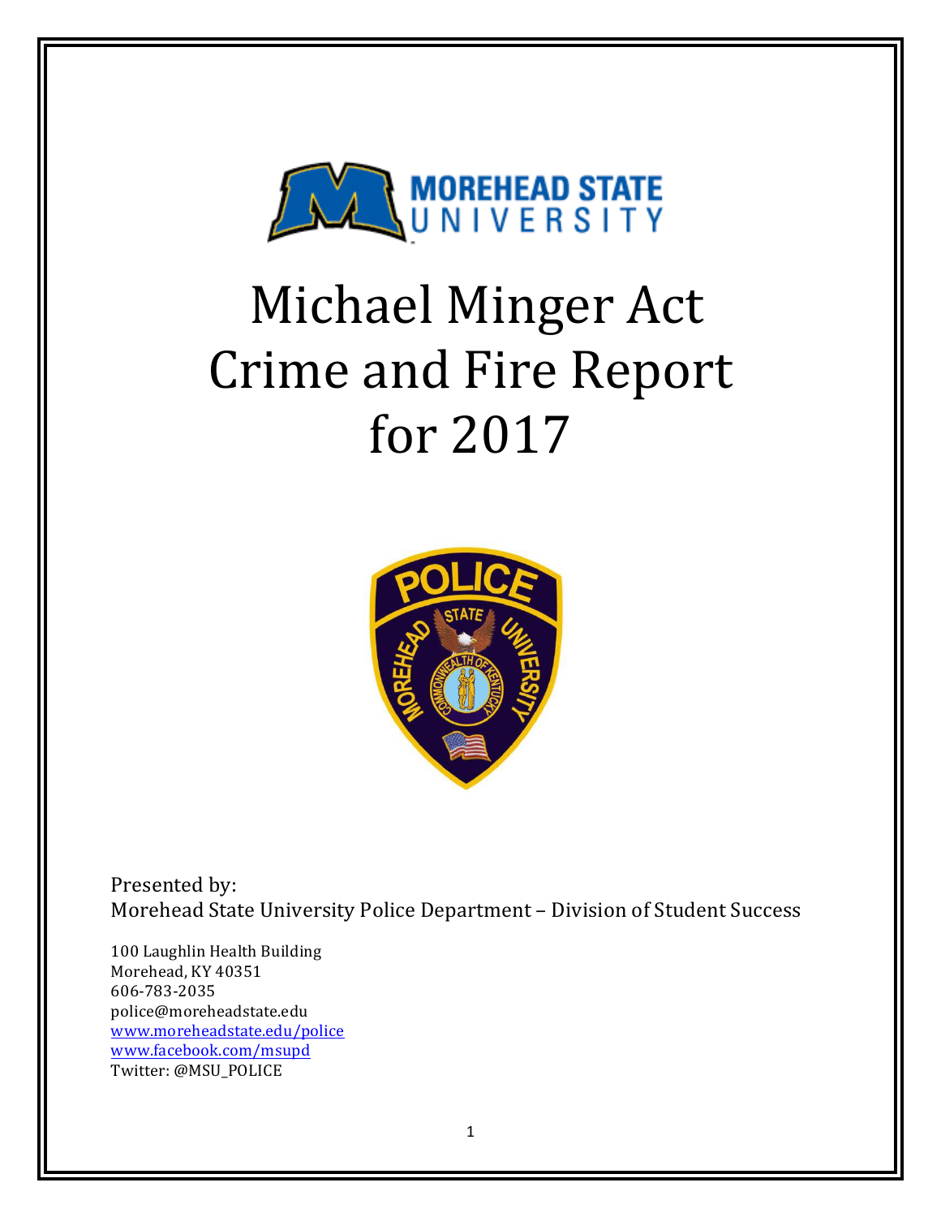# Michael Minger Act Crime and Fire Report for 2017

Presented by:
Morehead State University Police Department – Division of Student Success

100 Laughlin Health Building
Morehead, KY 40351
606-783-2035
police@moreheadstate.edu
www.moreheadstate.edu/police
www.facebook.com/msupd
Twitter: @MSU_POLICE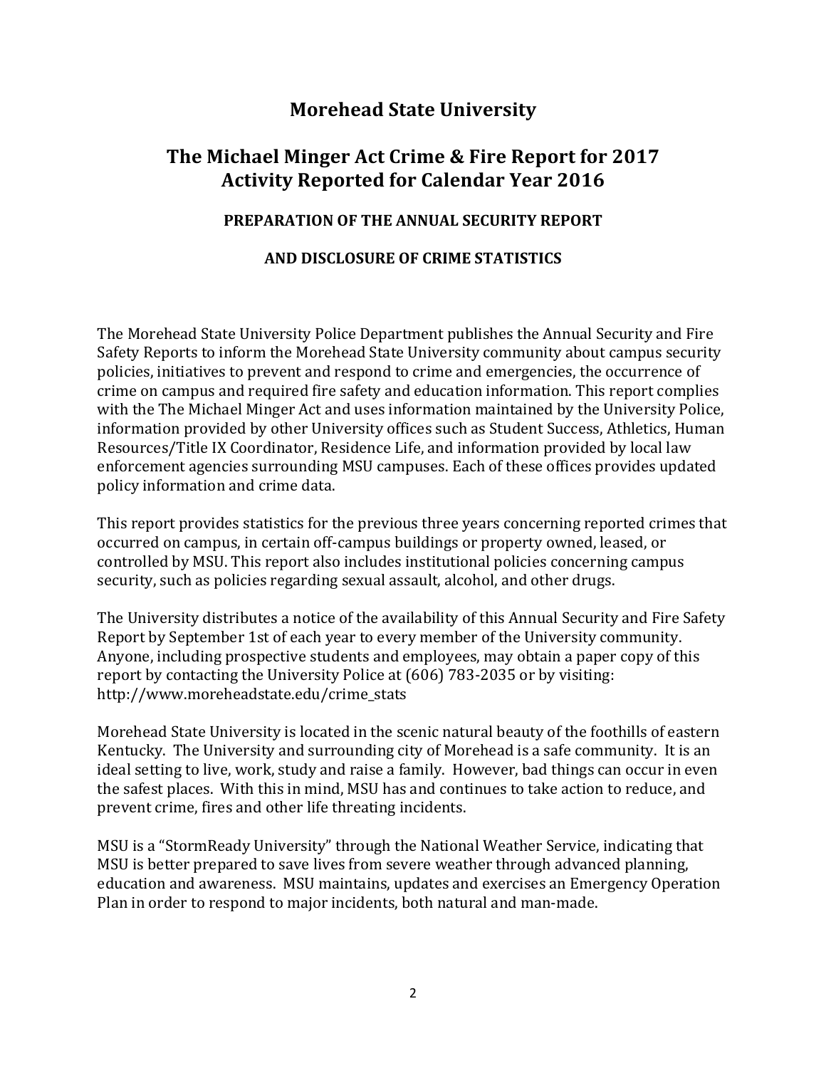# Morehead State University

## The Michael Minger Act Crime & Fire Report for 2017 Activity Reported for Calendar Year 2016

### PREPARATION OF THE ANNUAL SECURITY REPORT

### AND DISCLOSURE OF CRIME STATISTICS

The Morehead State University Police Department publishes the Annual Security and Fire Safety Reports to inform the Morehead State University community about campus security policies, initiatives to prevent and respond to crime and emergencies, the occurrence of crime on campus and required fire safety and education information. This report complies with the The Michael Minger Act and uses information maintained by the University Police, information provided by other University offices such as Student Success, Athletics, Human Resources/Title IX Coordinator, Residence Life, and information provided by local law enforcement agencies surrounding MSU campuses. Each of these offices provides updated policy information and crime data.

This report provides statistics for the previous three years concerning reported crimes that occurred on campus, in certain off-campus buildings or property owned, leased, or controlled by MSU. This report also includes institutional policies concerning campus security, such as policies regarding sexual assault, alcohol, and other drugs.

The University distributes a notice of the availability of this Annual Security and Fire Safety Report by September 1st of each year to every member of the University community. Anyone, including prospective students and employees, may obtain a paper copy of this report by contacting the University Police at (606) 783-2035 or by visiting: http://www.moreheadstate.edu/crime_stats

Morehead State University is located in the scenic natural beauty of the foothills of eastern Kentucky. The University and surrounding city of Morehead is a safe community. It is an ideal setting to live, work, study and raise a family. However, bad things can occur in even the safest places. With this in mind, MSU has and continues to take action to reduce, and prevent crime, fires and other life threating incidents.

MSU is a "StormReady University" through the National Weather Service, indicating that MSU is better prepared to save lives from severe weather through advanced planning, education and awareness. MSU maintains, updates and exercises an Emergency Operation Plan in order to respond to major incidents, both natural and man-made.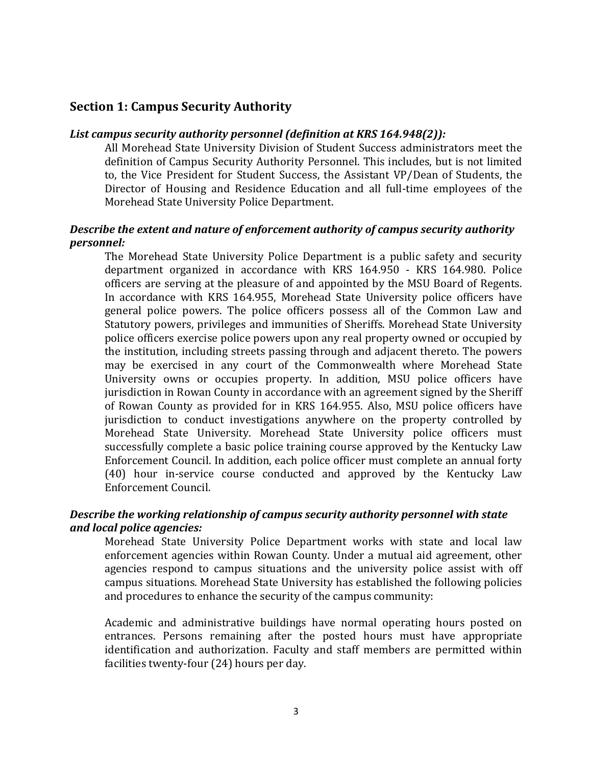## Section 1: Campus Security Authority

***List campus security authority personnel (definition at KRS 164.948(2)):***

All Morehead State University Division of Student Success administrators meet the definition of Campus Security Authority Personnel. This includes, but is not limited to, the Vice President for Student Success, the Assistant VP/Dean of Students, the Director of Housing and Residence Education and all full-time employees of the Morehead State University Police Department.

***Describe the extent and nature of enforcement authority of campus security authority personnel:***

The Morehead State University Police Department is a public safety and security department organized in accordance with KRS 164.950 - KRS 164.980. Police officers are serving at the pleasure of and appointed by the MSU Board of Regents. In accordance with KRS 164.955, Morehead State University police officers have general police powers. The police officers possess all of the Common Law and Statutory powers, privileges and immunities of Sheriffs. Morehead State University police officers exercise police powers upon any real property owned or occupied by the institution, including streets passing through and adjacent thereto. The powers may be exercised in any court of the Commonwealth where Morehead State University owns or occupies property. In addition, MSU police officers have jurisdiction in Rowan County in accordance with an agreement signed by the Sheriff of Rowan County as provided for in KRS 164.955. Also, MSU police officers have jurisdiction to conduct investigations anywhere on the property controlled by Morehead State University. Morehead State University police officers must successfully complete a basic police training course approved by the Kentucky Law Enforcement Council. In addition, each police officer must complete an annual forty (40) hour in-service course conducted and approved by the Kentucky Law Enforcement Council.

***Describe the working relationship of campus security authority personnel with state and local police agencies:***

Morehead State University Police Department works with state and local law enforcement agencies within Rowan County. Under a mutual aid agreement, other agencies respond to campus situations and the university police assist with off campus situations. Morehead State University has established the following policies and procedures to enhance the security of the campus community:

Academic and administrative buildings have normal operating hours posted on entrances. Persons remaining after the posted hours must have appropriate identification and authorization. Faculty and staff members are permitted within facilities twenty-four (24) hours per day.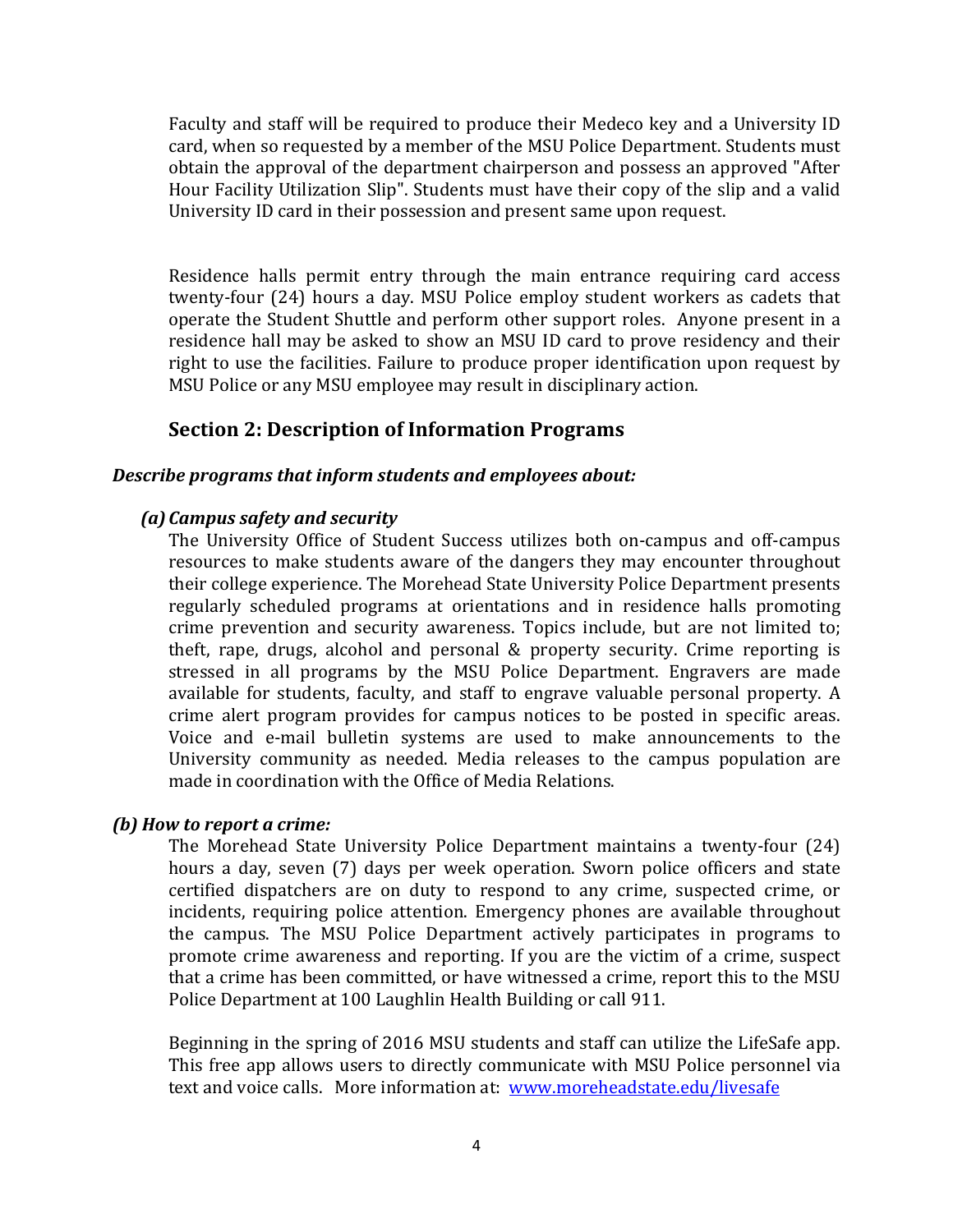Faculty and staff will be required to produce their Medeco key and a University ID card, when so requested by a member of the MSU Police Department. Students must obtain the approval of the department chairperson and possess an approved "After Hour Facility Utilization Slip". Students must have their copy of the slip and a valid University ID card in their possession and present same upon request.

Residence halls permit entry through the main entrance requiring card access twenty-four (24) hours a day. MSU Police employ student workers as cadets that operate the Student Shuttle and perform other support roles. Anyone present in a residence hall may be asked to show an MSU ID card to prove residency and their right to use the facilities. Failure to produce proper identification upon request by MSU Police or any MSU employee may result in disciplinary action.

## Section 2: Description of Information Programs

***Describe programs that inform students and employees about:***

***(a) Campus safety and security***

The University Office of Student Success utilizes both on-campus and off-campus resources to make students aware of the dangers they may encounter throughout their college experience. The Morehead State University Police Department presents regularly scheduled programs at orientations and in residence halls promoting crime prevention and security awareness. Topics include, but are not limited to; theft, rape, drugs, alcohol and personal & property security. Crime reporting is stressed in all programs by the MSU Police Department. Engravers are made available for students, faculty, and staff to engrave valuable personal property. A crime alert program provides for campus notices to be posted in specific areas. Voice and e-mail bulletin systems are used to make announcements to the University community as needed. Media releases to the campus population are made in coordination with the Office of Media Relations.

***(b) How to report a crime:***

The Morehead State University Police Department maintains a twenty-four (24) hours a day, seven (7) days per week operation. Sworn police officers and state certified dispatchers are on duty to respond to any crime, suspected crime, or incidents, requiring police attention. Emergency phones are available throughout the campus. The MSU Police Department actively participates in programs to promote crime awareness and reporting. If you are the victim of a crime, suspect that a crime has been committed, or have witnessed a crime, report this to the MSU Police Department at 100 Laughlin Health Building or call 911.

Beginning in the spring of 2016 MSU students and staff can utilize the LifeSafe app. This free app allows users to directly communicate with MSU Police personnel via text and voice calls. More information at: [www.moreheadstate.edu/livesafe](www.moreheadstate.edu/livesafe)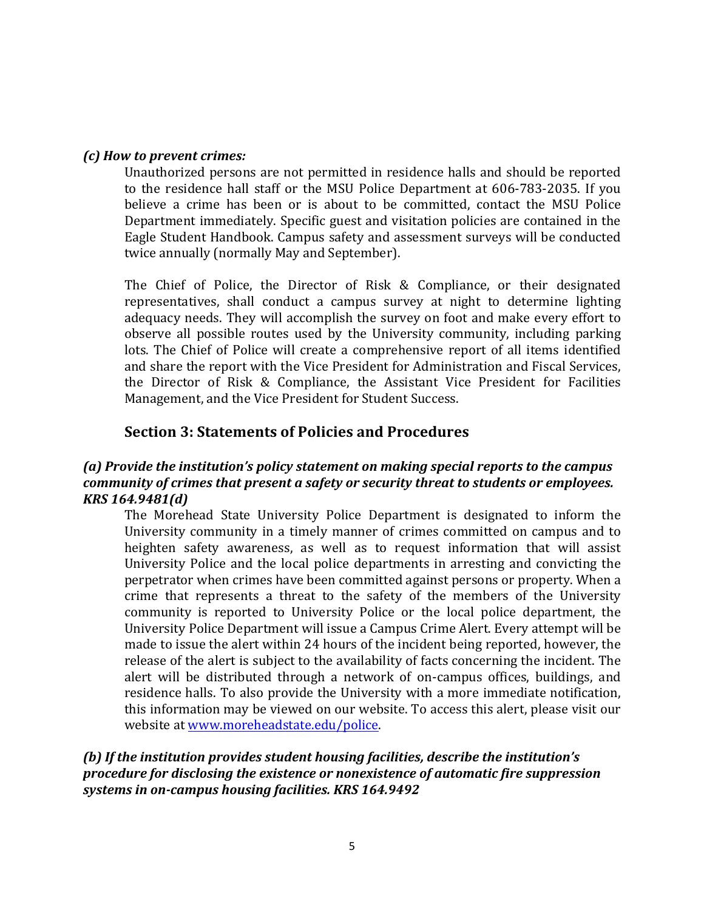***(c) How to prevent crimes:***

Unauthorized persons are not permitted in residence halls and should be reported to the residence hall staff or the MSU Police Department at 606-783-2035. If you believe a crime has been or is about to be committed, contact the MSU Police Department immediately. Specific guest and visitation policies are contained in the Eagle Student Handbook. Campus safety and assessment surveys will be conducted twice annually (normally May and September).

The Chief of Police, the Director of Risk & Compliance, or their designated representatives, shall conduct a campus survey at night to determine lighting adequacy needs. They will accomplish the survey on foot and make every effort to observe all possible routes used by the University community, including parking lots. The Chief of Police will create a comprehensive report of all items identified and share the report with the Vice President for Administration and Fiscal Services, the Director of Risk & Compliance, the Assistant Vice President for Facilities Management, and the Vice President for Student Success.

## Section 3: Statements of Policies and Procedures

***(a) Provide the institution's policy statement on making special reports to the campus community of crimes that present a safety or security threat to students or employees. KRS 164.9481(d)***

The Morehead State University Police Department is designated to inform the University community in a timely manner of crimes committed on campus and to heighten safety awareness, as well as to request information that will assist University Police and the local police departments in arresting and convicting the perpetrator when crimes have been committed against persons or property. When a crime that represents a threat to the safety of the members of the University community is reported to University Police or the local police department, the University Police Department will issue a Campus Crime Alert. Every attempt will be made to issue the alert within 24 hours of the incident being reported, however, the release of the alert is subject to the availability of facts concerning the incident. The alert will be distributed through a network of on-campus offices, buildings, and residence halls. To also provide the University with a more immediate notification, this information may be viewed on our website. To access this alert, please visit our website at www.moreheadstate.edu/police.

***(b) If the institution provides student housing facilities, describe the institution's procedure for disclosing the existence or nonexistence of automatic fire suppression systems in on-campus housing facilities. KRS 164.9492***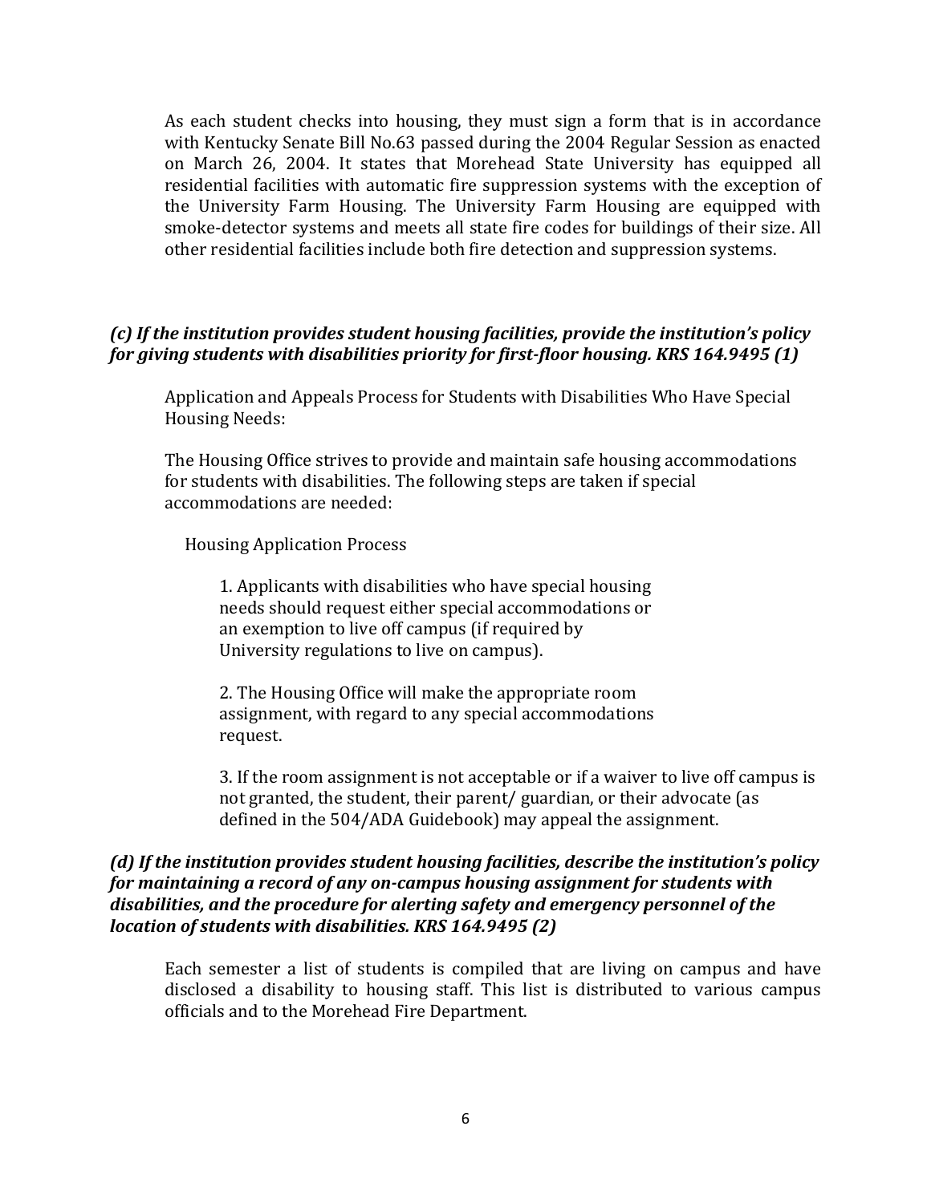As each student checks into housing, they must sign a form that is in accordance with Kentucky Senate Bill No.63 passed during the 2004 Regular Session as enacted on March 26, 2004. It states that Morehead State University has equipped all residential facilities with automatic fire suppression systems with the exception of the University Farm Housing. The University Farm Housing are equipped with smoke-detector systems and meets all state fire codes for buildings of their size. All other residential facilities include both fire detection and suppression systems.

***(c) If the institution provides student housing facilities, provide the institution's policy for giving students with disabilities priority for first-floor housing. KRS 164.9495 (1)***

Application and Appeals Process for Students with Disabilities Who Have Special Housing Needs:

The Housing Office strives to provide and maintain safe housing accommodations for students with disabilities. The following steps are taken if special accommodations are needed:

Housing Application Process

1. Applicants with disabilities who have special housing needs should request either special accommodations or an exemption to live off campus (if required by University regulations to live on campus).

2. The Housing Office will make the appropriate room assignment, with regard to any special accommodations request.

3. If the room assignment is not acceptable or if a waiver to live off campus is not granted, the student, their parent/ guardian, or their advocate (as defined in the 504/ADA Guidebook) may appeal the assignment.

***(d) If the institution provides student housing facilities, describe the institution's policy for maintaining a record of any on-campus housing assignment for students with disabilities, and the procedure for alerting safety and emergency personnel of the location of students with disabilities. KRS 164.9495 (2)***

Each semester a list of students is compiled that are living on campus and have disclosed a disability to housing staff. This list is distributed to various campus officials and to the Morehead Fire Department.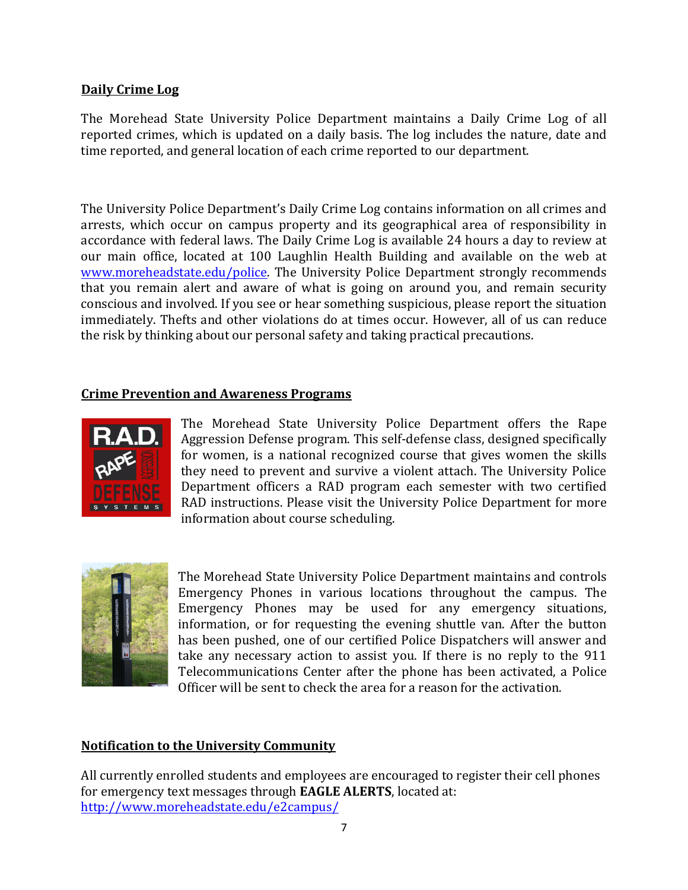## Daily Crime Log

The Morehead State University Police Department maintains a Daily Crime Log of all reported crimes, which is updated on a daily basis. The log includes the nature, date and time reported, and general location of each crime reported to our department.

The University Police Department's Daily Crime Log contains information on all crimes and arrests, which occur on campus property and its geographical area of responsibility in accordance with federal laws. The Daily Crime Log is available 24 hours a day to review at our main office, located at 100 Laughlin Health Building and available on the web at www.moreheadstate.edu/police. The University Police Department strongly recommends that you remain alert and aware of what is going on around you, and remain security conscious and involved. If you see or hear something suspicious, please report the situation immediately. Thefts and other violations do at times occur. However, all of us can reduce the risk by thinking about our personal safety and taking practical precautions.

## Crime Prevention and Awareness Programs

The Morehead State University Police Department offers the Rape Aggression Defense program. This self-defense class, designed specifically for women, is a national recognized course that gives women the skills they need to prevent and survive a violent attach. The University Police Department officers a RAD program each semester with two certified RAD instructions. Please visit the University Police Department for more information about course scheduling.

The Morehead State University Police Department maintains and controls Emergency Phones in various locations throughout the campus. The Emergency Phones may be used for any emergency situations, information, or for requesting the evening shuttle van. After the button has been pushed, one of our certified Police Dispatchers will answer and take any necessary action to assist you. If there is no reply to the 911 Telecommunications Center after the phone has been activated, a Police Officer will be sent to check the area for a reason for the activation.

## Notification to the University Community

All currently enrolled students and employees are encouraged to register their cell phones for emergency text messages through **EAGLE ALERTS**, located at: http://www.moreheadstate.edu/e2campus/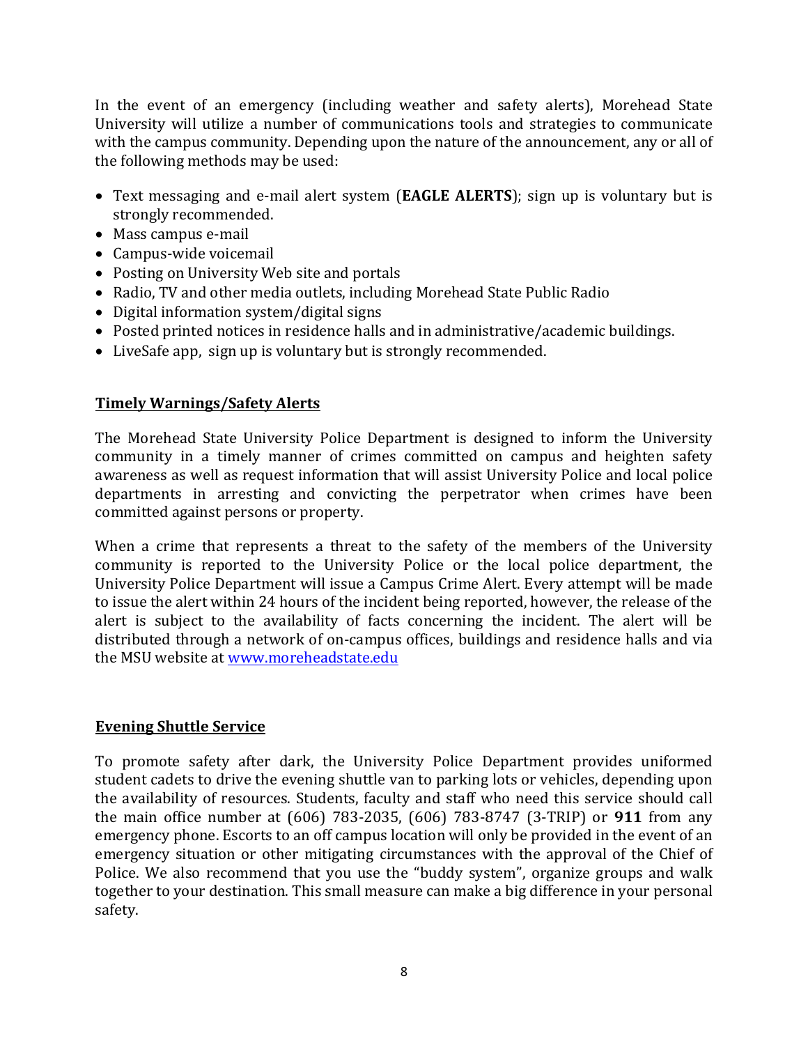In the event of an emergency (including weather and safety alerts), Morehead State University will utilize a number of communications tools and strategies to communicate with the campus community. Depending upon the nature of the announcement, any or all of the following methods may be used:

- Text messaging and e-mail alert system (**EAGLE ALERTS**); sign up is voluntary but is strongly recommended.
- Mass campus e-mail
- Campus-wide voicemail
- Posting on University Web site and portals
- Radio, TV and other media outlets, including Morehead State Public Radio
- Digital information system/digital signs
- Posted printed notices in residence halls and in administrative/academic buildings.
- LiveSafe app, sign up is voluntary but is strongly recommended.

## Timely Warnings/Safety Alerts

The Morehead State University Police Department is designed to inform the University community in a timely manner of crimes committed on campus and heighten safety awareness as well as request information that will assist University Police and local police departments in arresting and convicting the perpetrator when crimes have been committed against persons or property.

When a crime that represents a threat to the safety of the members of the University community is reported to the University Police or the local police department, the University Police Department will issue a Campus Crime Alert. Every attempt will be made to issue the alert within 24 hours of the incident being reported, however, the release of the alert is subject to the availability of facts concerning the incident. The alert will be distributed through a network of on-campus offices, buildings and residence halls and via the MSU website at [www.moreheadstate.edu](http://www.moreheadstate.edu)

## Evening Shuttle Service

To promote safety after dark, the University Police Department provides uniformed student cadets to drive the evening shuttle van to parking lots or vehicles, depending upon the availability of resources. Students, faculty and staff who need this service should call the main office number at (606) 783-2035, (606) 783-8747 (3-TRIP) or **911** from any emergency phone. Escorts to an off campus location will only be provided in the event of an emergency situation or other mitigating circumstances with the approval of the Chief of Police. We also recommend that you use the "buddy system", organize groups and walk together to your destination. This small measure can make a big difference in your personal safety.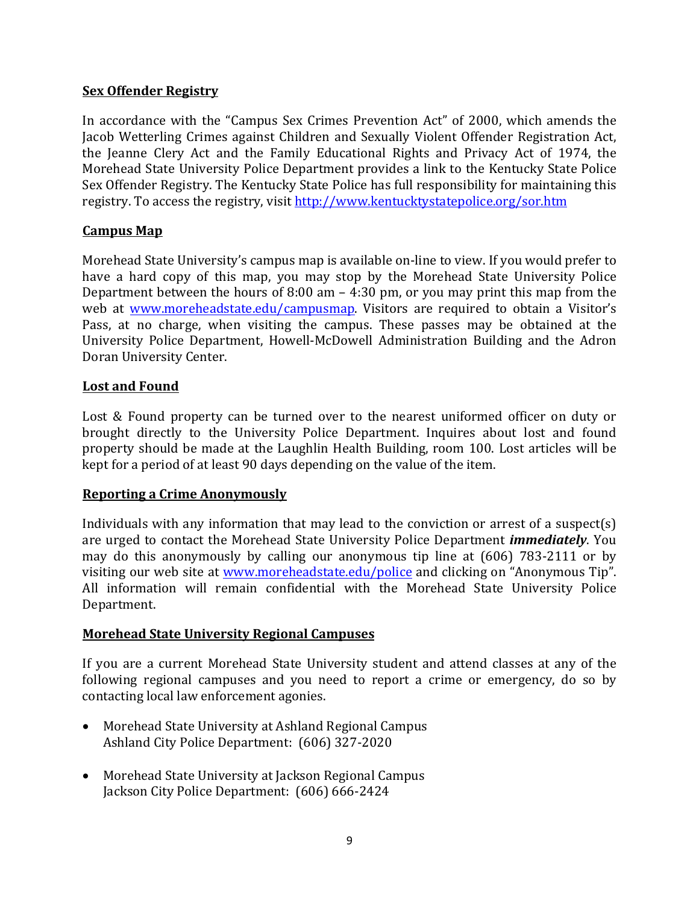## Sex Offender Registry

In accordance with the "Campus Sex Crimes Prevention Act" of 2000, which amends the Jacob Wetterling Crimes against Children and Sexually Violent Offender Registration Act, the Jeanne Clery Act and the Family Educational Rights and Privacy Act of 1974, the Morehead State University Police Department provides a link to the Kentucky State Police Sex Offender Registry. The Kentucky State Police has full responsibility for maintaining this registry. To access the registry, visit http://www.kentucktystatepolice.org/sor.htm

## Campus Map

Morehead State University's campus map is available on-line to view. If you would prefer to have a hard copy of this map, you may stop by the Morehead State University Police Department between the hours of 8:00 am – 4:30 pm, or you may print this map from the web at www.moreheadstate.edu/campusmap. Visitors are required to obtain a Visitor's Pass, at no charge, when visiting the campus. These passes may be obtained at the University Police Department, Howell-McDowell Administration Building and the Adron Doran University Center.

## Lost and Found

Lost & Found property can be turned over to the nearest uniformed officer on duty or brought directly to the University Police Department. Inquires about lost and found property should be made at the Laughlin Health Building, room 100. Lost articles will be kept for a period of at least 90 days depending on the value of the item.

## Reporting a Crime Anonymously

Individuals with any information that may lead to the conviction or arrest of a suspect(s) are urged to contact the Morehead State University Police Department ***immediately***. You may do this anonymously by calling our anonymous tip line at (606) 783-2111 or by visiting our web site at www.moreheadstate.edu/police and clicking on "Anonymous Tip". All information will remain confidential with the Morehead State University Police Department.

## Morehead State University Regional Campuses

If you are a current Morehead State University student and attend classes at any of the following regional campuses and you need to report a crime or emergency, do so by contacting local law enforcement agonies.

- Morehead State University at Ashland Regional Campus
  Ashland City Police Department: (606) 327-2020

- Morehead State University at Jackson Regional Campus
  Jackson City Police Department: (606) 666-2424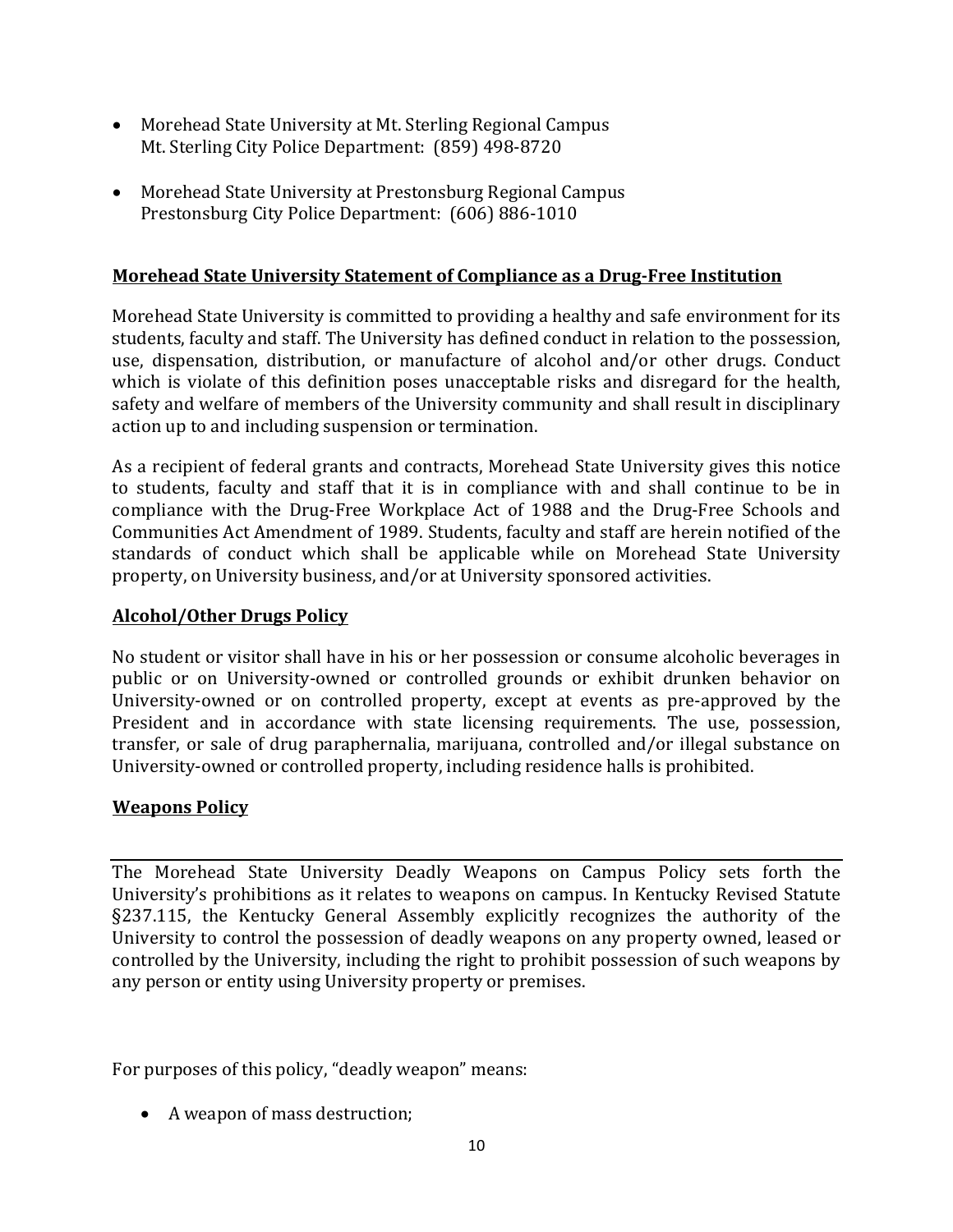- Morehead State University at Mt. Sterling Regional Campus
  Mt. Sterling City Police Department: (859) 498-8720

- Morehead State University at Prestonsburg Regional Campus
  Prestonsburg City Police Department: (606) 886-1010

## Morehead State University Statement of Compliance as a Drug-Free Institution

Morehead State University is committed to providing a healthy and safe environment for its students, faculty and staff. The University has defined conduct in relation to the possession, use, dispensation, distribution, or manufacture of alcohol and/or other drugs. Conduct which is violate of this definition poses unacceptable risks and disregard for the health, safety and welfare of members of the University community and shall result in disciplinary action up to and including suspension or termination.

As a recipient of federal grants and contracts, Morehead State University gives this notice to students, faculty and staff that it is in compliance with and shall continue to be in compliance with the Drug-Free Workplace Act of 1988 and the Drug-Free Schools and Communities Act Amendment of 1989. Students, faculty and staff are herein notified of the standards of conduct which shall be applicable while on Morehead State University property, on University business, and/or at University sponsored activities.

## Alcohol/Other Drugs Policy

No student or visitor shall have in his or her possession or consume alcoholic beverages in public or on University-owned or controlled grounds or exhibit drunken behavior on University-owned or on controlled property, except at events as pre-approved by the President and in accordance with state licensing requirements. The use, possession, transfer, or sale of drug paraphernalia, marijuana, controlled and/or illegal substance on University-owned or controlled property, including residence halls is prohibited.

## Weapons Policy

---

The Morehead State University Deadly Weapons on Campus Policy sets forth the University's prohibitions as it relates to weapons on campus. In Kentucky Revised Statute §237.115, the Kentucky General Assembly explicitly recognizes the authority of the University to control the possession of deadly weapons on any property owned, leased or controlled by the University, including the right to prohibit possession of such weapons by any person or entity using University property or premises.

For purposes of this policy, "deadly weapon" means:

- A weapon of mass destruction;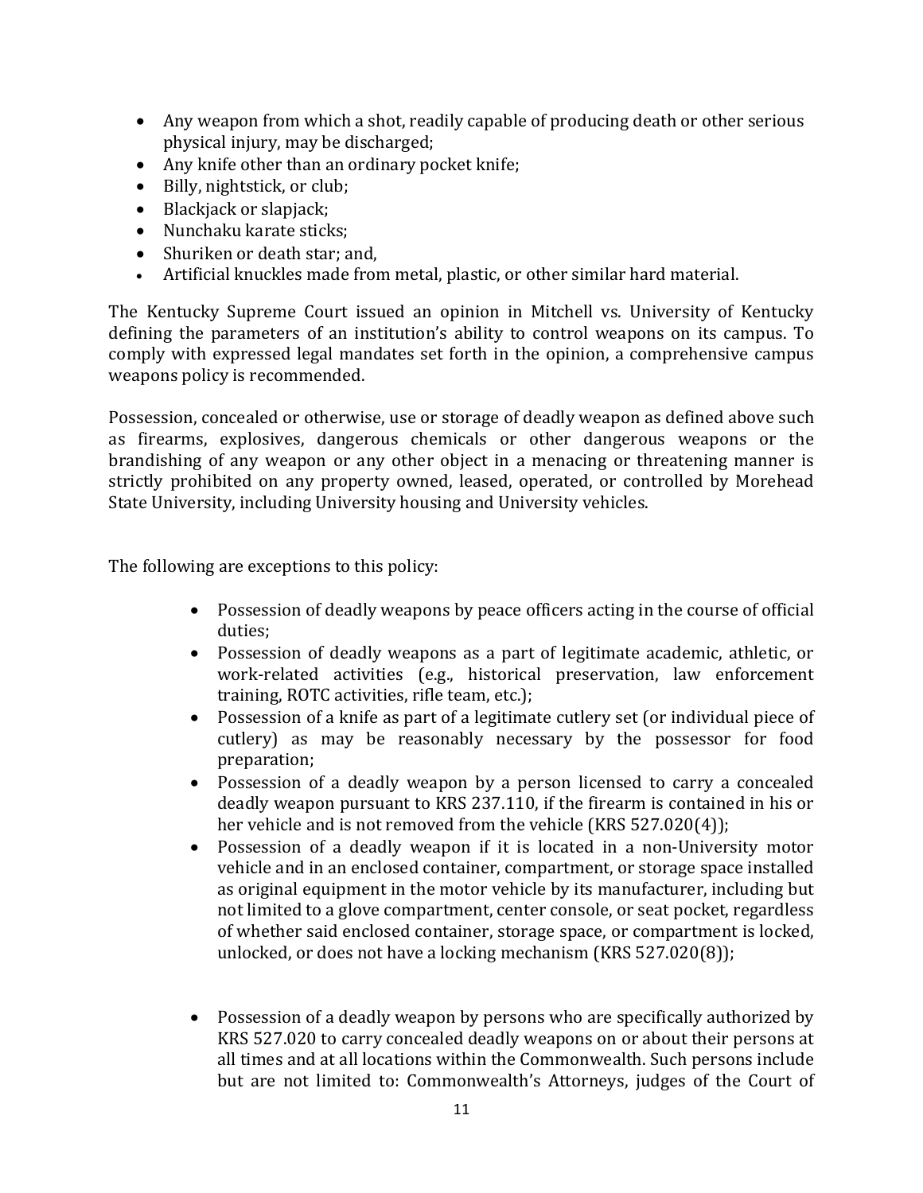- Any weapon from which a shot, readily capable of producing death or other serious physical injury, may be discharged;
- Any knife other than an ordinary pocket knife;
- Billy, nightstick, or club;
- Blackjack or slapjack;
- Nunchaku karate sticks;
- Shuriken or death star; and,
- Artificial knuckles made from metal, plastic, or other similar hard material.

The Kentucky Supreme Court issued an opinion in Mitchell vs. University of Kentucky defining the parameters of an institution's ability to control weapons on its campus. To comply with expressed legal mandates set forth in the opinion, a comprehensive campus weapons policy is recommended.

Possession, concealed or otherwise, use or storage of deadly weapon as defined above such as firearms, explosives, dangerous chemicals or other dangerous weapons or the brandishing of any weapon or any other object in a menacing or threatening manner is strictly prohibited on any property owned, leased, operated, or controlled by Morehead State University, including University housing and University vehicles.

The following are exceptions to this policy:

- Possession of deadly weapons by peace officers acting in the course of official duties;
- Possession of deadly weapons as a part of legitimate academic, athletic, or work-related activities (e.g., historical preservation, law enforcement training, ROTC activities, rifle team, etc.);
- Possession of a knife as part of a legitimate cutlery set (or individual piece of cutlery) as may be reasonably necessary by the possessor for food preparation;
- Possession of a deadly weapon by a person licensed to carry a concealed deadly weapon pursuant to KRS 237.110, if the firearm is contained in his or her vehicle and is not removed from the vehicle (KRS 527.020(4));
- Possession of a deadly weapon if it is located in a non-University motor vehicle and in an enclosed container, compartment, or storage space installed as original equipment in the motor vehicle by its manufacturer, including but not limited to a glove compartment, center console, or seat pocket, regardless of whether said enclosed container, storage space, or compartment is locked, unlocked, or does not have a locking mechanism (KRS 527.020(8));
- Possession of a deadly weapon by persons who are specifically authorized by KRS 527.020 to carry concealed deadly weapons on or about their persons at all times and at all locations within the Commonwealth. Such persons include but are not limited to: Commonwealth's Attorneys, judges of the Court of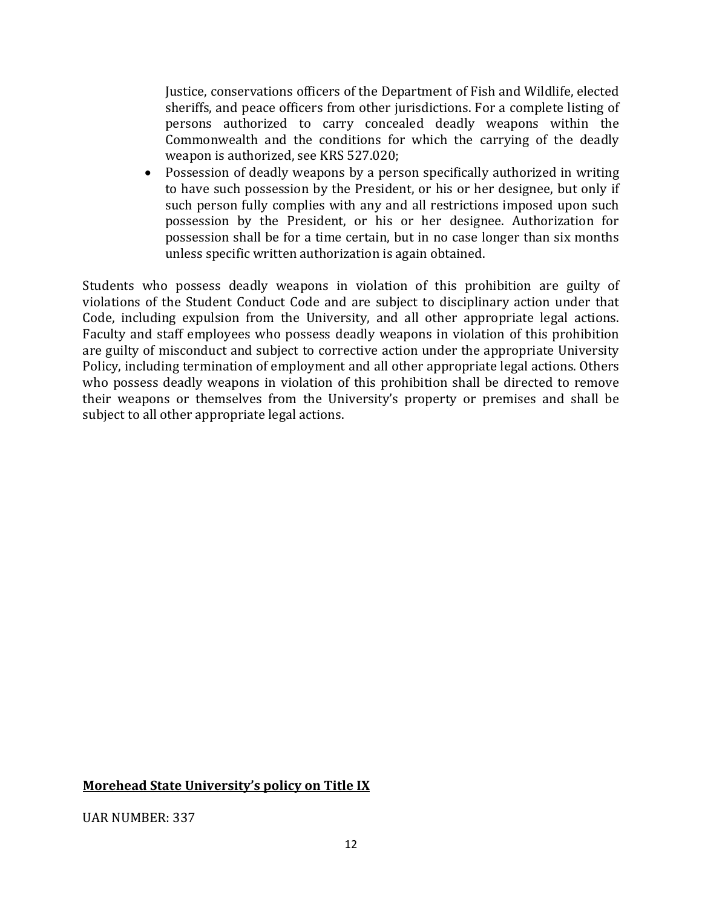Justice, conservations officers of the Department of Fish and Wildlife, elected sheriffs, and peace officers from other jurisdictions. For a complete listing of persons authorized to carry concealed deadly weapons within the Commonwealth and the conditions for which the carrying of the deadly weapon is authorized, see KRS 527.020;

- Possession of deadly weapons by a person specifically authorized in writing to have such possession by the President, or his or her designee, but only if such person fully complies with any and all restrictions imposed upon such possession by the President, or his or her designee. Authorization for possession shall be for a time certain, but in no case longer than six months unless specific written authorization is again obtained.

Students who possess deadly weapons in violation of this prohibition are guilty of violations of the Student Conduct Code and are subject to disciplinary action under that Code, including expulsion from the University, and all other appropriate legal actions. Faculty and staff employees who possess deadly weapons in violation of this prohibition are guilty of misconduct and subject to corrective action under the appropriate University Policy, including termination of employment and all other appropriate legal actions. Others who possess deadly weapons in violation of this prohibition shall be directed to remove their weapons or themselves from the University's property or premises and shall be subject to all other appropriate legal actions.

**Morehead State University's policy on Title IX**

UAR NUMBER: 337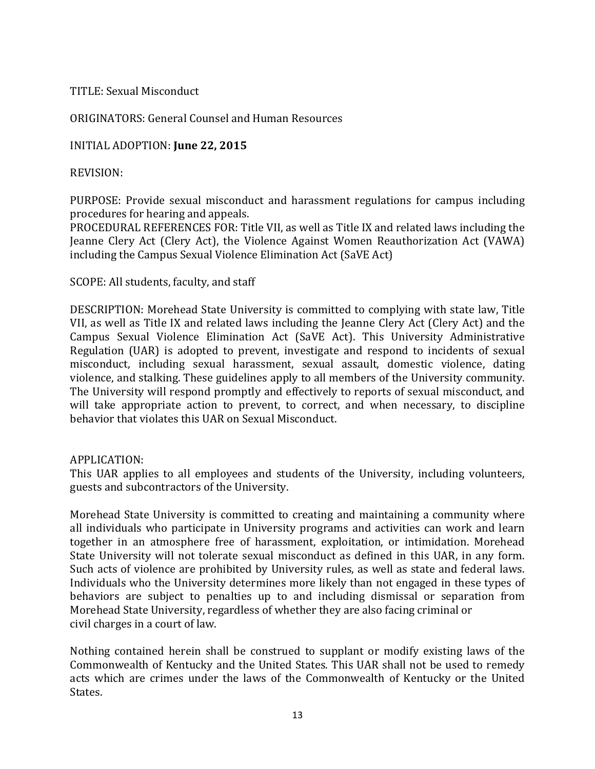TITLE: Sexual Misconduct

ORIGINATORS: General Counsel and Human Resources

INITIAL ADOPTION: **June 22, 2015**

REVISION:

PURPOSE: Provide sexual misconduct and harassment regulations for campus including procedures for hearing and appeals.
PROCEDURAL REFERENCES FOR: Title VII, as well as Title IX and related laws including the Jeanne Clery Act (Clery Act), the Violence Against Women Reauthorization Act (VAWA) including the Campus Sexual Violence Elimination Act (SaVE Act)

SCOPE: All students, faculty, and staff

DESCRIPTION: Morehead State University is committed to complying with state law, Title VII, as well as Title IX and related laws including the Jeanne Clery Act (Clery Act) and the Campus Sexual Violence Elimination Act (SaVE Act). This University Administrative Regulation (UAR) is adopted to prevent, investigate and respond to incidents of sexual misconduct, including sexual harassment, sexual assault, domestic violence, dating violence, and stalking. These guidelines apply to all members of the University community. The University will respond promptly and effectively to reports of sexual misconduct, and will take appropriate action to prevent, to correct, and when necessary, to discipline behavior that violates this UAR on Sexual Misconduct.

APPLICATION:
This UAR applies to all employees and students of the University, including volunteers, guests and subcontractors of the University.

Morehead State University is committed to creating and maintaining a community where all individuals who participate in University programs and activities can work and learn together in an atmosphere free of harassment, exploitation, or intimidation. Morehead State University will not tolerate sexual misconduct as defined in this UAR, in any form. Such acts of violence are prohibited by University rules, as well as state and federal laws. Individuals who the University determines more likely than not engaged in these types of behaviors are subject to penalties up to and including dismissal or separation from Morehead State University, regardless of whether they are also facing criminal or civil charges in a court of law.

Nothing contained herein shall be construed to supplant or modify existing laws of the Commonwealth of Kentucky and the United States. This UAR shall not be used to remedy acts which are crimes under the laws of the Commonwealth of Kentucky or the United States.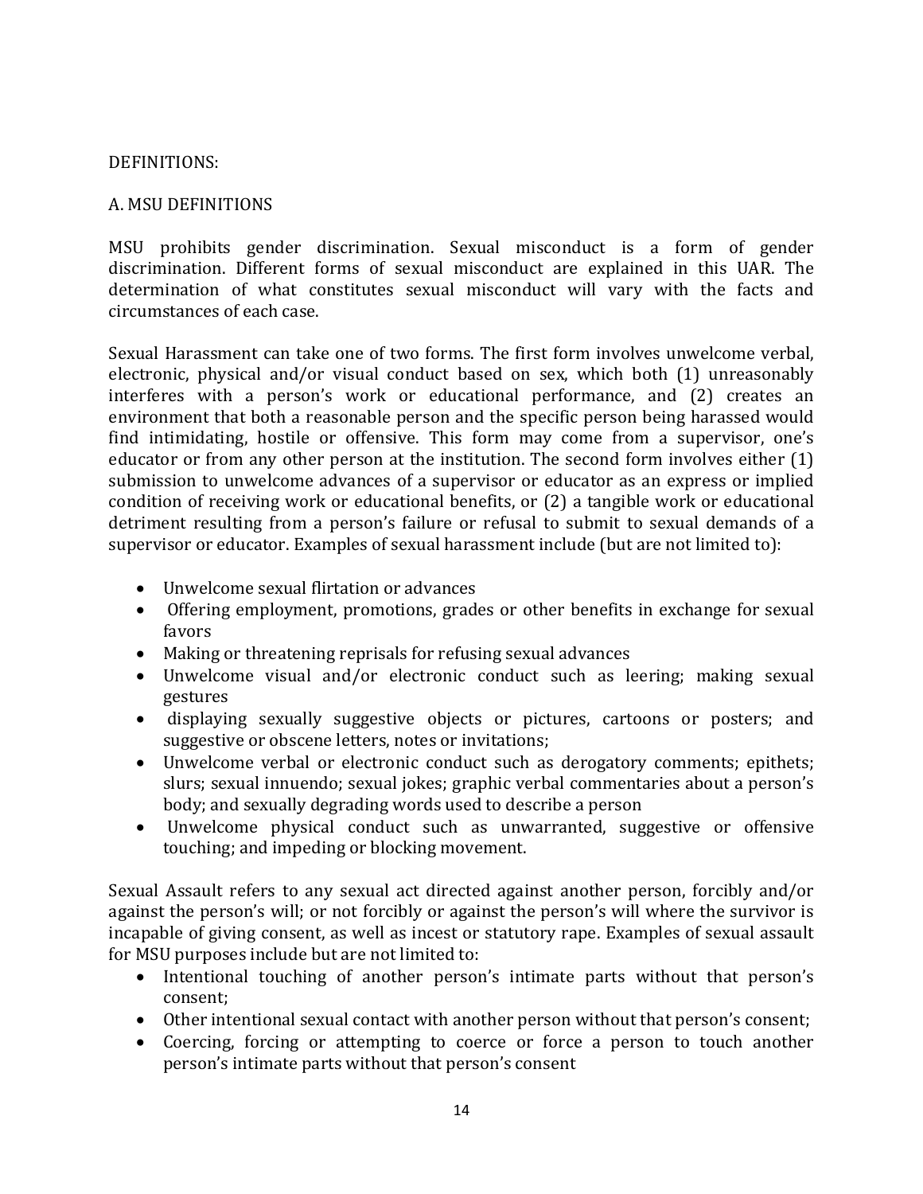DEFINITIONS:

A. MSU DEFINITIONS

MSU prohibits gender discrimination. Sexual misconduct is a form of gender discrimination. Different forms of sexual misconduct are explained in this UAR. The determination of what constitutes sexual misconduct will vary with the facts and circumstances of each case.

Sexual Harassment can take one of two forms. The first form involves unwelcome verbal, electronic, physical and/or visual conduct based on sex, which both (1) unreasonably interferes with a person's work or educational performance, and (2) creates an environment that both a reasonable person and the specific person being harassed would find intimidating, hostile or offensive. This form may come from a supervisor, one's educator or from any other person at the institution. The second form involves either (1) submission to unwelcome advances of a supervisor or educator as an express or implied condition of receiving work or educational benefits, or (2) a tangible work or educational detriment resulting from a person's failure or refusal to submit to sexual demands of a supervisor or educator. Examples of sexual harassment include (but are not limited to):

- Unwelcome sexual flirtation or advances
- Offering employment, promotions, grades or other benefits in exchange for sexual favors
- Making or threatening reprisals for refusing sexual advances
- Unwelcome visual and/or electronic conduct such as leering; making sexual gestures
- displaying sexually suggestive objects or pictures, cartoons or posters; and suggestive or obscene letters, notes or invitations;
- Unwelcome verbal or electronic conduct such as derogatory comments; epithets; slurs; sexual innuendo; sexual jokes; graphic verbal commentaries about a person's body; and sexually degrading words used to describe a person
- Unwelcome physical conduct such as unwarranted, suggestive or offensive touching; and impeding or blocking movement.

Sexual Assault refers to any sexual act directed against another person, forcibly and/or against the person's will; or not forcibly or against the person's will where the survivor is incapable of giving consent, as well as incest or statutory rape. Examples of sexual assault for MSU purposes include but are not limited to:

- Intentional touching of another person's intimate parts without that person's consent;
- Other intentional sexual contact with another person without that person's consent;
- Coercing, forcing or attempting to coerce or force a person to touch another person's intimate parts without that person's consent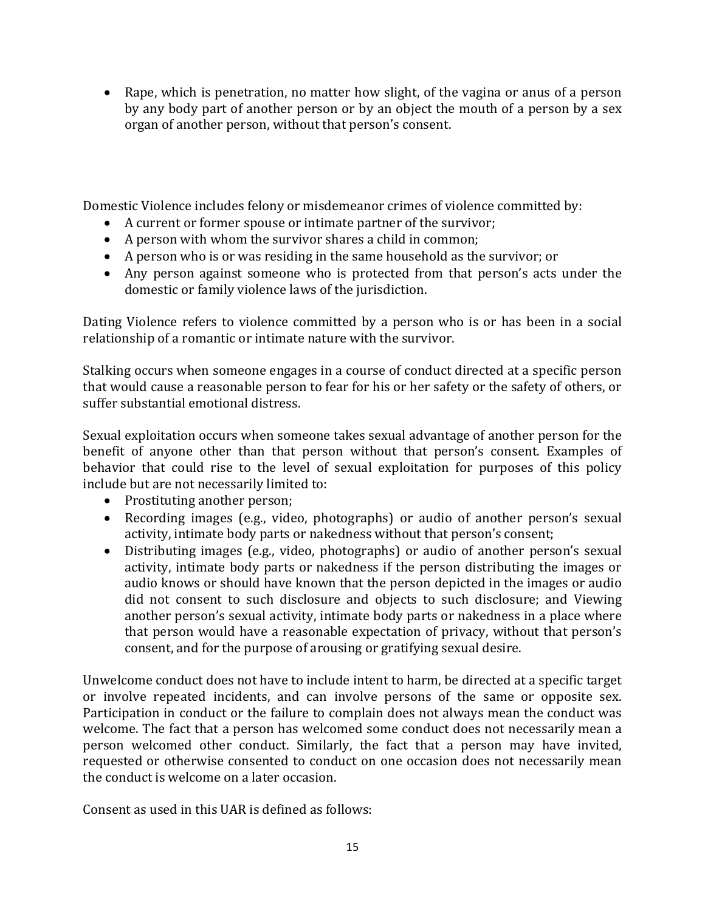- Rape, which is penetration, no matter how slight, of the vagina or anus of a person by any body part of another person or by an object the mouth of a person by a sex organ of another person, without that person's consent.

Domestic Violence includes felony or misdemeanor crimes of violence committed by:

- A current or former spouse or intimate partner of the survivor;
- A person with whom the survivor shares a child in common;
- A person who is or was residing in the same household as the survivor; or
- Any person against someone who is protected from that person's acts under the domestic or family violence laws of the jurisdiction.

Dating Violence refers to violence committed by a person who is or has been in a social relationship of a romantic or intimate nature with the survivor.

Stalking occurs when someone engages in a course of conduct directed at a specific person that would cause a reasonable person to fear for his or her safety or the safety of others, or suffer substantial emotional distress.

Sexual exploitation occurs when someone takes sexual advantage of another person for the benefit of anyone other than that person without that person's consent. Examples of behavior that could rise to the level of sexual exploitation for purposes of this policy include but are not necessarily limited to:

- Prostituting another person;
- Recording images (e.g., video, photographs) or audio of another person's sexual activity, intimate body parts or nakedness without that person's consent;
- Distributing images (e.g., video, photographs) or audio of another person's sexual activity, intimate body parts or nakedness if the person distributing the images or audio knows or should have known that the person depicted in the images or audio did not consent to such disclosure and objects to such disclosure; and Viewing another person's sexual activity, intimate body parts or nakedness in a place where that person would have a reasonable expectation of privacy, without that person's consent, and for the purpose of arousing or gratifying sexual desire.

Unwelcome conduct does not have to include intent to harm, be directed at a specific target or involve repeated incidents, and can involve persons of the same or opposite sex. Participation in conduct or the failure to complain does not always mean the conduct was welcome. The fact that a person has welcomed some conduct does not necessarily mean a person welcomed other conduct. Similarly, the fact that a person may have invited, requested or otherwise consented to conduct on one occasion does not necessarily mean the conduct is welcome on a later occasion.

Consent as used in this UAR is defined as follows: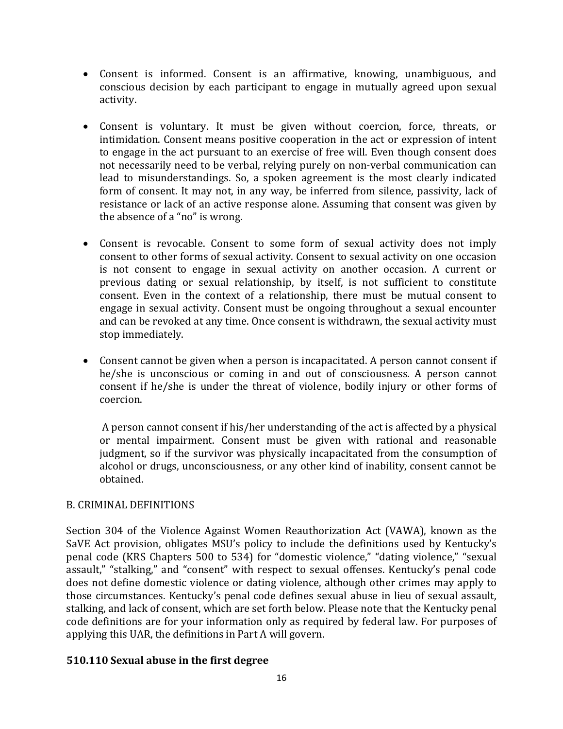- Consent is informed. Consent is an affirmative, knowing, unambiguous, and conscious decision by each participant to engage in mutually agreed upon sexual activity.

- Consent is voluntary. It must be given without coercion, force, threats, or intimidation. Consent means positive cooperation in the act or expression of intent to engage in the act pursuant to an exercise of free will. Even though consent does not necessarily need to be verbal, relying purely on non-verbal communication can lead to misunderstandings. So, a spoken agreement is the most clearly indicated form of consent. It may not, in any way, be inferred from silence, passivity, lack of resistance or lack of an active response alone. Assuming that consent was given by the absence of a "no" is wrong.

- Consent is revocable. Consent to some form of sexual activity does not imply consent to other forms of sexual activity. Consent to sexual activity on one occasion is not consent to engage in sexual activity on another occasion. A current or previous dating or sexual relationship, by itself, is not sufficient to constitute consent. Even in the context of a relationship, there must be mutual consent to engage in sexual activity. Consent must be ongoing throughout a sexual encounter and can be revoked at any time. Once consent is withdrawn, the sexual activity must stop immediately.

- Consent cannot be given when a person is incapacitated. A person cannot consent if he/she is unconscious or coming in and out of consciousness. A person cannot consent if he/she is under the threat of violence, bodily injury or other forms of coercion.

  A person cannot consent if his/her understanding of the act is affected by a physical or mental impairment. Consent must be given with rational and reasonable judgment, so if the survivor was physically incapacitated from the consumption of alcohol or drugs, unconsciousness, or any other kind of inability, consent cannot be obtained.

B. CRIMINAL DEFINITIONS

Section 304 of the Violence Against Women Reauthorization Act (VAWA), known as the SaVE Act provision, obligates MSU's policy to include the definitions used by Kentucky's penal code (KRS Chapters 500 to 534) for "domestic violence," "dating violence," "sexual assault," "stalking," and "consent" with respect to sexual offenses. Kentucky's penal code does not define domestic violence or dating violence, although other crimes may apply to those circumstances. Kentucky's penal code defines sexual abuse in lieu of sexual assault, stalking, and lack of consent, which are set forth below. Please note that the Kentucky penal code definitions are for your information only as required by federal law. For purposes of applying this UAR, the definitions in Part A will govern.

**510.110 Sexual abuse in the first degree**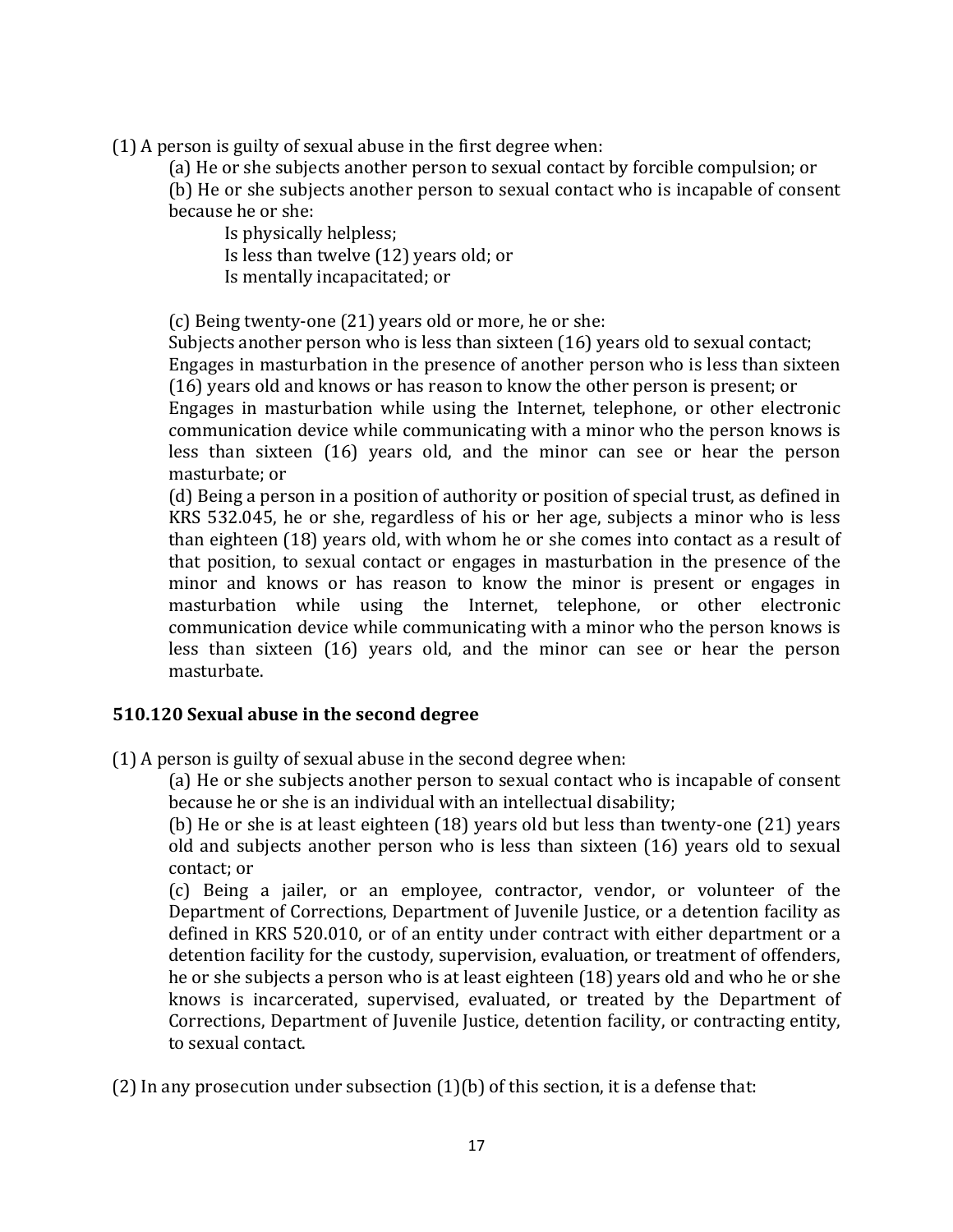(1) A person is guilty of sexual abuse in the first degree when:

(a) He or she subjects another person to sexual contact by forcible compulsion; or

(b) He or she subjects another person to sexual contact who is incapable of consent because he or she:

Is physically helpless;

Is less than twelve (12) years old; or

Is mentally incapacitated; or

(c) Being twenty-one (21) years old or more, he or she:

Subjects another person who is less than sixteen (16) years old to sexual contact;

Engages in masturbation in the presence of another person who is less than sixteen (16) years old and knows or has reason to know the other person is present; or

Engages in masturbation while using the Internet, telephone, or other electronic communication device while communicating with a minor who the person knows is less than sixteen (16) years old, and the minor can see or hear the person masturbate; or

(d) Being a person in a position of authority or position of special trust, as defined in KRS 532.045, he or she, regardless of his or her age, subjects a minor who is less than eighteen (18) years old, with whom he or she comes into contact as a result of that position, to sexual contact or engages in masturbation in the presence of the minor and knows or has reason to know the minor is present or engages in masturbation while using the Internet, telephone, or other electronic communication device while communicating with a minor who the person knows is less than sixteen (16) years old, and the minor can see or hear the person masturbate.

### 510.120 Sexual abuse in the second degree

(1) A person is guilty of sexual abuse in the second degree when:

(a) He or she subjects another person to sexual contact who is incapable of consent because he or she is an individual with an intellectual disability;

(b) He or she is at least eighteen (18) years old but less than twenty-one (21) years old and subjects another person who is less than sixteen (16) years old to sexual contact; or

(c) Being a jailer, or an employee, contractor, vendor, or volunteer of the Department of Corrections, Department of Juvenile Justice, or a detention facility as defined in KRS 520.010, or of an entity under contract with either department or a detention facility for the custody, supervision, evaluation, or treatment of offenders, he or she subjects a person who is at least eighteen (18) years old and who he or she knows is incarcerated, supervised, evaluated, or treated by the Department of Corrections, Department of Juvenile Justice, detention facility, or contracting entity, to sexual contact.

(2) In any prosecution under subsection (1)(b) of this section, it is a defense that: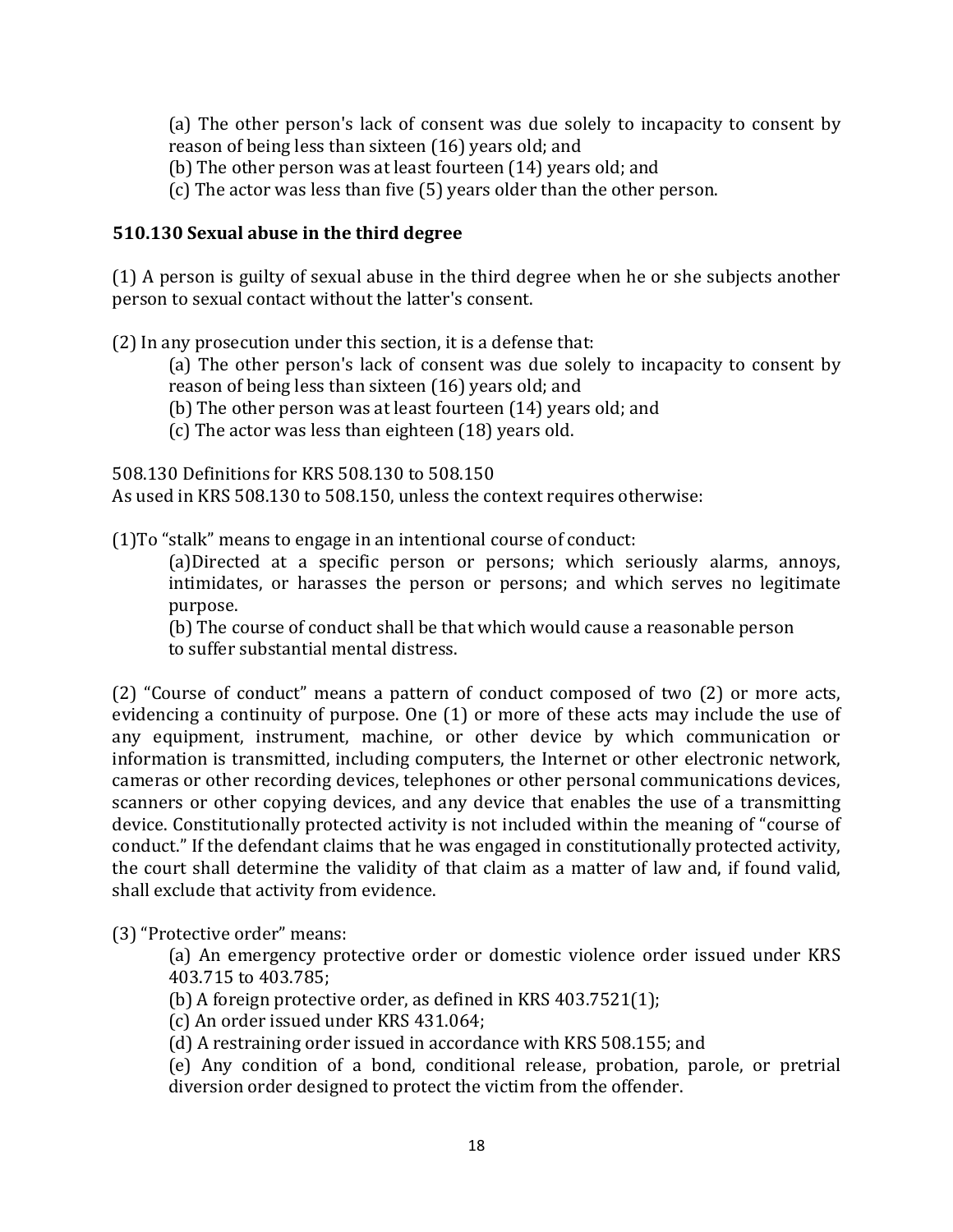(a) The other person's lack of consent was due solely to incapacity to consent by reason of being less than sixteen (16) years old; and

(b) The other person was at least fourteen (14) years old; and

(c) The actor was less than five (5) years older than the other person.

**510.130 Sexual abuse in the third degree**

(1) A person is guilty of sexual abuse in the third degree when he or she subjects another person to sexual contact without the latter's consent.

(2) In any prosecution under this section, it is a defense that:

(a) The other person's lack of consent was due solely to incapacity to consent by reason of being less than sixteen (16) years old; and

(b) The other person was at least fourteen (14) years old; and

(c) The actor was less than eighteen (18) years old.

508.130 Definitions for KRS 508.130 to 508.150
As used in KRS 508.130 to 508.150, unless the context requires otherwise:

(1)To "stalk" means to engage in an intentional course of conduct:

(a)Directed at a specific person or persons; which seriously alarms, annoys, intimidates, or harasses the person or persons; and which serves no legitimate purpose.

(b) The course of conduct shall be that which would cause a reasonable person to suffer substantial mental distress.

(2) "Course of conduct" means a pattern of conduct composed of two (2) or more acts, evidencing a continuity of purpose. One (1) or more of these acts may include the use of any equipment, instrument, machine, or other device by which communication or information is transmitted, including computers, the Internet or other electronic network, cameras or other recording devices, telephones or other personal communications devices, scanners or other copying devices, and any device that enables the use of a transmitting device. Constitutionally protected activity is not included within the meaning of "course of conduct." If the defendant claims that he was engaged in constitutionally protected activity, the court shall determine the validity of that claim as a matter of law and, if found valid, shall exclude that activity from evidence.

(3) "Protective order" means:

(a) An emergency protective order or domestic violence order issued under KRS 403.715 to 403.785;

(b) A foreign protective order, as defined in KRS 403.7521(1);

(c) An order issued under KRS 431.064;

(d) A restraining order issued in accordance with KRS 508.155; and

(e) Any condition of a bond, conditional release, probation, parole, or pretrial diversion order designed to protect the victim from the offender.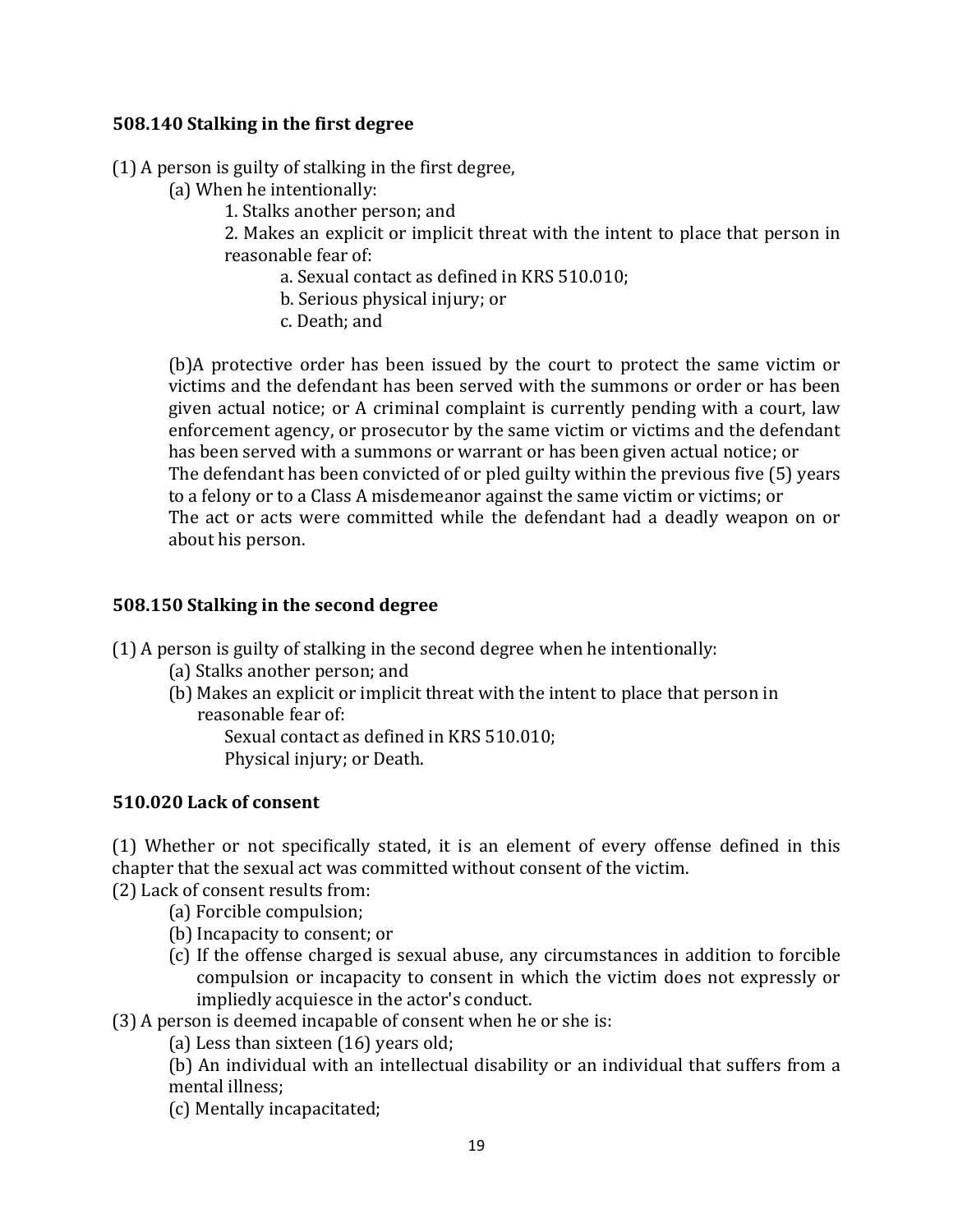### 508.140 Stalking in the first degree

(1) A person is guilty of stalking in the first degree,

(a) When he intentionally:

1. Stalks another person; and

2. Makes an explicit or implicit threat with the intent to place that person in reasonable fear of:

a. Sexual contact as defined in KRS 510.010;

b. Serious physical injury; or

c. Death; and

(b)A protective order has been issued by the court to protect the same victim or victims and the defendant has been served with the summons or order or has been given actual notice; or A criminal complaint is currently pending with a court, law enforcement agency, or prosecutor by the same victim or victims and the defendant has been served with a summons or warrant or has been given actual notice; or The defendant has been convicted of or pled guilty within the previous five (5) years to a felony or to a Class A misdemeanor against the same victim or victims; or The act or acts were committed while the defendant had a deadly weapon on or about his person.

### 508.150 Stalking in the second degree

(1) A person is guilty of stalking in the second degree when he intentionally:

(a) Stalks another person; and

(b) Makes an explicit or implicit threat with the intent to place that person in reasonable fear of:

Sexual contact as defined in KRS 510.010;

Physical injury; or Death.

### 510.020 Lack of consent

(1) Whether or not specifically stated, it is an element of every offense defined in this chapter that the sexual act was committed without consent of the victim.

(2) Lack of consent results from:

(a) Forcible compulsion;

(b) Incapacity to consent; or

(c) If the offense charged is sexual abuse, any circumstances in addition to forcible compulsion or incapacity to consent in which the victim does not expressly or impliedly acquiesce in the actor's conduct.

(3) A person is deemed incapable of consent when he or she is:

(a) Less than sixteen (16) years old;

(b) An individual with an intellectual disability or an individual that suffers from a mental illness;

(c) Mentally incapacitated;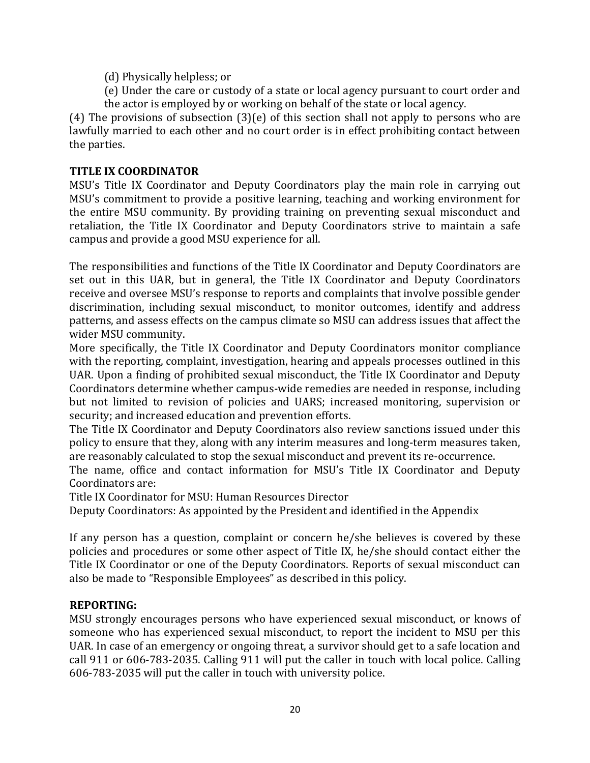(d) Physically helpless; or

(e) Under the care or custody of a state or local agency pursuant to court order and the actor is employed by or working on behalf of the state or local agency.

(4) The provisions of subsection (3)(e) of this section shall not apply to persons who are lawfully married to each other and no court order is in effect prohibiting contact between the parties.

**TITLE IX COORDINATOR**

MSU's Title IX Coordinator and Deputy Coordinators play the main role in carrying out MSU's commitment to provide a positive learning, teaching and working environment for the entire MSU community. By providing training on preventing sexual misconduct and retaliation, the Title IX Coordinator and Deputy Coordinators strive to maintain a safe campus and provide a good MSU experience for all.

The responsibilities and functions of the Title IX Coordinator and Deputy Coordinators are set out in this UAR, but in general, the Title IX Coordinator and Deputy Coordinators receive and oversee MSU's response to reports and complaints that involve possible gender discrimination, including sexual misconduct, to monitor outcomes, identify and address patterns, and assess effects on the campus climate so MSU can address issues that affect the wider MSU community.

More specifically, the Title IX Coordinator and Deputy Coordinators monitor compliance with the reporting, complaint, investigation, hearing and appeals processes outlined in this UAR. Upon a finding of prohibited sexual misconduct, the Title IX Coordinator and Deputy Coordinators determine whether campus-wide remedies are needed in response, including but not limited to revision of policies and UARS; increased monitoring, supervision or security; and increased education and prevention efforts.

The Title IX Coordinator and Deputy Coordinators also review sanctions issued under this policy to ensure that they, along with any interim measures and long-term measures taken, are reasonably calculated to stop the sexual misconduct and prevent its re-occurrence.

The name, office and contact information for MSU's Title IX Coordinator and Deputy Coordinators are:

Title IX Coordinator for MSU: Human Resources Director

Deputy Coordinators: As appointed by the President and identified in the Appendix

If any person has a question, complaint or concern he/she believes is covered by these policies and procedures or some other aspect of Title IX, he/she should contact either the Title IX Coordinator or one of the Deputy Coordinators. Reports of sexual misconduct can also be made to "Responsible Employees" as described in this policy.

**REPORTING:**

MSU strongly encourages persons who have experienced sexual misconduct, or knows of someone who has experienced sexual misconduct, to report the incident to MSU per this UAR. In case of an emergency or ongoing threat, a survivor should get to a safe location and call 911 or 606-783-2035. Calling 911 will put the caller in touch with local police. Calling 606-783-2035 will put the caller in touch with university police.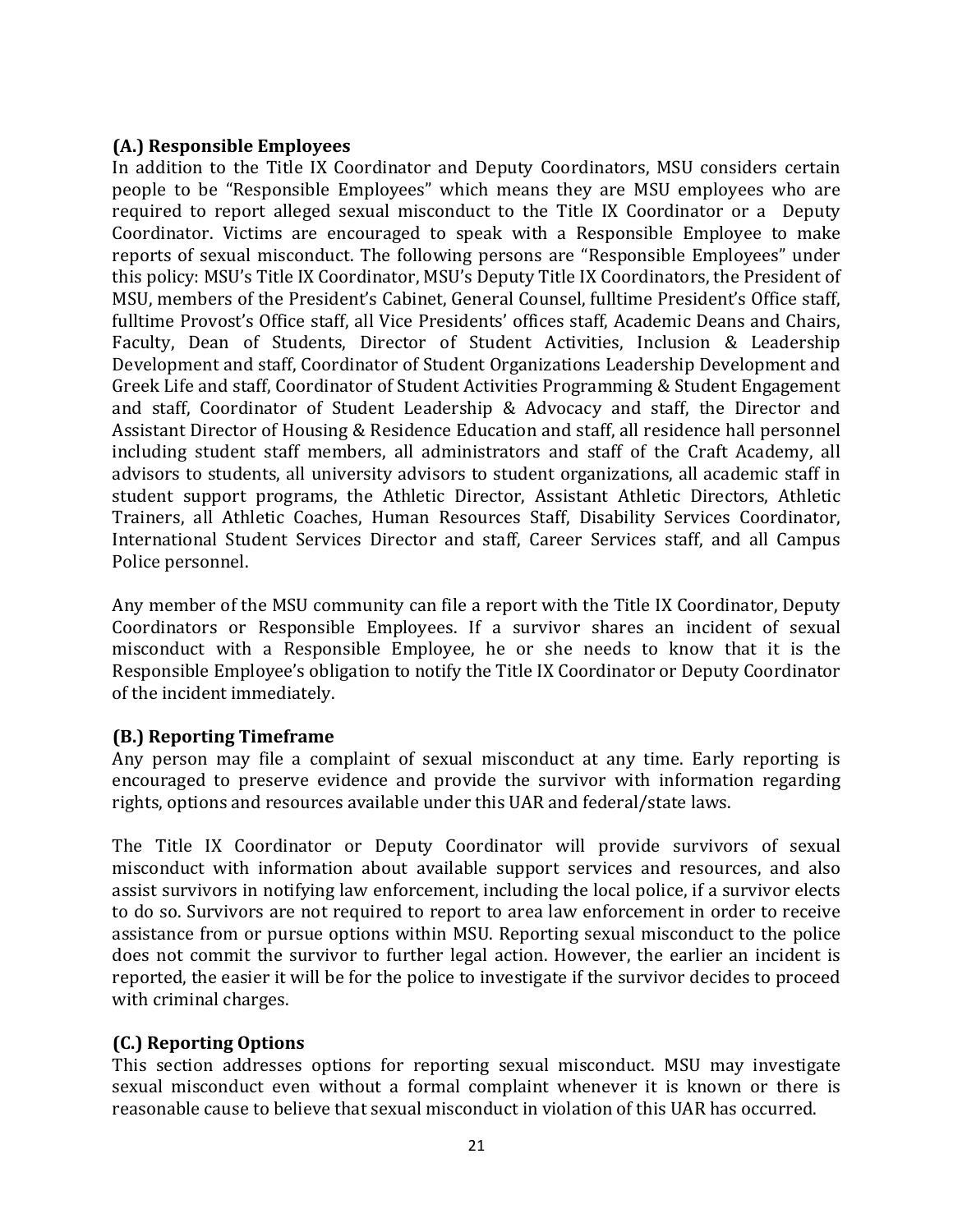**(A.) Responsible Employees**

In addition to the Title IX Coordinator and Deputy Coordinators, MSU considers certain people to be "Responsible Employees" which means they are MSU employees who are required to report alleged sexual misconduct to the Title IX Coordinator or a Deputy Coordinator. Victims are encouraged to speak with a Responsible Employee to make reports of sexual misconduct. The following persons are "Responsible Employees" under this policy: MSU's Title IX Coordinator, MSU's Deputy Title IX Coordinators, the President of MSU, members of the President's Cabinet, General Counsel, fulltime President's Office staff, fulltime Provost's Office staff, all Vice Presidents' offices staff, Academic Deans and Chairs, Faculty, Dean of Students, Director of Student Activities, Inclusion & Leadership Development and staff, Coordinator of Student Organizations Leadership Development and Greek Life and staff, Coordinator of Student Activities Programming & Student Engagement and staff, Coordinator of Student Leadership & Advocacy and staff, the Director and Assistant Director of Housing & Residence Education and staff, all residence hall personnel including student staff members, all administrators and staff of the Craft Academy, all advisors to students, all university advisors to student organizations, all academic staff in student support programs, the Athletic Director, Assistant Athletic Directors, Athletic Trainers, all Athletic Coaches, Human Resources Staff, Disability Services Coordinator, International Student Services Director and staff, Career Services staff, and all Campus Police personnel.

Any member of the MSU community can file a report with the Title IX Coordinator, Deputy Coordinators or Responsible Employees. If a survivor shares an incident of sexual misconduct with a Responsible Employee, he or she needs to know that it is the Responsible Employee's obligation to notify the Title IX Coordinator or Deputy Coordinator of the incident immediately.

**(B.) Reporting Timeframe**

Any person may file a complaint of sexual misconduct at any time. Early reporting is encouraged to preserve evidence and provide the survivor with information regarding rights, options and resources available under this UAR and federal/state laws.

The Title IX Coordinator or Deputy Coordinator will provide survivors of sexual misconduct with information about available support services and resources, and also assist survivors in notifying law enforcement, including the local police, if a survivor elects to do so. Survivors are not required to report to area law enforcement in order to receive assistance from or pursue options within MSU. Reporting sexual misconduct to the police does not commit the survivor to further legal action. However, the earlier an incident is reported, the easier it will be for the police to investigate if the survivor decides to proceed with criminal charges.

**(C.) Reporting Options**

This section addresses options for reporting sexual misconduct. MSU may investigate sexual misconduct even without a formal complaint whenever it is known or there is reasonable cause to believe that sexual misconduct in violation of this UAR has occurred.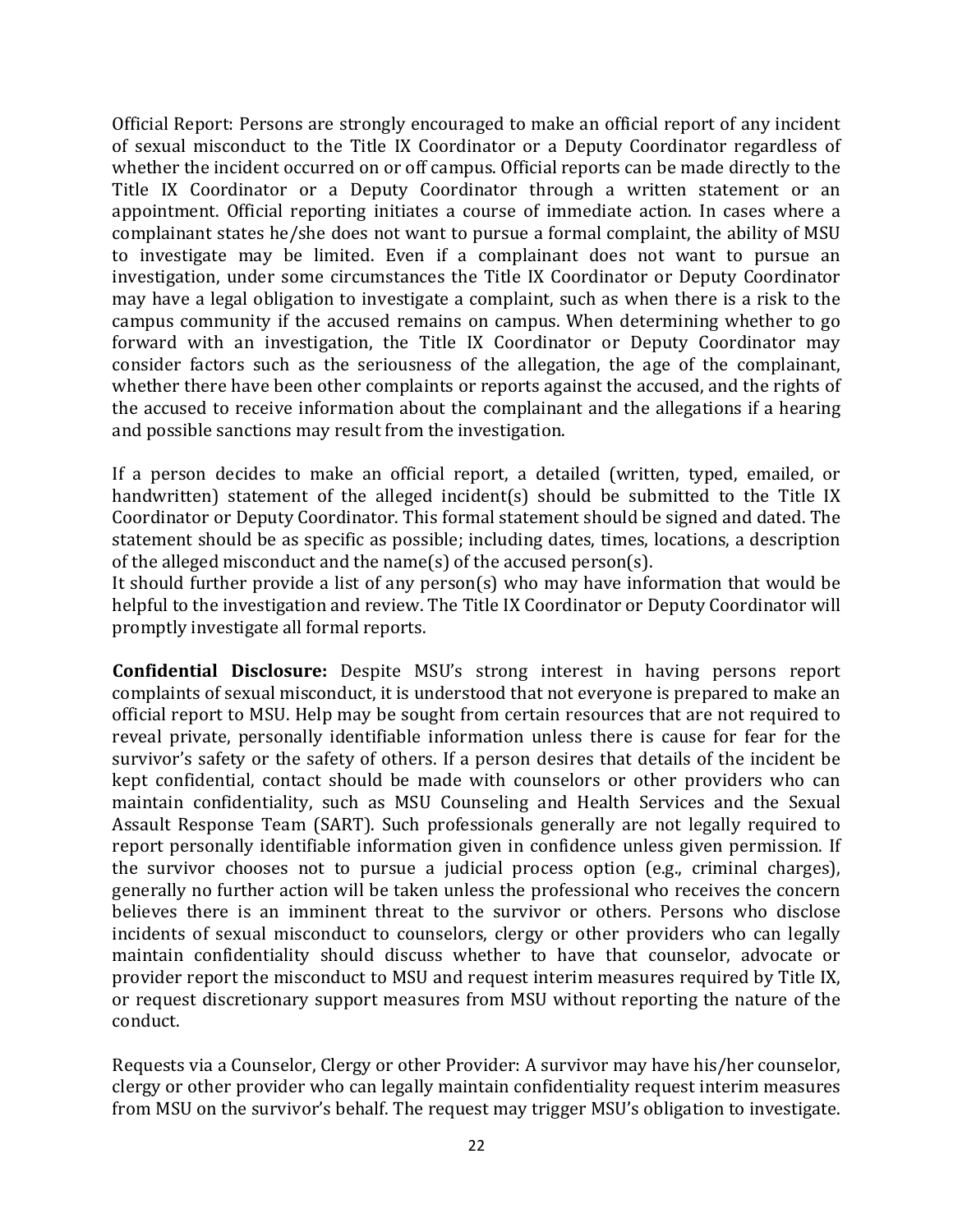Official Report: Persons are strongly encouraged to make an official report of any incident of sexual misconduct to the Title IX Coordinator or a Deputy Coordinator regardless of whether the incident occurred on or off campus. Official reports can be made directly to the Title IX Coordinator or a Deputy Coordinator through a written statement or an appointment. Official reporting initiates a course of immediate action. In cases where a complainant states he/she does not want to pursue a formal complaint, the ability of MSU to investigate may be limited. Even if a complainant does not want to pursue an investigation, under some circumstances the Title IX Coordinator or Deputy Coordinator may have a legal obligation to investigate a complaint, such as when there is a risk to the campus community if the accused remains on campus. When determining whether to go forward with an investigation, the Title IX Coordinator or Deputy Coordinator may consider factors such as the seriousness of the allegation, the age of the complainant, whether there have been other complaints or reports against the accused, and the rights of the accused to receive information about the complainant and the allegations if a hearing and possible sanctions may result from the investigation.

If a person decides to make an official report, a detailed (written, typed, emailed, or handwritten) statement of the alleged incident(s) should be submitted to the Title IX Coordinator or Deputy Coordinator. This formal statement should be signed and dated. The statement should be as specific as possible; including dates, times, locations, a description of the alleged misconduct and the name(s) of the accused person(s).
It should further provide a list of any person(s) who may have information that would be helpful to the investigation and review. The Title IX Coordinator or Deputy Coordinator will promptly investigate all formal reports.

**Confidential Disclosure:** Despite MSU's strong interest in having persons report complaints of sexual misconduct, it is understood that not everyone is prepared to make an official report to MSU. Help may be sought from certain resources that are not required to reveal private, personally identifiable information unless there is cause for fear for the survivor's safety or the safety of others. If a person desires that details of the incident be kept confidential, contact should be made with counselors or other providers who can maintain confidentiality, such as MSU Counseling and Health Services and the Sexual Assault Response Team (SART). Such professionals generally are not legally required to report personally identifiable information given in confidence unless given permission. If the survivor chooses not to pursue a judicial process option (e.g., criminal charges), generally no further action will be taken unless the professional who receives the concern believes there is an imminent threat to the survivor or others. Persons who disclose incidents of sexual misconduct to counselors, clergy or other providers who can legally maintain confidentiality should discuss whether to have that counselor, advocate or provider report the misconduct to MSU and request interim measures required by Title IX, or request discretionary support measures from MSU without reporting the nature of the conduct.

Requests via a Counselor, Clergy or other Provider: A survivor may have his/her counselor, clergy or other provider who can legally maintain confidentiality request interim measures from MSU on the survivor's behalf. The request may trigger MSU's obligation to investigate.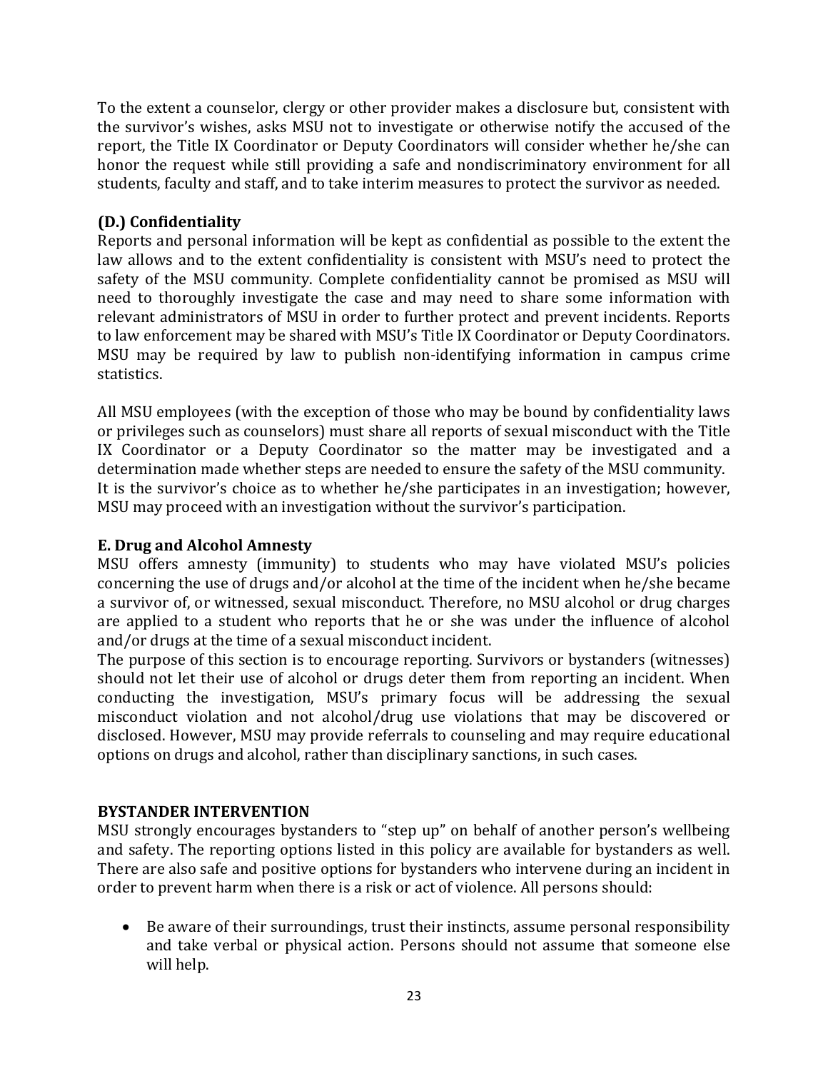To the extent a counselor, clergy or other provider makes a disclosure but, consistent with the survivor's wishes, asks MSU not to investigate or otherwise notify the accused of the report, the Title IX Coordinator or Deputy Coordinators will consider whether he/she can honor the request while still providing a safe and nondiscriminatory environment for all students, faculty and staff, and to take interim measures to protect the survivor as needed.

### (D.) Confidentiality

Reports and personal information will be kept as confidential as possible to the extent the law allows and to the extent confidentiality is consistent with MSU's need to protect the safety of the MSU community. Complete confidentiality cannot be promised as MSU will need to thoroughly investigate the case and may need to share some information with relevant administrators of MSU in order to further protect and prevent incidents. Reports to law enforcement may be shared with MSU's Title IX Coordinator or Deputy Coordinators. MSU may be required by law to publish non-identifying information in campus crime statistics.

All MSU employees (with the exception of those who may be bound by confidentiality laws or privileges such as counselors) must share all reports of sexual misconduct with the Title IX Coordinator or a Deputy Coordinator so the matter may be investigated and a determination made whether steps are needed to ensure the safety of the MSU community. It is the survivor's choice as to whether he/she participates in an investigation; however, MSU may proceed with an investigation without the survivor's participation.

### E. Drug and Alcohol Amnesty

MSU offers amnesty (immunity) to students who may have violated MSU's policies concerning the use of drugs and/or alcohol at the time of the incident when he/she became a survivor of, or witnessed, sexual misconduct. Therefore, no MSU alcohol or drug charges are applied to a student who reports that he or she was under the influence of alcohol and/or drugs at the time of a sexual misconduct incident.
The purpose of this section is to encourage reporting. Survivors or bystanders (witnesses) should not let their use of alcohol or drugs deter them from reporting an incident. When conducting the investigation, MSU's primary focus will be addressing the sexual misconduct violation and not alcohol/drug use violations that may be discovered or disclosed. However, MSU may provide referrals to counseling and may require educational options on drugs and alcohol, rather than disciplinary sanctions, in such cases.

## BYSTANDER INTERVENTION

MSU strongly encourages bystanders to "step up" on behalf of another person's wellbeing and safety. The reporting options listed in this policy are available for bystanders as well. There are also safe and positive options for bystanders who intervene during an incident in order to prevent harm when there is a risk or act of violence. All persons should:

- Be aware of their surroundings, trust their instincts, assume personal responsibility and take verbal or physical action. Persons should not assume that someone else will help.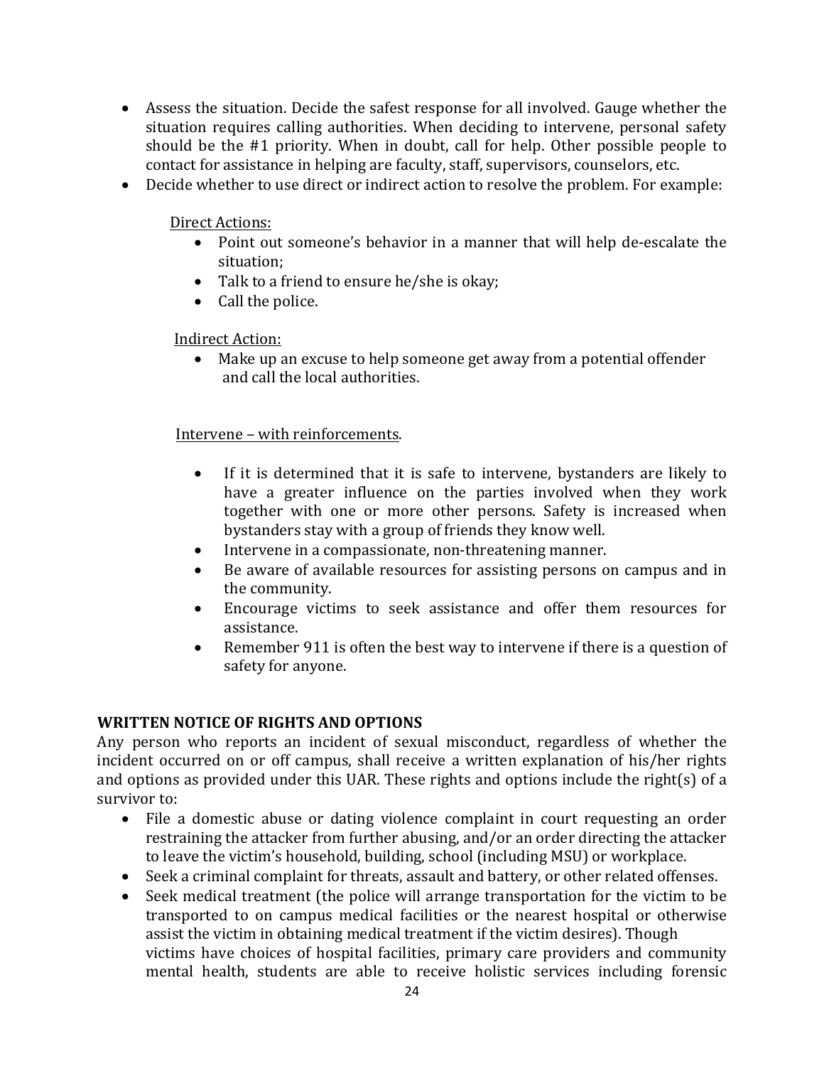- Assess the situation. Decide the safest response for all involved. Gauge whether the situation requires calling authorities. When deciding to intervene, personal safety should be the #1 priority. When in doubt, call for help. Other possible people to contact for assistance in helping are faculty, staff, supervisors, counselors, etc.
- Decide whether to use direct or indirect action to resolve the problem. For example:

  Direct Actions:
  - Point out someone's behavior in a manner that will help de-escalate the situation;
  - Talk to a friend to ensure he/she is okay;
  - Call the police.

  Indirect Action:
  - Make up an excuse to help someone get away from a potential offender and call the local authorities.

  Intervene – with reinforcements.

  - If it is determined that it is safe to intervene, bystanders are likely to have a greater influence on the parties involved when they work together with one or more other persons. Safety is increased when bystanders stay with a group of friends they know well.
  - Intervene in a compassionate, non-threatening manner.
  - Be aware of available resources for assisting persons on campus and in the community.
  - Encourage victims to seek assistance and offer them resources for assistance.
  - Remember 911 is often the best way to intervene if there is a question of safety for anyone.

**WRITTEN NOTICE OF RIGHTS AND OPTIONS**

Any person who reports an incident of sexual misconduct, regardless of whether the incident occurred on or off campus, shall receive a written explanation of his/her rights and options as provided under this UAR. These rights and options include the right(s) of a survivor to:

- File a domestic abuse or dating violence complaint in court requesting an order restraining the attacker from further abusing, and/or an order directing the attacker to leave the victim's household, building, school (including MSU) or workplace.
- Seek a criminal complaint for threats, assault and battery, or other related offenses.
- Seek medical treatment (the police will arrange transportation for the victim to be transported to on campus medical facilities or the nearest hospital or otherwise assist the victim in obtaining medical treatment if the victim desires). Though victims have choices of hospital facilities, primary care providers and community mental health, students are able to receive holistic services including forensic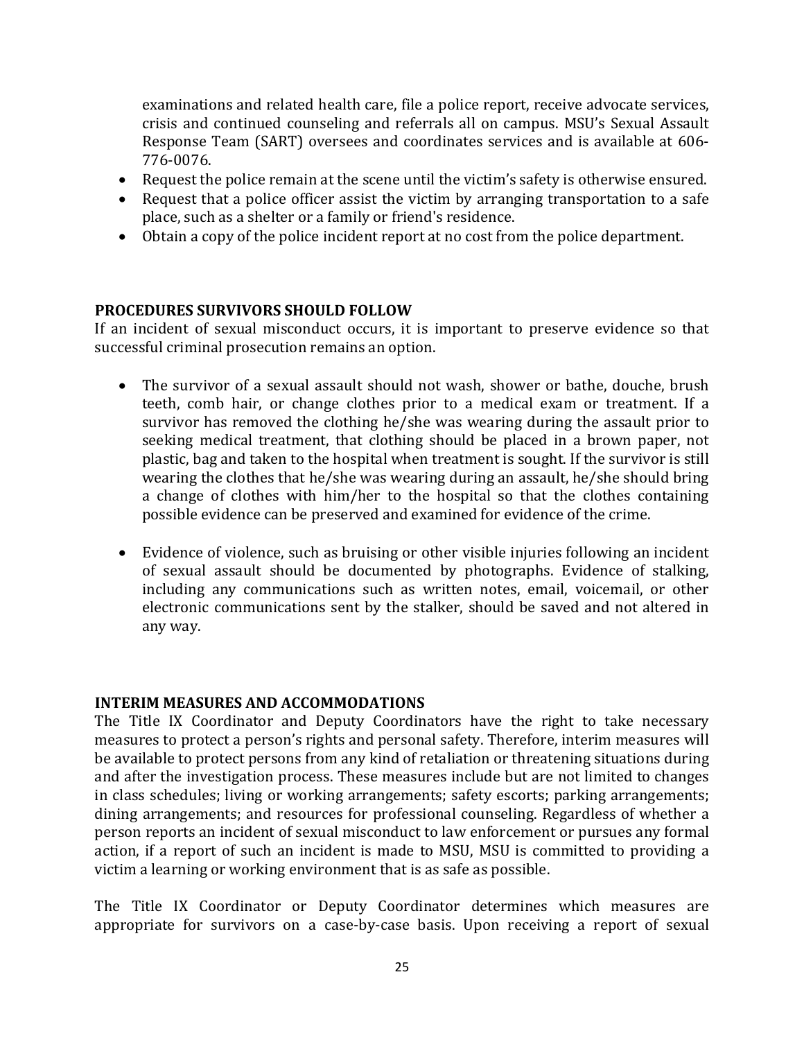examinations and related health care, file a police report, receive advocate services, crisis and continued counseling and referrals all on campus. MSU's Sexual Assault Response Team (SART) oversees and coordinates services and is available at 606-776-0076.

- Request the police remain at the scene until the victim's safety is otherwise ensured.
- Request that a police officer assist the victim by arranging transportation to a safe place, such as a shelter or a family or friend's residence.
- Obtain a copy of the police incident report at no cost from the police department.

**PROCEDURES SURVIVORS SHOULD FOLLOW**

If an incident of sexual misconduct occurs, it is important to preserve evidence so that successful criminal prosecution remains an option.

- The survivor of a sexual assault should not wash, shower or bathe, douche, brush teeth, comb hair, or change clothes prior to a medical exam or treatment. If a survivor has removed the clothing he/she was wearing during the assault prior to seeking medical treatment, that clothing should be placed in a brown paper, not plastic, bag and taken to the hospital when treatment is sought. If the survivor is still wearing the clothes that he/she was wearing during an assault, he/she should bring a change of clothes with him/her to the hospital so that the clothes containing possible evidence can be preserved and examined for evidence of the crime.

- Evidence of violence, such as bruising or other visible injuries following an incident of sexual assault should be documented by photographs. Evidence of stalking, including any communications such as written notes, email, voicemail, or other electronic communications sent by the stalker, should be saved and not altered in any way.

**INTERIM MEASURES AND ACCOMMODATIONS**

The Title IX Coordinator and Deputy Coordinators have the right to take necessary measures to protect a person's rights and personal safety. Therefore, interim measures will be available to protect persons from any kind of retaliation or threatening situations during and after the investigation process. These measures include but are not limited to changes in class schedules; living or working arrangements; safety escorts; parking arrangements; dining arrangements; and resources for professional counseling. Regardless of whether a person reports an incident of sexual misconduct to law enforcement or pursues any formal action, if a report of such an incident is made to MSU, MSU is committed to providing a victim a learning or working environment that is as safe as possible.

The Title IX Coordinator or Deputy Coordinator determines which measures are appropriate for survivors on a case-by-case basis. Upon receiving a report of sexual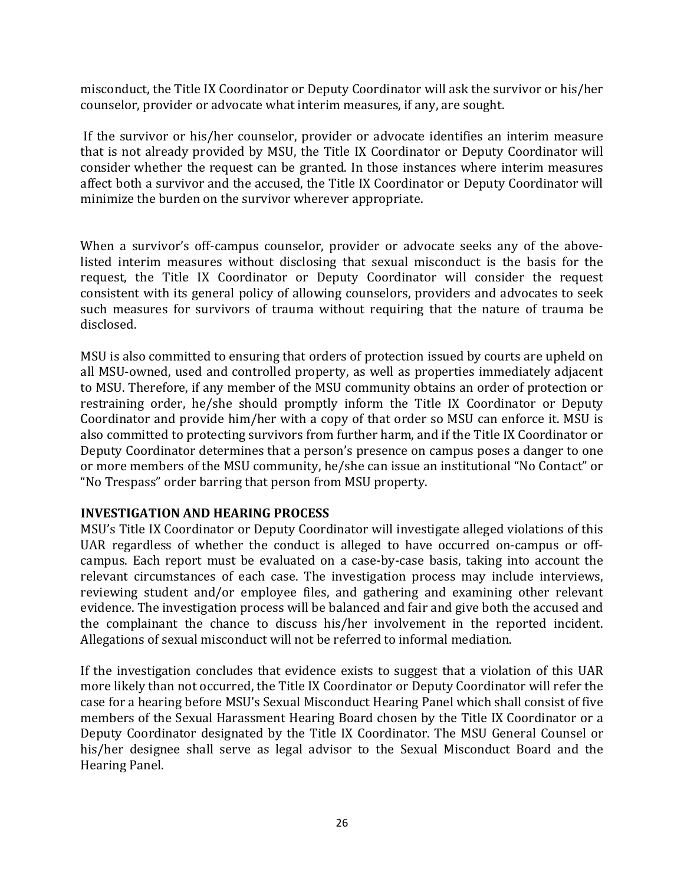misconduct, the Title IX Coordinator or Deputy Coordinator will ask the survivor or his/her counselor, provider or advocate what interim measures, if any, are sought.

If the survivor or his/her counselor, provider or advocate identifies an interim measure that is not already provided by MSU, the Title IX Coordinator or Deputy Coordinator will consider whether the request can be granted. In those instances where interim measures affect both a survivor and the accused, the Title IX Coordinator or Deputy Coordinator will minimize the burden on the survivor wherever appropriate.

When a survivor's off-campus counselor, provider or advocate seeks any of the above-listed interim measures without disclosing that sexual misconduct is the basis for the request, the Title IX Coordinator or Deputy Coordinator will consider the request consistent with its general policy of allowing counselors, providers and advocates to seek such measures for survivors of trauma without requiring that the nature of trauma be disclosed.

MSU is also committed to ensuring that orders of protection issued by courts are upheld on all MSU-owned, used and controlled property, as well as properties immediately adjacent to MSU. Therefore, if any member of the MSU community obtains an order of protection or restraining order, he/she should promptly inform the Title IX Coordinator or Deputy Coordinator and provide him/her with a copy of that order so MSU can enforce it. MSU is also committed to protecting survivors from further harm, and if the Title IX Coordinator or Deputy Coordinator determines that a person's presence on campus poses a danger to one or more members of the MSU community, he/she can issue an institutional "No Contact" or "No Trespass" order barring that person from MSU property.

**INVESTIGATION AND HEARING PROCESS**

MSU's Title IX Coordinator or Deputy Coordinator will investigate alleged violations of this UAR regardless of whether the conduct is alleged to have occurred on-campus or off-campus. Each report must be evaluated on a case-by-case basis, taking into account the relevant circumstances of each case. The investigation process may include interviews, reviewing student and/or employee files, and gathering and examining other relevant evidence. The investigation process will be balanced and fair and give both the accused and the complainant the chance to discuss his/her involvement in the reported incident. Allegations of sexual misconduct will not be referred to informal mediation.

If the investigation concludes that evidence exists to suggest that a violation of this UAR more likely than not occurred, the Title IX Coordinator or Deputy Coordinator will refer the case for a hearing before MSU's Sexual Misconduct Hearing Panel which shall consist of five members of the Sexual Harassment Hearing Board chosen by the Title IX Coordinator or a Deputy Coordinator designated by the Title IX Coordinator. The MSU General Counsel or his/her designee shall serve as legal advisor to the Sexual Misconduct Board and the Hearing Panel.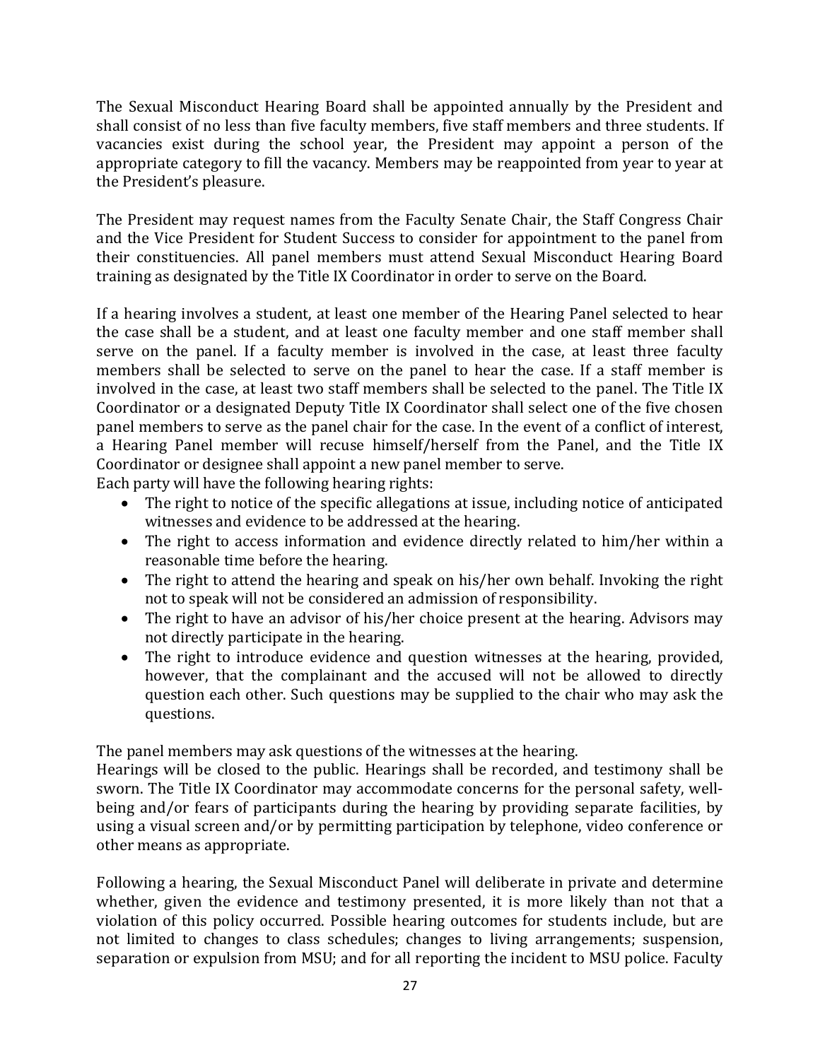The Sexual Misconduct Hearing Board shall be appointed annually by the President and shall consist of no less than five faculty members, five staff members and three students. If vacancies exist during the school year, the President may appoint a person of the appropriate category to fill the vacancy. Members may be reappointed from year to year at the President's pleasure.

The President may request names from the Faculty Senate Chair, the Staff Congress Chair and the Vice President for Student Success to consider for appointment to the panel from their constituencies. All panel members must attend Sexual Misconduct Hearing Board training as designated by the Title IX Coordinator in order to serve on the Board.

If a hearing involves a student, at least one member of the Hearing Panel selected to hear the case shall be a student, and at least one faculty member and one staff member shall serve on the panel. If a faculty member is involved in the case, at least three faculty members shall be selected to serve on the panel to hear the case. If a staff member is involved in the case, at least two staff members shall be selected to the panel. The Title IX Coordinator or a designated Deputy Title IX Coordinator shall select one of the five chosen panel members to serve as the panel chair for the case. In the event of a conflict of interest, a Hearing Panel member will recuse himself/herself from the Panel, and the Title IX Coordinator or designee shall appoint a new panel member to serve.

Each party will have the following hearing rights:

- The right to notice of the specific allegations at issue, including notice of anticipated witnesses and evidence to be addressed at the hearing.
- The right to access information and evidence directly related to him/her within a reasonable time before the hearing.
- The right to attend the hearing and speak on his/her own behalf. Invoking the right not to speak will not be considered an admission of responsibility.
- The right to have an advisor of his/her choice present at the hearing. Advisors may not directly participate in the hearing.
- The right to introduce evidence and question witnesses at the hearing, provided, however, that the complainant and the accused will not be allowed to directly question each other. Such questions may be supplied to the chair who may ask the questions.

The panel members may ask questions of the witnesses at the hearing.

Hearings will be closed to the public. Hearings shall be recorded, and testimony shall be sworn. The Title IX Coordinator may accommodate concerns for the personal safety, well-being and/or fears of participants during the hearing by providing separate facilities, by using a visual screen and/or by permitting participation by telephone, video conference or other means as appropriate.

Following a hearing, the Sexual Misconduct Panel will deliberate in private and determine whether, given the evidence and testimony presented, it is more likely than not that a violation of this policy occurred. Possible hearing outcomes for students include, but are not limited to changes to class schedules; changes to living arrangements; suspension, separation or expulsion from MSU; and for all reporting the incident to MSU police. Faculty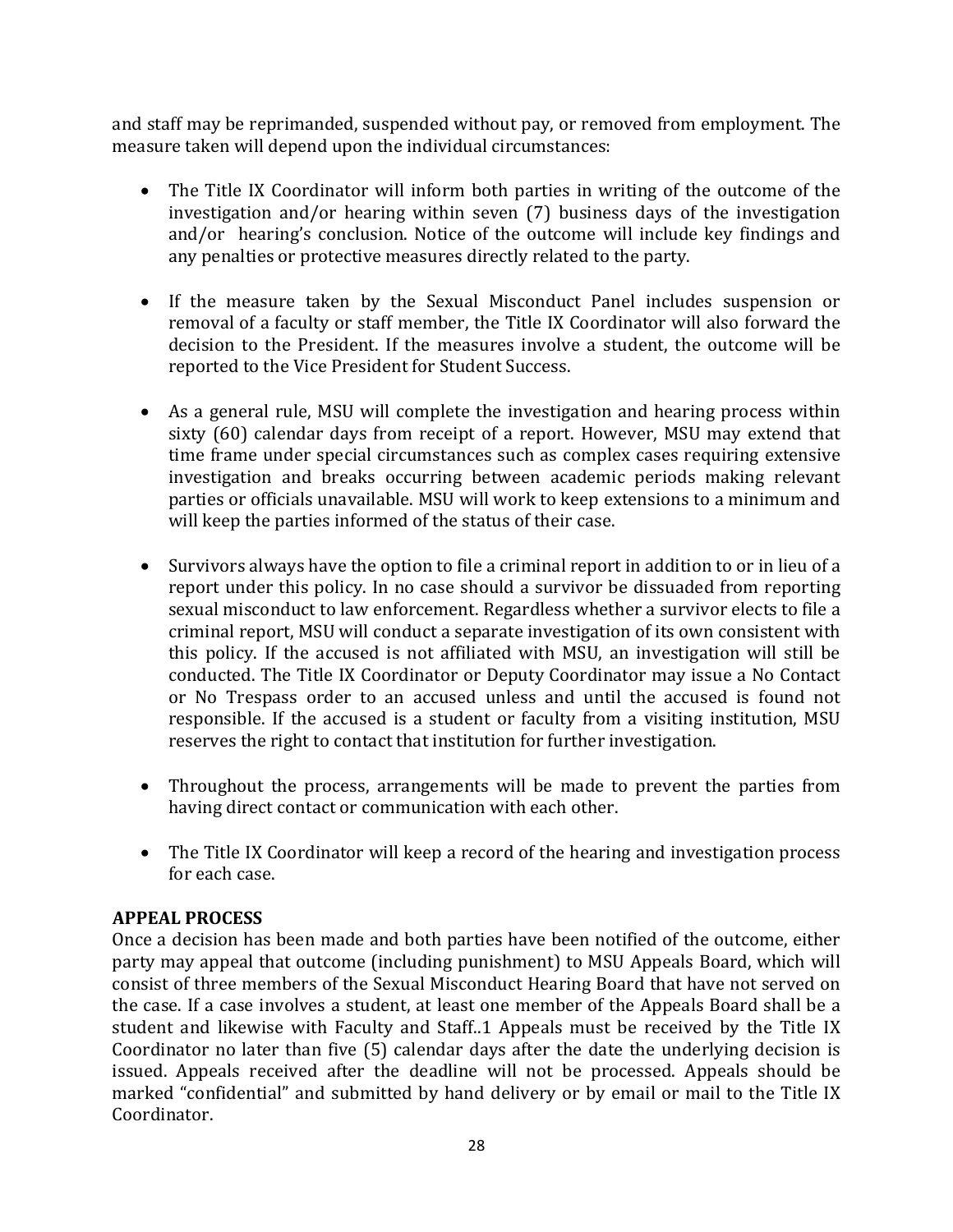and staff may be reprimanded, suspended without pay, or removed from employment. The measure taken will depend upon the individual circumstances:

- The Title IX Coordinator will inform both parties in writing of the outcome of the investigation and/or hearing within seven (7) business days of the investigation and/or hearing's conclusion. Notice of the outcome will include key findings and any penalties or protective measures directly related to the party.

- If the measure taken by the Sexual Misconduct Panel includes suspension or removal of a faculty or staff member, the Title IX Coordinator will also forward the decision to the President. If the measures involve a student, the outcome will be reported to the Vice President for Student Success.

- As a general rule, MSU will complete the investigation and hearing process within sixty (60) calendar days from receipt of a report. However, MSU may extend that time frame under special circumstances such as complex cases requiring extensive investigation and breaks occurring between academic periods making relevant parties or officials unavailable. MSU will work to keep extensions to a minimum and will keep the parties informed of the status of their case.

- Survivors always have the option to file a criminal report in addition to or in lieu of a report under this policy. In no case should a survivor be dissuaded from reporting sexual misconduct to law enforcement. Regardless whether a survivor elects to file a criminal report, MSU will conduct a separate investigation of its own consistent with this policy. If the accused is not affiliated with MSU, an investigation will still be conducted. The Title IX Coordinator or Deputy Coordinator may issue a No Contact or No Trespass order to an accused unless and until the accused is found not responsible. If the accused is a student or faculty from a visiting institution, MSU reserves the right to contact that institution for further investigation.

- Throughout the process, arrangements will be made to prevent the parties from having direct contact or communication with each other.

- The Title IX Coordinator will keep a record of the hearing and investigation process for each case.

**APPEAL PROCESS**

Once a decision has been made and both parties have been notified of the outcome, either party may appeal that outcome (including punishment) to MSU Appeals Board, which will consist of three members of the Sexual Misconduct Hearing Board that have not served on the case. If a case involves a student, at least one member of the Appeals Board shall be a student and likewise with Faculty and Staff..1 Appeals must be received by the Title IX Coordinator no later than five (5) calendar days after the date the underlying decision is issued. Appeals received after the deadline will not be processed. Appeals should be marked "confidential" and submitted by hand delivery or by email or mail to the Title IX Coordinator.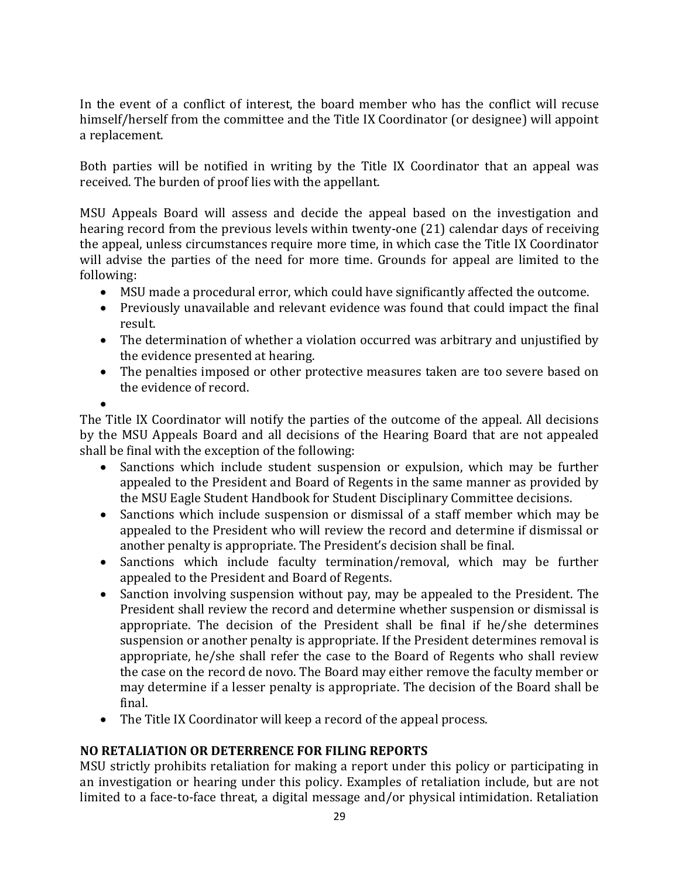In the event of a conflict of interest, the board member who has the conflict will recuse himself/herself from the committee and the Title IX Coordinator (or designee) will appoint a replacement.

Both parties will be notified in writing by the Title IX Coordinator that an appeal was received. The burden of proof lies with the appellant.

MSU Appeals Board will assess and decide the appeal based on the investigation and hearing record from the previous levels within twenty-one (21) calendar days of receiving the appeal, unless circumstances require more time, in which case the Title IX Coordinator will advise the parties of the need for more time. Grounds for appeal are limited to the following:

- MSU made a procedural error, which could have significantly affected the outcome.
- Previously unavailable and relevant evidence was found that could impact the final result.
- The determination of whether a violation occurred was arbitrary and unjustified by the evidence presented at hearing.
- The penalties imposed or other protective measures taken are too severe based on the evidence of record.

The Title IX Coordinator will notify the parties of the outcome of the appeal. All decisions by the MSU Appeals Board and all decisions of the Hearing Board that are not appealed shall be final with the exception of the following:

- Sanctions which include student suspension or expulsion, which may be further appealed to the President and Board of Regents in the same manner as provided by the MSU Eagle Student Handbook for Student Disciplinary Committee decisions.
- Sanctions which include suspension or dismissal of a staff member which may be appealed to the President who will review the record and determine if dismissal or another penalty is appropriate. The President's decision shall be final.
- Sanctions which include faculty termination/removal, which may be further appealed to the President and Board of Regents.
- Sanction involving suspension without pay, may be appealed to the President. The President shall review the record and determine whether suspension or dismissal is appropriate. The decision of the President shall be final if he/she determines suspension or another penalty is appropriate. If the President determines removal is appropriate, he/she shall refer the case to the Board of Regents who shall review the case on the record de novo. The Board may either remove the faculty member or may determine if a lesser penalty is appropriate. The decision of the Board shall be final.
- The Title IX Coordinator will keep a record of the appeal process.

**NO RETALIATION OR DETERRENCE FOR FILING REPORTS**

MSU strictly prohibits retaliation for making a report under this policy or participating in an investigation or hearing under this policy. Examples of retaliation include, but are not limited to a face-to-face threat, a digital message and/or physical intimidation. Retaliation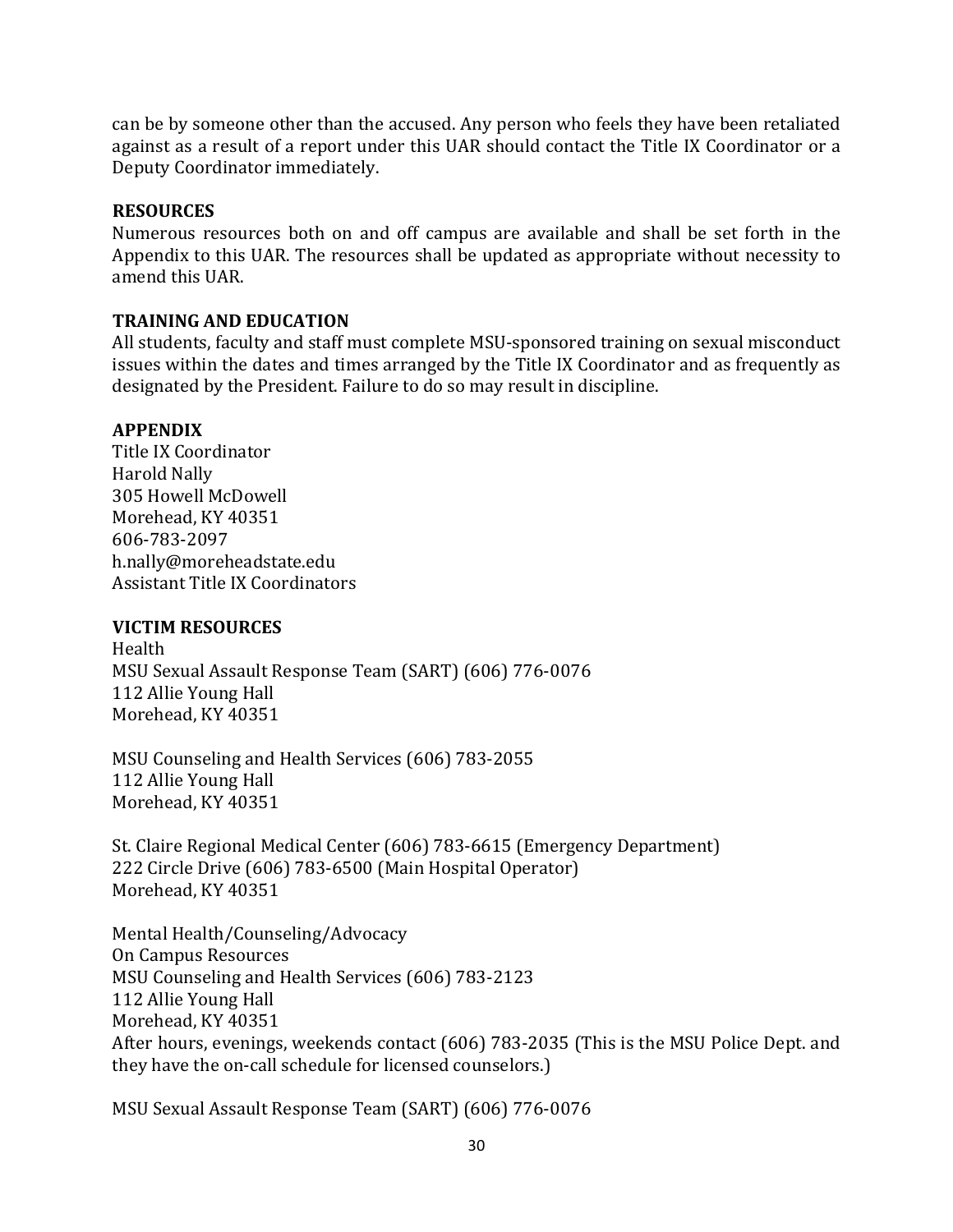can be by someone other than the accused. Any person who feels they have been retaliated against as a result of a report under this UAR should contact the Title IX Coordinator or a Deputy Coordinator immediately.

**RESOURCES**

Numerous resources both on and off campus are available and shall be set forth in the Appendix to this UAR. The resources shall be updated as appropriate without necessity to amend this UAR.

**TRAINING AND EDUCATION**

All students, faculty and staff must complete MSU-sponsored training on sexual misconduct issues within the dates and times arranged by the Title IX Coordinator and as frequently as designated by the President. Failure to do so may result in discipline.

**APPENDIX**

Title IX Coordinator
Harold Nally
305 Howell McDowell
Morehead, KY 40351
606-783-2097
h.nally@moreheadstate.edu
Assistant Title IX Coordinators

**VICTIM RESOURCES**

Health
MSU Sexual Assault Response Team (SART) (606) 776-0076
112 Allie Young Hall
Morehead, KY 40351

MSU Counseling and Health Services (606) 783-2055
112 Allie Young Hall
Morehead, KY 40351

St. Claire Regional Medical Center (606) 783-6615 (Emergency Department)
222 Circle Drive (606) 783-6500 (Main Hospital Operator)
Morehead, KY 40351

Mental Health/Counseling/Advocacy
On Campus Resources
MSU Counseling and Health Services (606) 783-2123
112 Allie Young Hall
Morehead, KY 40351
After hours, evenings, weekends contact (606) 783-2035 (This is the MSU Police Dept. and they have the on-call schedule for licensed counselors.)

MSU Sexual Assault Response Team (SART) (606) 776-0076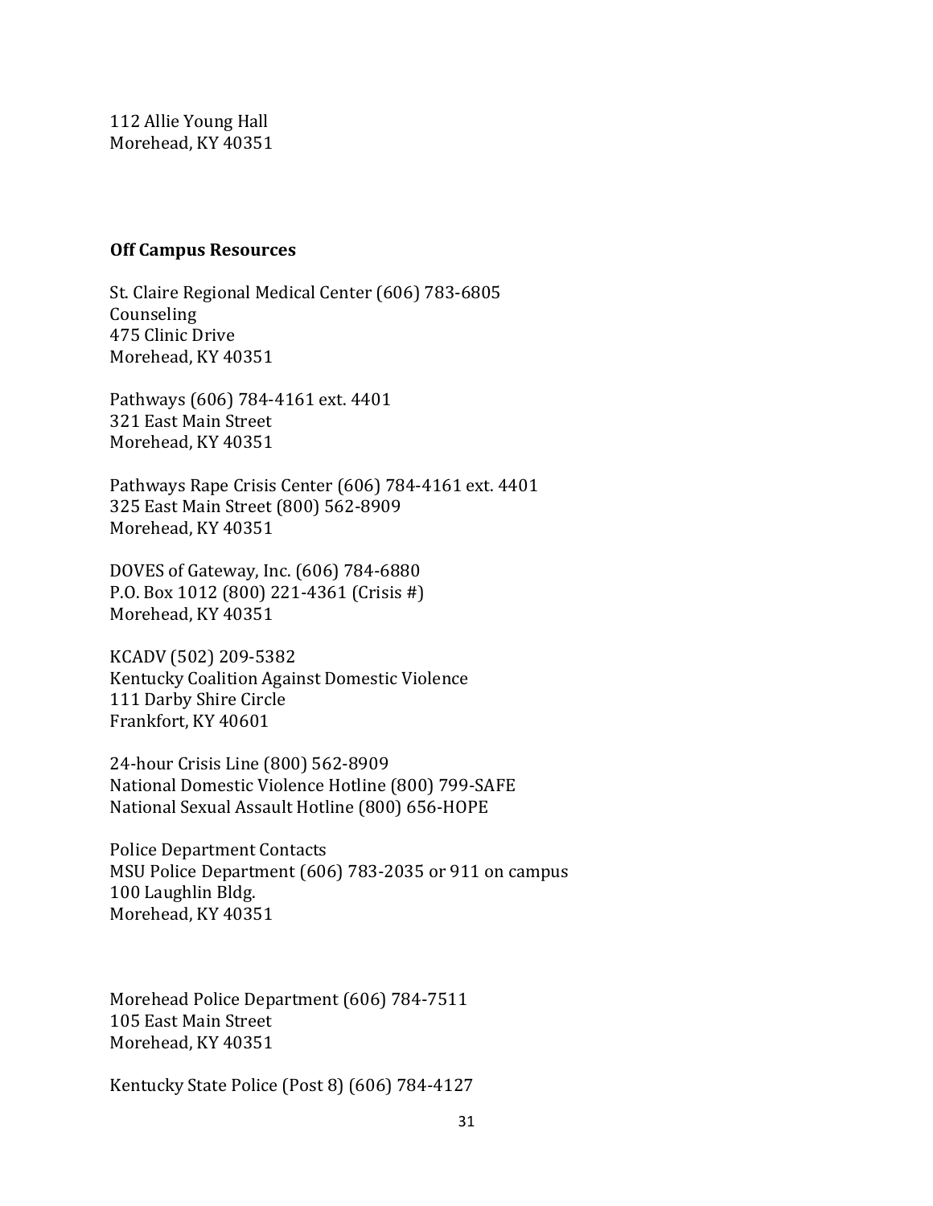112 Allie Young Hall
Morehead, KY 40351

**Off Campus Resources**

St. Claire Regional Medical Center (606) 783-6805
Counseling
475 Clinic Drive
Morehead, KY 40351

Pathways (606) 784-4161 ext. 4401
321 East Main Street
Morehead, KY 40351

Pathways Rape Crisis Center (606) 784-4161 ext. 4401
325 East Main Street (800) 562-8909
Morehead, KY 40351

DOVES of Gateway, Inc. (606) 784-6880
P.O. Box 1012 (800) 221-4361 (Crisis #)
Morehead, KY 40351

KCADV (502) 209-5382
Kentucky Coalition Against Domestic Violence
111 Darby Shire Circle
Frankfort, KY 40601

24-hour Crisis Line (800) 562-8909
National Domestic Violence Hotline (800) 799-SAFE
National Sexual Assault Hotline (800) 656-HOPE

Police Department Contacts
MSU Police Department (606) 783-2035 or 911 on campus
100 Laughlin Bldg.
Morehead, KY 40351

Morehead Police Department (606) 784-7511
105 East Main Street
Morehead, KY 40351

Kentucky State Police (Post 8) (606) 784-4127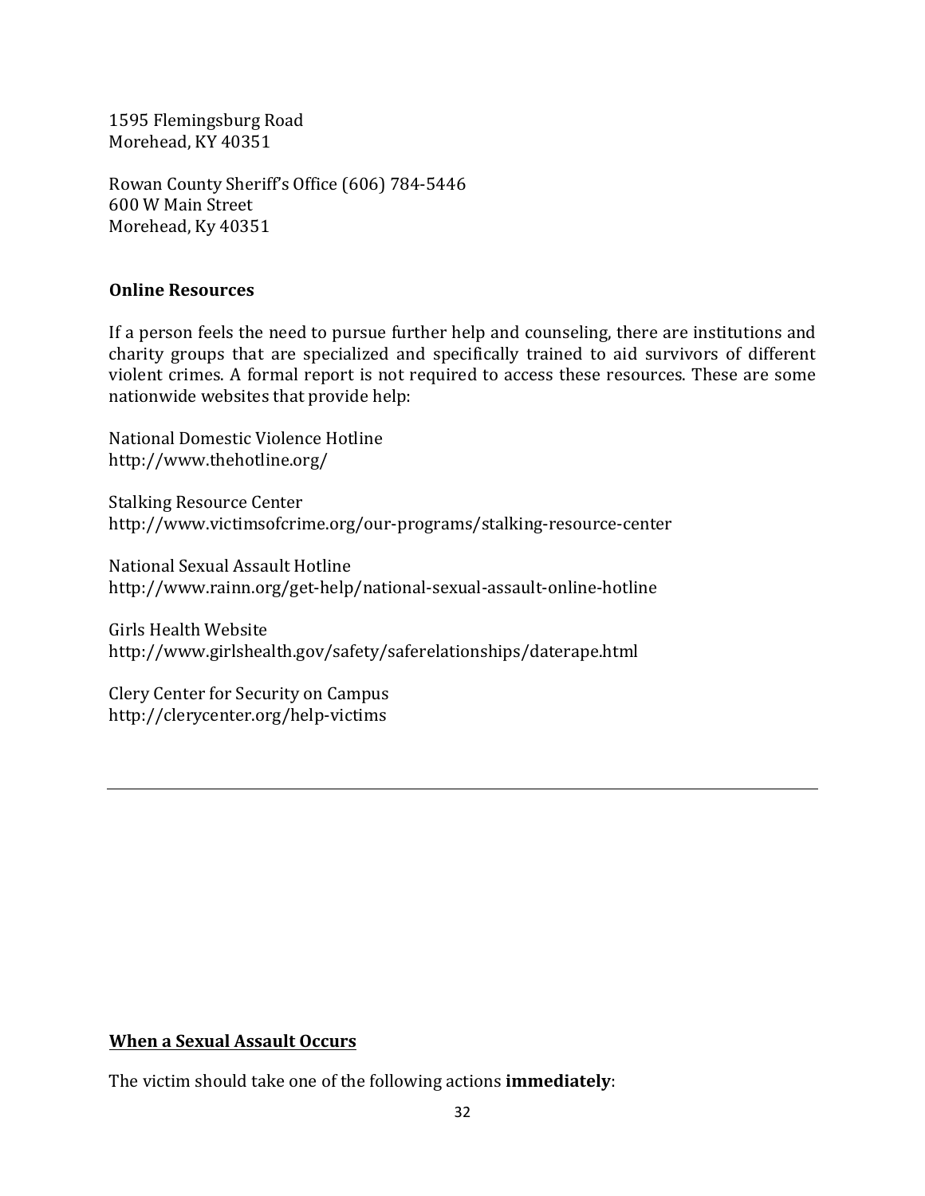1595 Flemingsburg Road
Morehead, KY 40351

Rowan County Sheriff's Office (606) 784-5446
600 W Main Street
Morehead, Ky 40351

**Online Resources**

If a person feels the need to pursue further help and counseling, there are institutions and charity groups that are specialized and specifically trained to aid survivors of different violent crimes. A formal report is not required to access these resources. These are some nationwide websites that provide help:

National Domestic Violence Hotline
http://www.thehotline.org/

Stalking Resource Center
http://www.victimsofcrime.org/our-programs/stalking-resource-center

National Sexual Assault Hotline
http://www.rainn.org/get-help/national-sexual-assault-online-hotline

Girls Health Website
http://www.girlshealth.gov/safety/saferelationships/daterape.html

Clery Center for Security on Campus
http://clerycenter.org/help-victims

---

**<u>When a Sexual Assault Occurs</u>**

The victim should take one of the following actions **immediately**: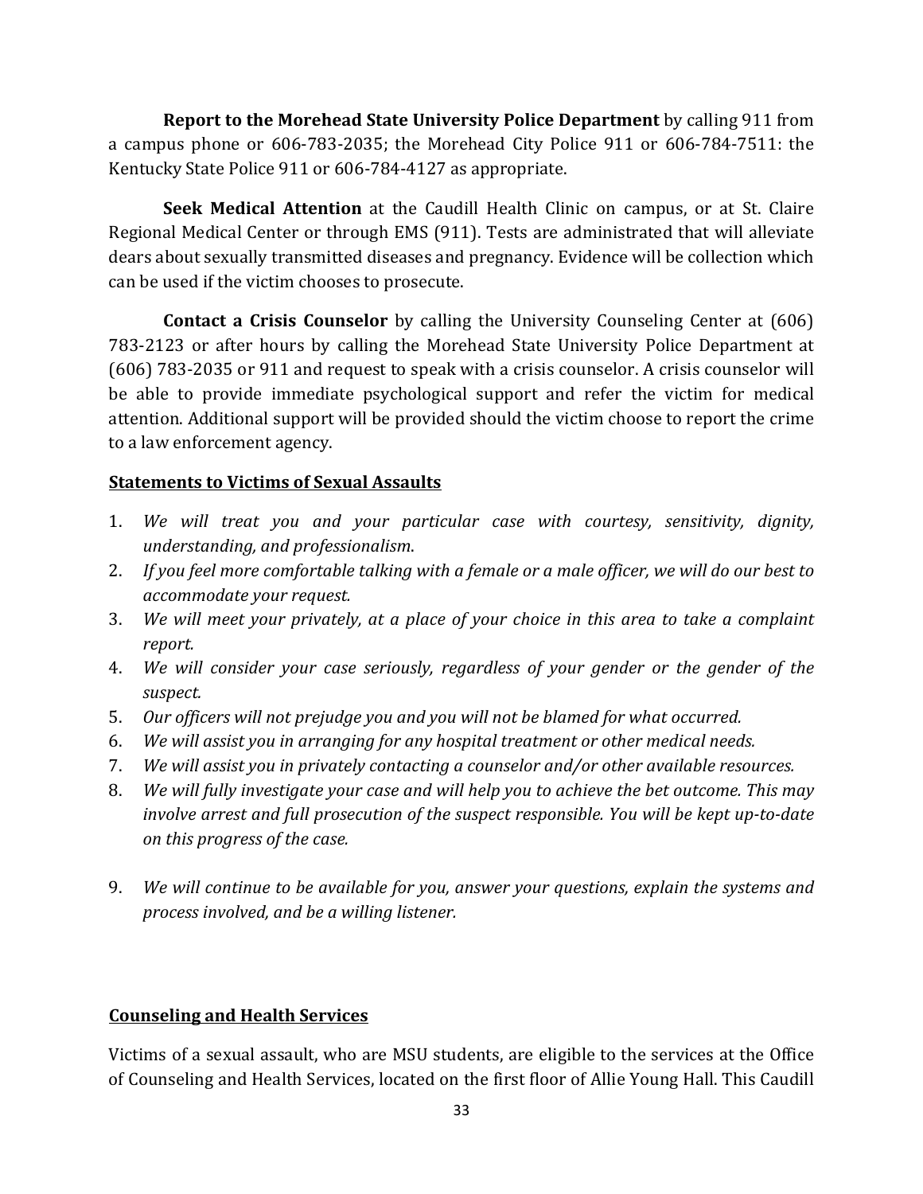**Report to the Morehead State University Police Department** by calling 911 from a campus phone or 606-783-2035; the Morehead City Police 911 or 606-784-7511: the Kentucky State Police 911 or 606-784-4127 as appropriate.

**Seek Medical Attention** at the Caudill Health Clinic on campus, or at St. Claire Regional Medical Center or through EMS (911). Tests are administrated that will alleviate dears about sexually transmitted diseases and pregnancy. Evidence will be collection which can be used if the victim chooses to prosecute.

**Contact a Crisis Counselor** by calling the University Counseling Center at (606) 783-2123 or after hours by calling the Morehead State University Police Department at (606) 783-2035 or 911 and request to speak with a crisis counselor. A crisis counselor will be able to provide immediate psychological support and refer the victim for medical attention. Additional support will be provided should the victim choose to report the crime to a law enforcement agency.

## Statements to Victims of Sexual Assaults

1. *We will treat you and your particular case with courtesy, sensitivity, dignity, understanding, and professionalism.*
2. *If you feel more comfortable talking with a female or a male officer, we will do our best to accommodate your request.*
3. *We will meet your privately, at a place of your choice in this area to take a complaint report.*
4. *We will consider your case seriously, regardless of your gender or the gender of the suspect.*
5. *Our officers will not prejudge you and you will not be blamed for what occurred.*
6. *We will assist you in arranging for any hospital treatment or other medical needs.*
7. *We will assist you in privately contacting a counselor and/or other available resources.*
8. *We will fully investigate your case and will help you to achieve the bet outcome. This may involve arrest and full prosecution of the suspect responsible. You will be kept up-to-date on this progress of the case.*
9. *We will continue to be available for you, answer your questions, explain the systems and process involved, and be a willing listener.*

## Counseling and Health Services

Victims of a sexual assault, who are MSU students, are eligible to the services at the Office of Counseling and Health Services, located on the first floor of Allie Young Hall. This Caudill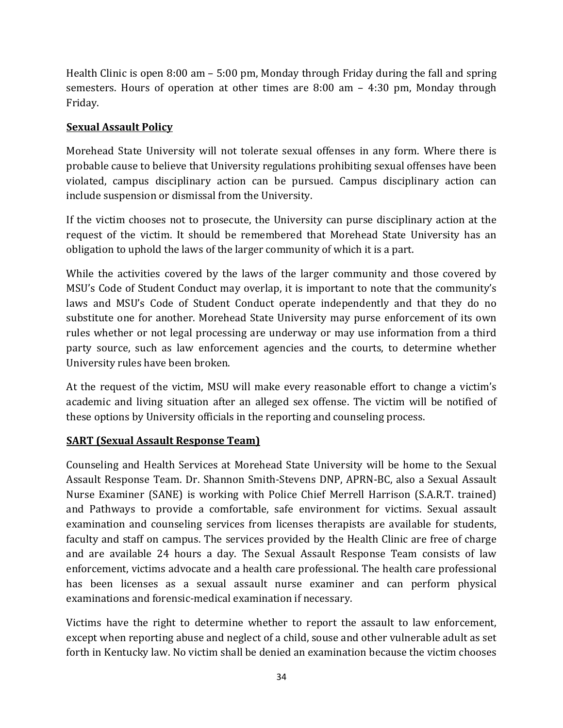Health Clinic is open 8:00 am – 5:00 pm, Monday through Friday during the fall and spring semesters. Hours of operation at other times are 8:00 am – 4:30 pm, Monday through Friday.

**Sexual Assault Policy**

Morehead State University will not tolerate sexual offenses in any form. Where there is probable cause to believe that University regulations prohibiting sexual offenses have been violated, campus disciplinary action can be pursued. Campus disciplinary action can include suspension or dismissal from the University.

If the victim chooses not to prosecute, the University can purse disciplinary action at the request of the victim. It should be remembered that Morehead State University has an obligation to uphold the laws of the larger community of which it is a part.

While the activities covered by the laws of the larger community and those covered by MSU's Code of Student Conduct may overlap, it is important to note that the community's laws and MSU's Code of Student Conduct operate independently and that they do no substitute one for another. Morehead State University may purse enforcement of its own rules whether or not legal processing are underway or may use information from a third party source, such as law enforcement agencies and the courts, to determine whether University rules have been broken.

At the request of the victim, MSU will make every reasonable effort to change a victim's academic and living situation after an alleged sex offense. The victim will be notified of these options by University officials in the reporting and counseling process.

**SART (Sexual Assault Response Team)**

Counseling and Health Services at Morehead State University will be home to the Sexual Assault Response Team. Dr. Shannon Smith-Stevens DNP, APRN-BC, also a Sexual Assault Nurse Examiner (SANE) is working with Police Chief Merrell Harrison (S.A.R.T. trained) and Pathways to provide a comfortable, safe environment for victims. Sexual assault examination and counseling services from licenses therapists are available for students, faculty and staff on campus. The services provided by the Health Clinic are free of charge and are available 24 hours a day. The Sexual Assault Response Team consists of law enforcement, victims advocate and a health care professional. The health care professional has been licenses as a sexual assault nurse examiner and can perform physical examinations and forensic-medical examination if necessary.

Victims have the right to determine whether to report the assault to law enforcement, except when reporting abuse and neglect of a child, souse and other vulnerable adult as set forth in Kentucky law. No victim shall be denied an examination because the victim chooses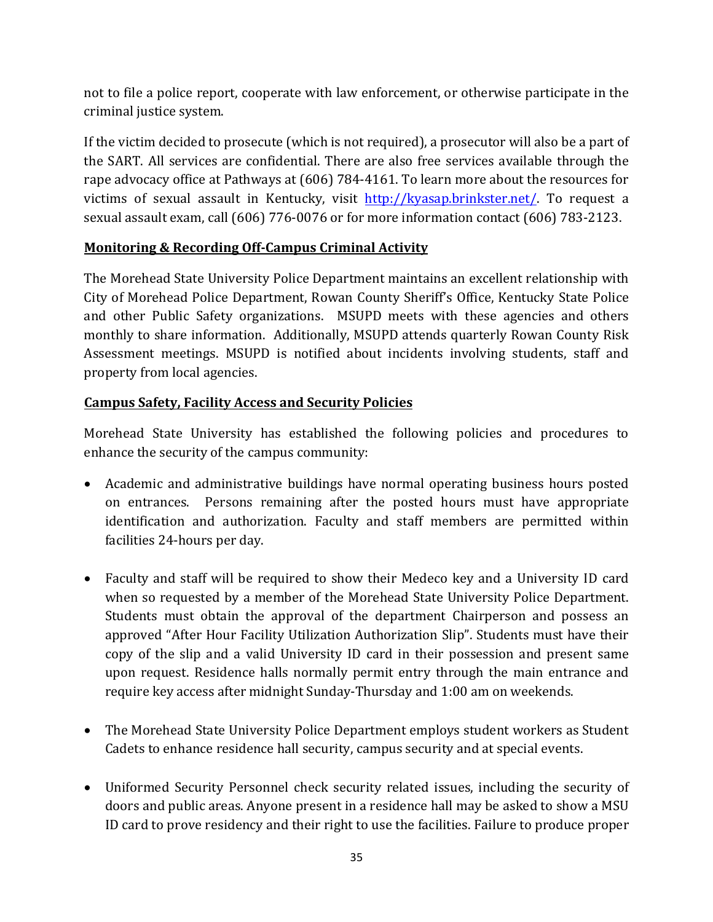not to file a police report, cooperate with law enforcement, or otherwise participate in the criminal justice system.

If the victim decided to prosecute (which is not required), a prosecutor will also be a part of the SART. All services are confidential. There are also free services available through the rape advocacy office at Pathways at (606) 784-4161. To learn more about the resources for victims of sexual assault in Kentucky, visit [http://kyasap.brinkster.net/](http://kyasap.brinkster.net/). To request a sexual assault exam, call (606) 776-0076 or for more information contact (606) 783-2123.

**Monitoring & Recording Off-Campus Criminal Activity**

The Morehead State University Police Department maintains an excellent relationship with City of Morehead Police Department, Rowan County Sheriff's Office, Kentucky State Police and other Public Safety organizations. MSUPD meets with these agencies and others monthly to share information. Additionally, MSUPD attends quarterly Rowan County Risk Assessment meetings. MSUPD is notified about incidents involving students, staff and property from local agencies.

**Campus Safety, Facility Access and Security Policies**

Morehead State University has established the following policies and procedures to enhance the security of the campus community:

- Academic and administrative buildings have normal operating business hours posted on entrances. Persons remaining after the posted hours must have appropriate identification and authorization. Faculty and staff members are permitted within facilities 24-hours per day.

- Faculty and staff will be required to show their Medeco key and a University ID card when so requested by a member of the Morehead State University Police Department. Students must obtain the approval of the department Chairperson and possess an approved "After Hour Facility Utilization Authorization Slip". Students must have their copy of the slip and a valid University ID card in their possession and present same upon request. Residence halls normally permit entry through the main entrance and require key access after midnight Sunday-Thursday and 1:00 am on weekends.

- The Morehead State University Police Department employs student workers as Student Cadets to enhance residence hall security, campus security and at special events.

- Uniformed Security Personnel check security related issues, including the security of doors and public areas. Anyone present in a residence hall may be asked to show a MSU ID card to prove residency and their right to use the facilities. Failure to produce proper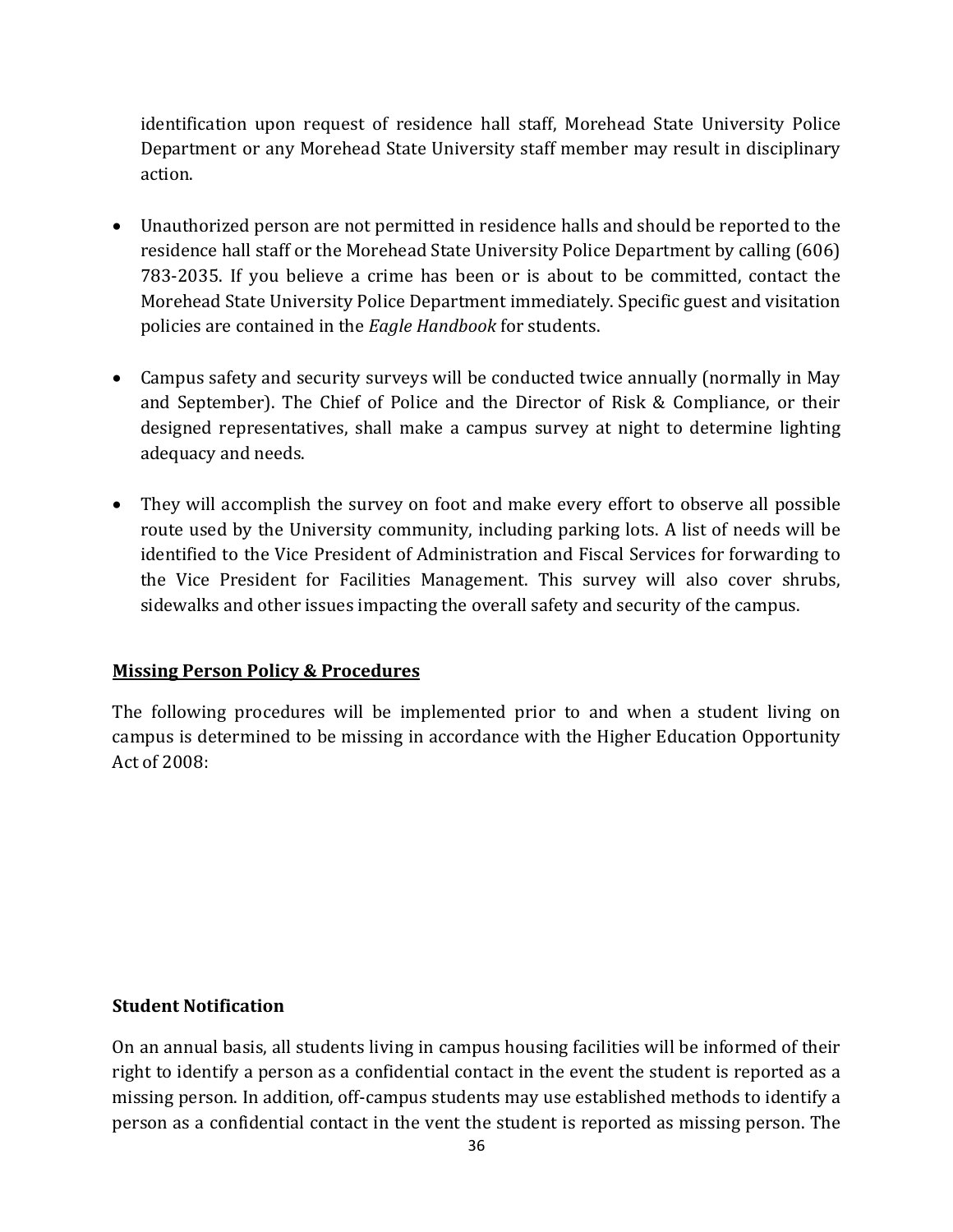identification upon request of residence hall staff, Morehead State University Police Department or any Morehead State University staff member may result in disciplinary action.

- Unauthorized person are not permitted in residence halls and should be reported to the residence hall staff or the Morehead State University Police Department by calling (606) 783-2035. If you believe a crime has been or is about to be committed, contact the Morehead State University Police Department immediately. Specific guest and visitation policies are contained in the *Eagle Handbook* for students.

- Campus safety and security surveys will be conducted twice annually (normally in May and September). The Chief of Police and the Director of Risk & Compliance, or their designed representatives, shall make a campus survey at night to determine lighting adequacy and needs.

- They will accomplish the survey on foot and make every effort to observe all possible route used by the University community, including parking lots. A list of needs will be identified to the Vice President of Administration and Fiscal Services for forwarding to the Vice President for Facilities Management. This survey will also cover shrubs, sidewalks and other issues impacting the overall safety and security of the campus.

## Missing Person Policy & Procedures

The following procedures will be implemented prior to and when a student living on campus is determined to be missing in accordance with the Higher Education Opportunity Act of 2008:

### Student Notification

On an annual basis, all students living in campus housing facilities will be informed of their right to identify a person as a confidential contact in the event the student is reported as a missing person. In addition, off-campus students may use established methods to identify a person as a confidential contact in the vent the student is reported as missing person. The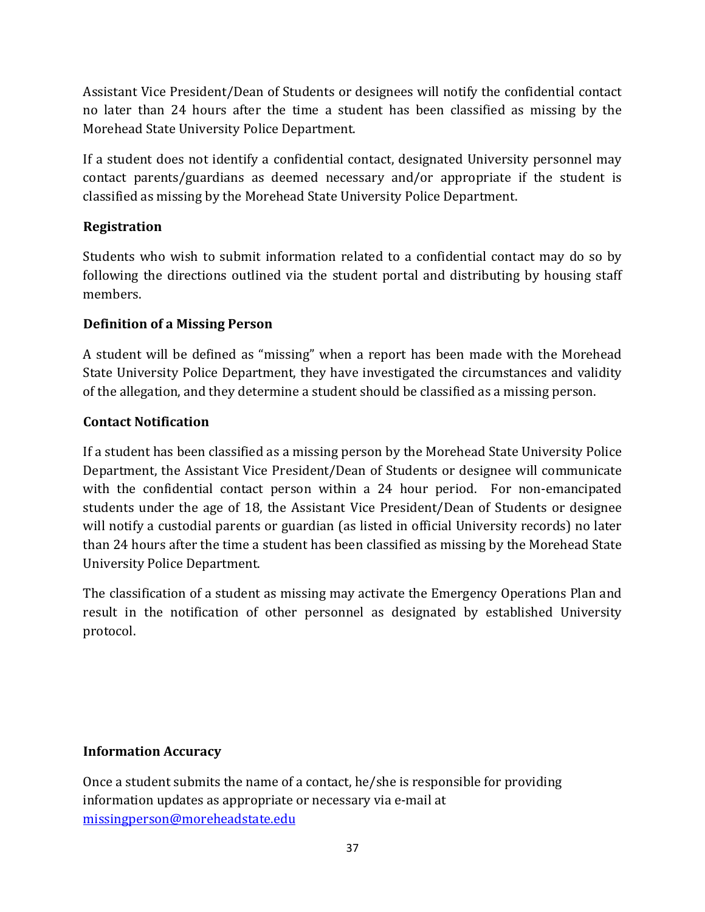Assistant Vice President/Dean of Students or designees will notify the confidential contact no later than 24 hours after the time a student has been classified as missing by the Morehead State University Police Department.

If a student does not identify a confidential contact, designated University personnel may contact parents/guardians as deemed necessary and/or appropriate if the student is classified as missing by the Morehead State University Police Department.

### Registration

Students who wish to submit information related to a confidential contact may do so by following the directions outlined via the student portal and distributing by housing staff members.

### Definition of a Missing Person

A student will be defined as "missing" when a report has been made with the Morehead State University Police Department, they have investigated the circumstances and validity of the allegation, and they determine a student should be classified as a missing person.

### Contact Notification

If a student has been classified as a missing person by the Morehead State University Police Department, the Assistant Vice President/Dean of Students or designee will communicate with the confidential contact person within a 24 hour period. For non-emancipated students under the age of 18, the Assistant Vice President/Dean of Students or designee will notify a custodial parents or guardian (as listed in official University records) no later than 24 hours after the time a student has been classified as missing by the Morehead State University Police Department.

The classification of a student as missing may activate the Emergency Operations Plan and result in the notification of other personnel as designated by established University protocol.

### Information Accuracy

Once a student submits the name of a contact, he/she is responsible for providing information updates as appropriate or necessary via e-mail at [missingperson@moreheadstate.edu](mailto:missingperson@moreheadstate.edu)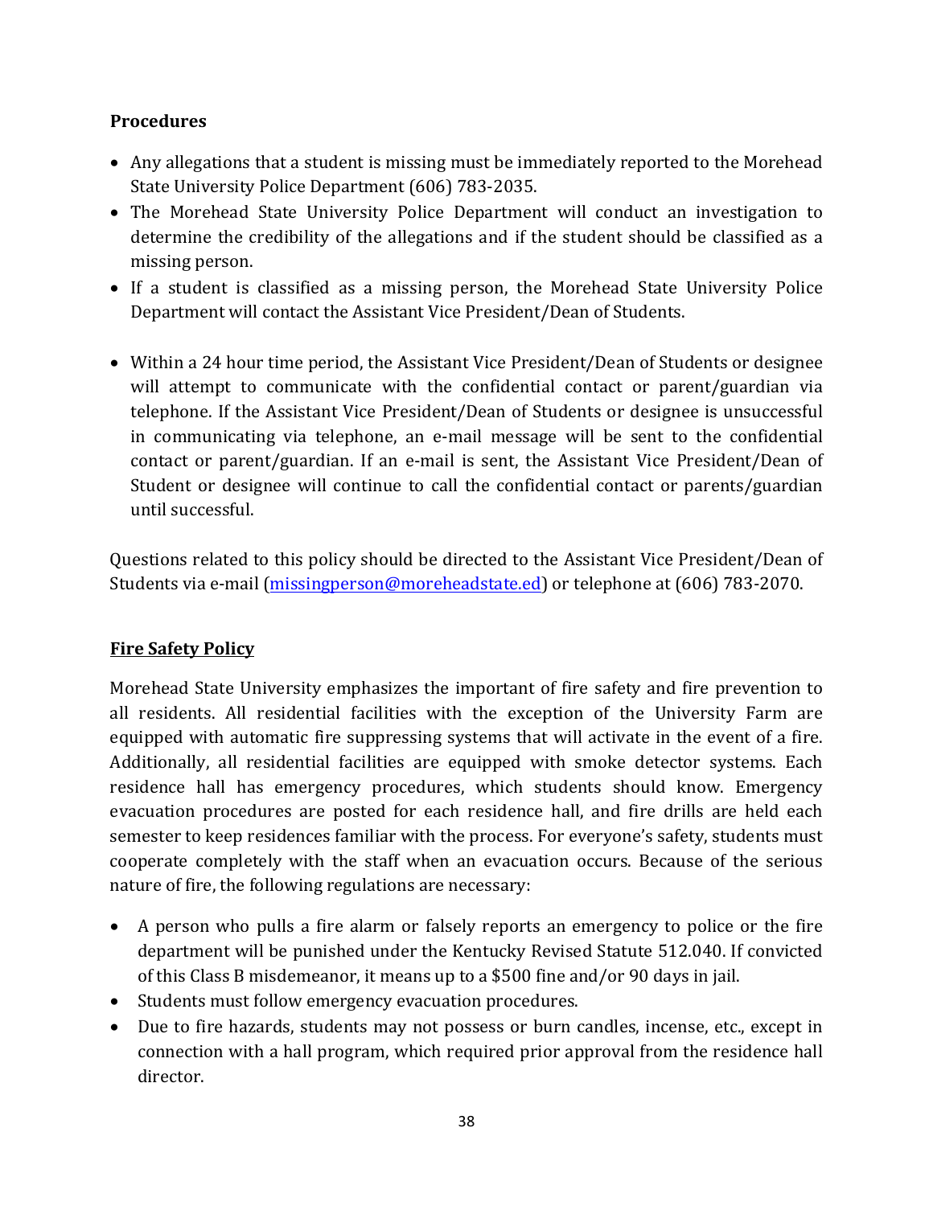**Procedures**

- Any allegations that a student is missing must be immediately reported to the Morehead State University Police Department (606) 783-2035.
- The Morehead State University Police Department will conduct an investigation to determine the credibility of the allegations and if the student should be classified as a missing person.
- If a student is classified as a missing person, the Morehead State University Police Department will contact the Assistant Vice President/Dean of Students.

- Within a 24 hour time period, the Assistant Vice President/Dean of Students or designee will attempt to communicate with the confidential contact or parent/guardian via telephone. If the Assistant Vice President/Dean of Students or designee is unsuccessful in communicating via telephone, an e-mail message will be sent to the confidential contact or parent/guardian. If an e-mail is sent, the Assistant Vice President/Dean of Student or designee will continue to call the confidential contact or parents/guardian until successful.

Questions related to this policy should be directed to the Assistant Vice President/Dean of Students via e-mail ([missingperson@moreheadstate.ed](mailto:missingperson@moreheadstate.ed)) or telephone at (606) 783-2070.

## Fire Safety Policy

Morehead State University emphasizes the important of fire safety and fire prevention to all residents. All residential facilities with the exception of the University Farm are equipped with automatic fire suppressing systems that will activate in the event of a fire. Additionally, all residential facilities are equipped with smoke detector systems. Each residence hall has emergency procedures, which students should know. Emergency evacuation procedures are posted for each residence hall, and fire drills are held each semester to keep residences familiar with the process. For everyone's safety, students must cooperate completely with the staff when an evacuation occurs. Because of the serious nature of fire, the following regulations are necessary:

- A person who pulls a fire alarm or falsely reports an emergency to police or the fire department will be punished under the Kentucky Revised Statute 512.040. If convicted of this Class B misdemeanor, it means up to a $500 fine and/or 90 days in jail.
- Students must follow emergency evacuation procedures.
- Due to fire hazards, students may not possess or burn candles, incense, etc., except in connection with a hall program, which required prior approval from the residence hall director.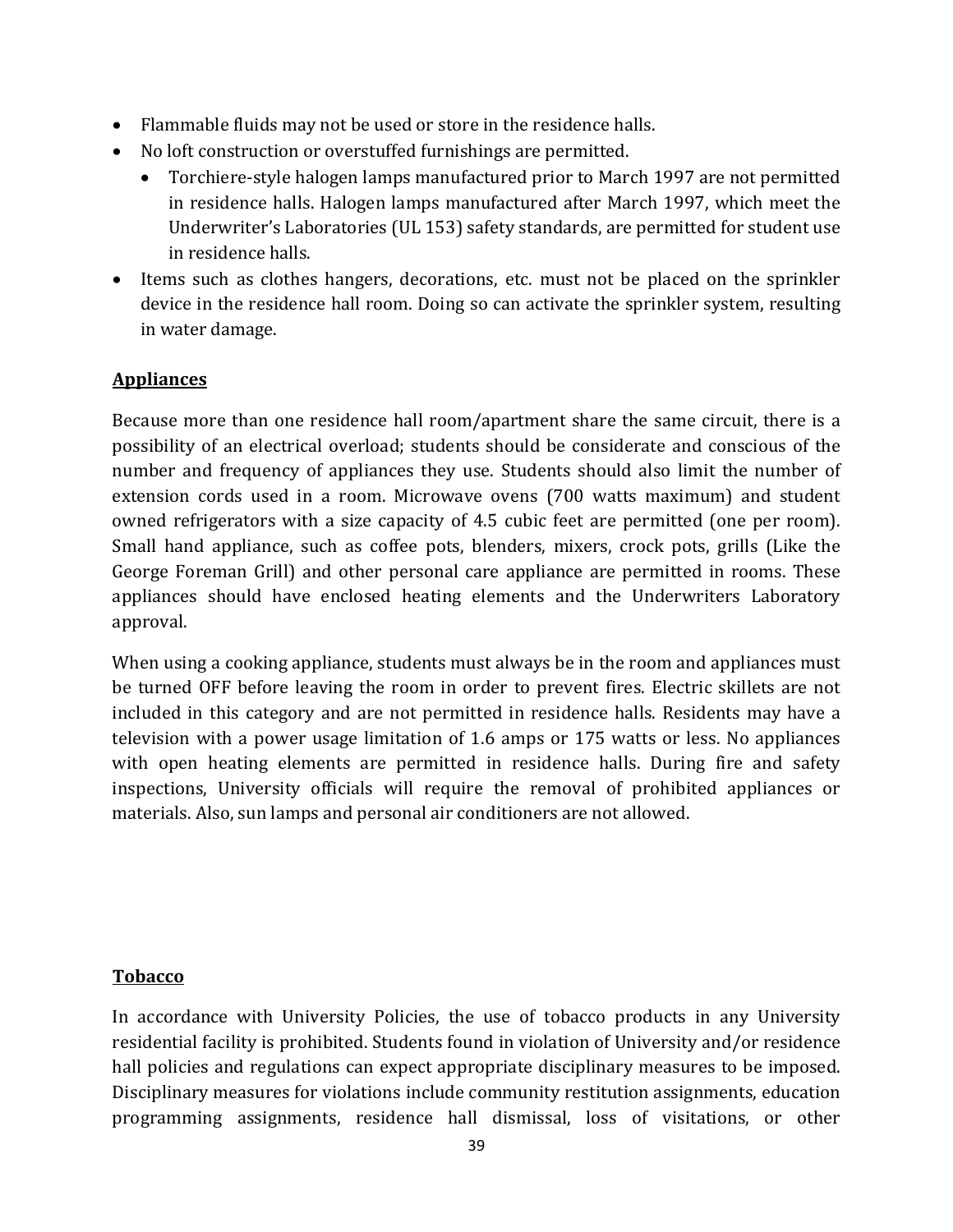- Flammable fluids may not be used or store in the residence halls.
- No loft construction or overstuffed furnishings are permitted.
  - Torchiere-style halogen lamps manufactured prior to March 1997 are not permitted in residence halls. Halogen lamps manufactured after March 1997, which meet the Underwriter's Laboratories (UL 153) safety standards, are permitted for student use in residence halls.
- Items such as clothes hangers, decorations, etc. must not be placed on the sprinkler device in the residence hall room. Doing so can activate the sprinkler system, resulting in water damage.

## Appliances

Because more than one residence hall room/apartment share the same circuit, there is a possibility of an electrical overload; students should be considerate and conscious of the number and frequency of appliances they use. Students should also limit the number of extension cords used in a room. Microwave ovens (700 watts maximum) and student owned refrigerators with a size capacity of 4.5 cubic feet are permitted (one per room). Small hand appliance, such as coffee pots, blenders, mixers, crock pots, grills (Like the George Foreman Grill) and other personal care appliance are permitted in rooms. These appliances should have enclosed heating elements and the Underwriters Laboratory approval.

When using a cooking appliance, students must always be in the room and appliances must be turned OFF before leaving the room in order to prevent fires. Electric skillets are not included in this category and are not permitted in residence halls. Residents may have a television with a power usage limitation of 1.6 amps or 175 watts or less. No appliances with open heating elements are permitted in residence halls. During fire and safety inspections, University officials will require the removal of prohibited appliances or materials. Also, sun lamps and personal air conditioners are not allowed.

## Tobacco

In accordance with University Policies, the use of tobacco products in any University residential facility is prohibited. Students found in violation of University and/or residence hall policies and regulations can expect appropriate disciplinary measures to be imposed. Disciplinary measures for violations include community restitution assignments, education programming assignments, residence hall dismissal, loss of visitations, or other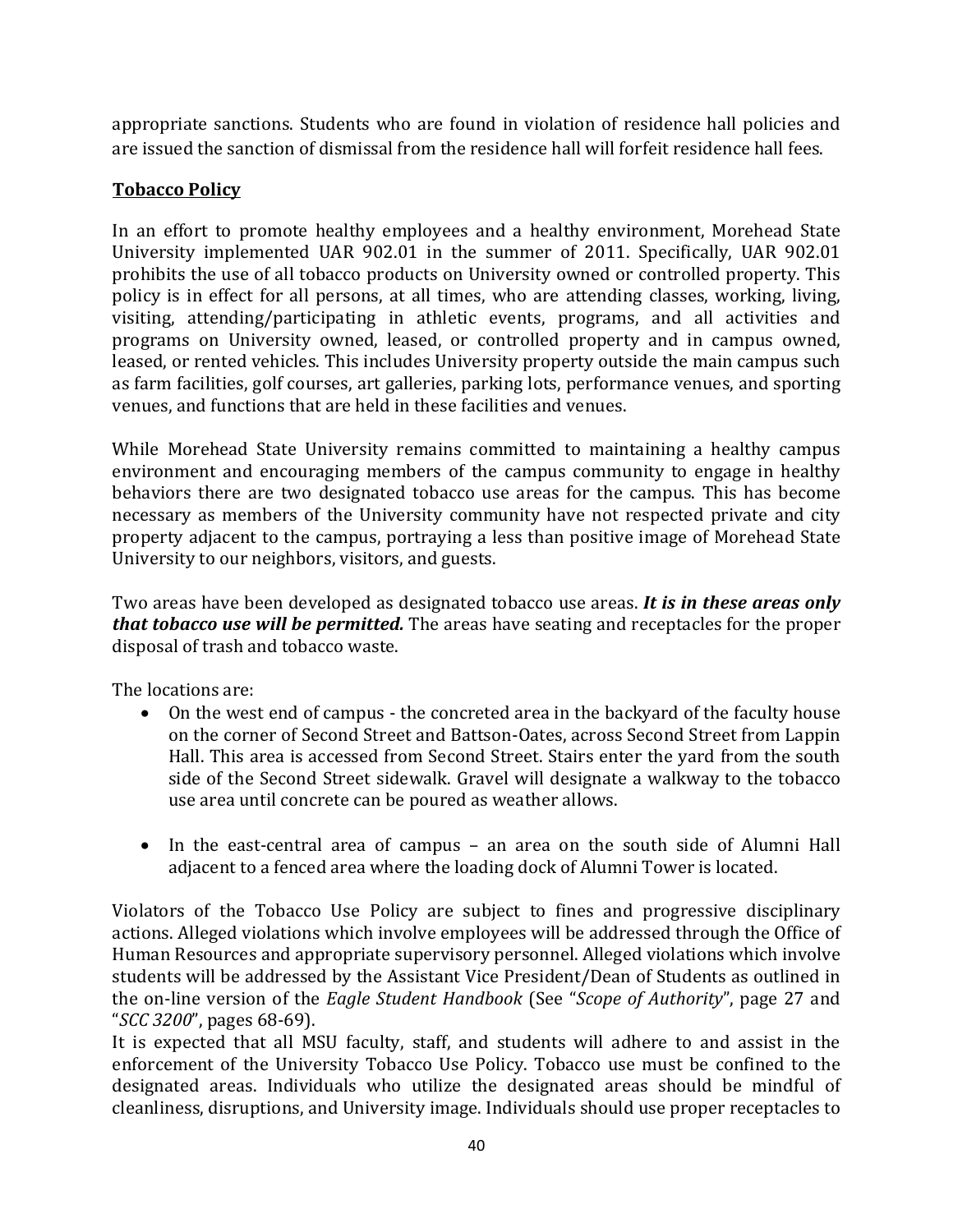appropriate sanctions. Students who are found in violation of residence hall policies and are issued the sanction of dismissal from the residence hall will forfeit residence hall fees.

## **Tobacco Policy**

In an effort to promote healthy employees and a healthy environment, Morehead State University implemented UAR 902.01 in the summer of 2011. Specifically, UAR 902.01 prohibits the use of all tobacco products on University owned or controlled property. This policy is in effect for all persons, at all times, who are attending classes, working, living, visiting, attending/participating in athletic events, programs, and all activities and programs on University owned, leased, or controlled property and in campus owned, leased, or rented vehicles. This includes University property outside the main campus such as farm facilities, golf courses, art galleries, parking lots, performance venues, and sporting venues, and functions that are held in these facilities and venues.

While Morehead State University remains committed to maintaining a healthy campus environment and encouraging members of the campus community to engage in healthy behaviors there are two designated tobacco use areas for the campus. This has become necessary as members of the University community have not respected private and city property adjacent to the campus, portraying a less than positive image of Morehead State University to our neighbors, visitors, and guests.

Two areas have been developed as designated tobacco use areas. ***It is in these areas only that tobacco use will be permitted.*** The areas have seating and receptacles for the proper disposal of trash and tobacco waste.

The locations are:

- On the west end of campus - the concreted area in the backyard of the faculty house on the corner of Second Street and Battson-Oates, across Second Street from Lappin Hall. This area is accessed from Second Street. Stairs enter the yard from the south side of the Second Street sidewalk. Gravel will designate a walkway to the tobacco use area until concrete can be poured as weather allows.

- In the east-central area of campus – an area on the south side of Alumni Hall adjacent to a fenced area where the loading dock of Alumni Tower is located.

Violators of the Tobacco Use Policy are subject to fines and progressive disciplinary actions. Alleged violations which involve employees will be addressed through the Office of Human Resources and appropriate supervisory personnel. Alleged violations which involve students will be addressed by the Assistant Vice President/Dean of Students as outlined in the on-line version of the *Eagle Student Handbook* (See "*Scope of Authority*", page 27 and "*SCC 3200*", pages 68-69).

It is expected that all MSU faculty, staff, and students will adhere to and assist in the enforcement of the University Tobacco Use Policy. Tobacco use must be confined to the designated areas. Individuals who utilize the designated areas should be mindful of cleanliness, disruptions, and University image. Individuals should use proper receptacles to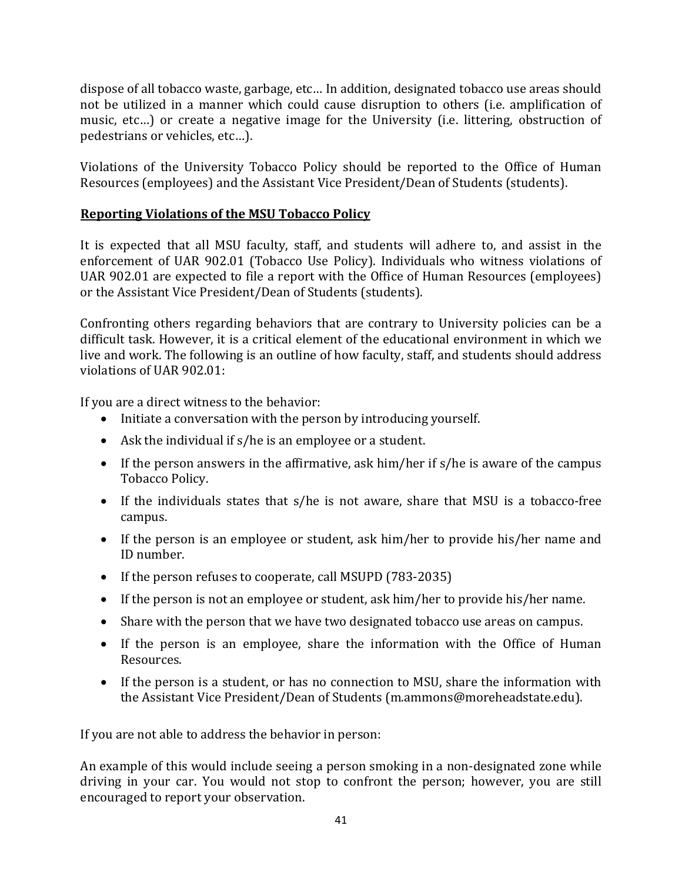dispose of all tobacco waste, garbage, etc… In addition, designated tobacco use areas should not be utilized in a manner which could cause disruption to others (i.e. amplification of music, etc…) or create a negative image for the University (i.e. littering, obstruction of pedestrians or vehicles, etc…).

Violations of the University Tobacco Policy should be reported to the Office of Human Resources (employees) and the Assistant Vice President/Dean of Students (students).

**Reporting Violations of the MSU Tobacco Policy**

It is expected that all MSU faculty, staff, and students will adhere to, and assist in the enforcement of UAR 902.01 (Tobacco Use Policy). Individuals who witness violations of UAR 902.01 are expected to file a report with the Office of Human Resources (employees) or the Assistant Vice President/Dean of Students (students).

Confronting others regarding behaviors that are contrary to University policies can be a difficult task. However, it is a critical element of the educational environment in which we live and work. The following is an outline of how faculty, staff, and students should address violations of UAR 902.01:

If you are a direct witness to the behavior:

- Initiate a conversation with the person by introducing yourself.
- Ask the individual if s/he is an employee or a student.
- If the person answers in the affirmative, ask him/her if s/he is aware of the campus Tobacco Policy.
- If the individuals states that s/he is not aware, share that MSU is a tobacco-free campus.
- If the person is an employee or student, ask him/her to provide his/her name and ID number.
- If the person refuses to cooperate, call MSUPD (783-2035)
- If the person is not an employee or student, ask him/her to provide his/her name.
- Share with the person that we have two designated tobacco use areas on campus.
- If the person is an employee, share the information with the Office of Human Resources.
- If the person is a student, or has no connection to MSU, share the information with the Assistant Vice President/Dean of Students (m.ammons@moreheadstate.edu).

If you are not able to address the behavior in person:

An example of this would include seeing a person smoking in a non-designated zone while driving in your car. You would not stop to confront the person; however, you are still encouraged to report your observation.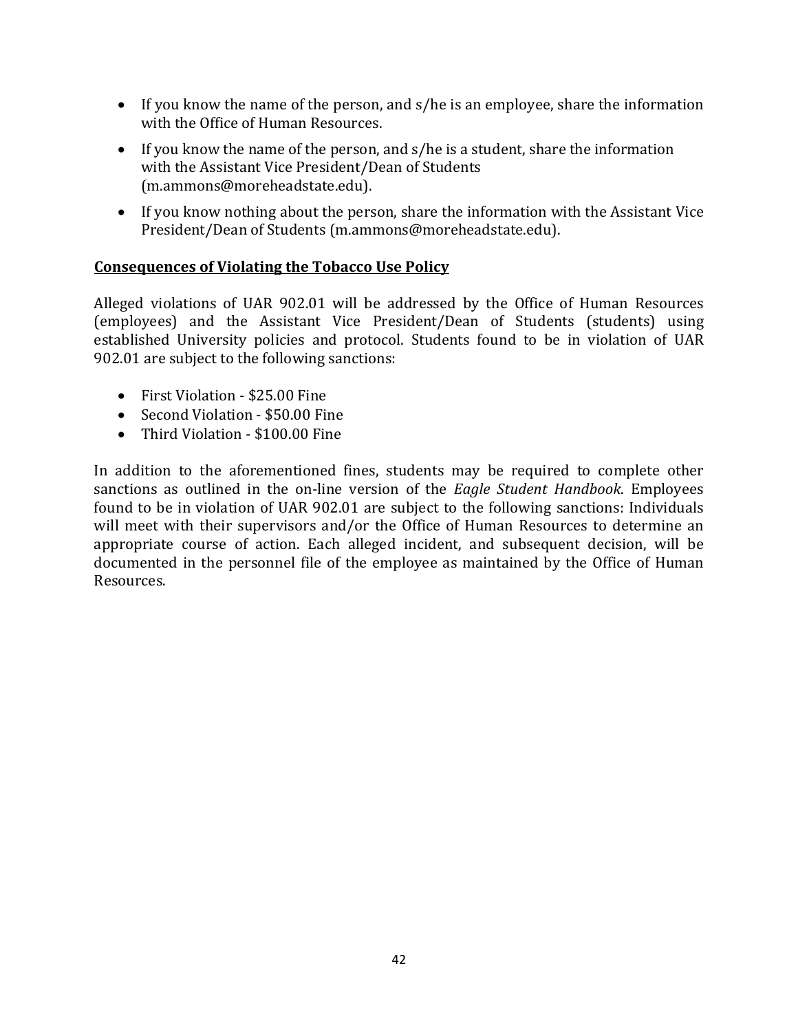- If you know the name of the person, and s/he is an employee, share the information with the Office of Human Resources.
- If you know the name of the person, and s/he is a student, share the information with the Assistant Vice President/Dean of Students (m.ammons@moreheadstate.edu).
- If you know nothing about the person, share the information with the Assistant Vice President/Dean of Students (m.ammons@moreheadstate.edu).

**Consequences of Violating the Tobacco Use Policy**

Alleged violations of UAR 902.01 will be addressed by the Office of Human Resources (employees) and the Assistant Vice President/Dean of Students (students) using established University policies and protocol. Students found to be in violation of UAR 902.01 are subject to the following sanctions:

- First Violation - $25.00 Fine
- Second Violation - $50.00 Fine
- Third Violation - $100.00 Fine

In addition to the aforementioned fines, students may be required to complete other sanctions as outlined in the on-line version of the *Eagle Student Handbook*. Employees found to be in violation of UAR 902.01 are subject to the following sanctions: Individuals will meet with their supervisors and/or the Office of Human Resources to determine an appropriate course of action. Each alleged incident, and subsequent decision, will be documented in the personnel file of the employee as maintained by the Office of Human Resources.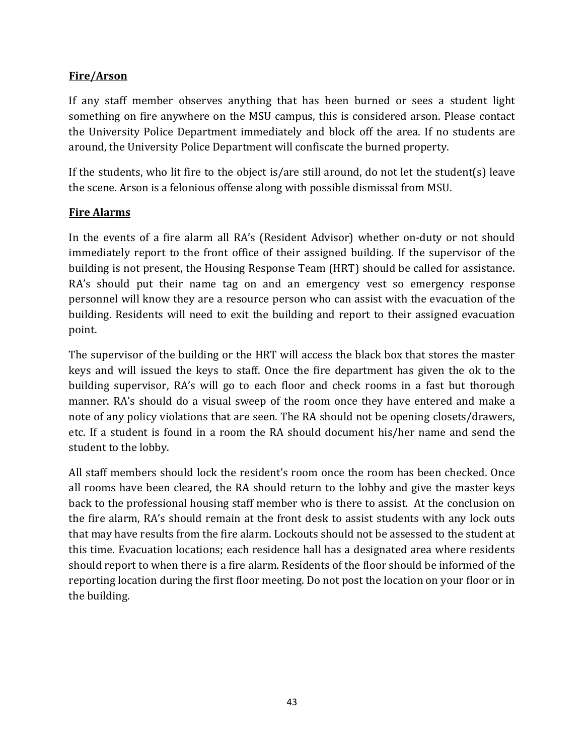## Fire/Arson

If any staff member observes anything that has been burned or sees a student light something on fire anywhere on the MSU campus, this is considered arson. Please contact the University Police Department immediately and block off the area. If no students are around, the University Police Department will confiscate the burned property.

If the students, who lit fire to the object is/are still around, do not let the student(s) leave the scene. Arson is a felonious offense along with possible dismissal from MSU.

## Fire Alarms

In the events of a fire alarm all RA's (Resident Advisor) whether on-duty or not should immediately report to the front office of their assigned building. If the supervisor of the building is not present, the Housing Response Team (HRT) should be called for assistance. RA's should put their name tag on and an emergency vest so emergency response personnel will know they are a resource person who can assist with the evacuation of the building. Residents will need to exit the building and report to their assigned evacuation point.

The supervisor of the building or the HRT will access the black box that stores the master keys and will issued the keys to staff. Once the fire department has given the ok to the building supervisor, RA's will go to each floor and check rooms in a fast but thorough manner. RA's should do a visual sweep of the room once they have entered and make a note of any policy violations that are seen. The RA should not be opening closets/drawers, etc. If a student is found in a room the RA should document his/her name and send the student to the lobby.

All staff members should lock the resident's room once the room has been checked. Once all rooms have been cleared, the RA should return to the lobby and give the master keys back to the professional housing staff member who is there to assist. At the conclusion on the fire alarm, RA's should remain at the front desk to assist students with any lock outs that may have results from the fire alarm. Lockouts should not be assessed to the student at this time. Evacuation locations; each residence hall has a designated area where residents should report to when there is a fire alarm. Residents of the floor should be informed of the reporting location during the first floor meeting. Do not post the location on your floor or in the building.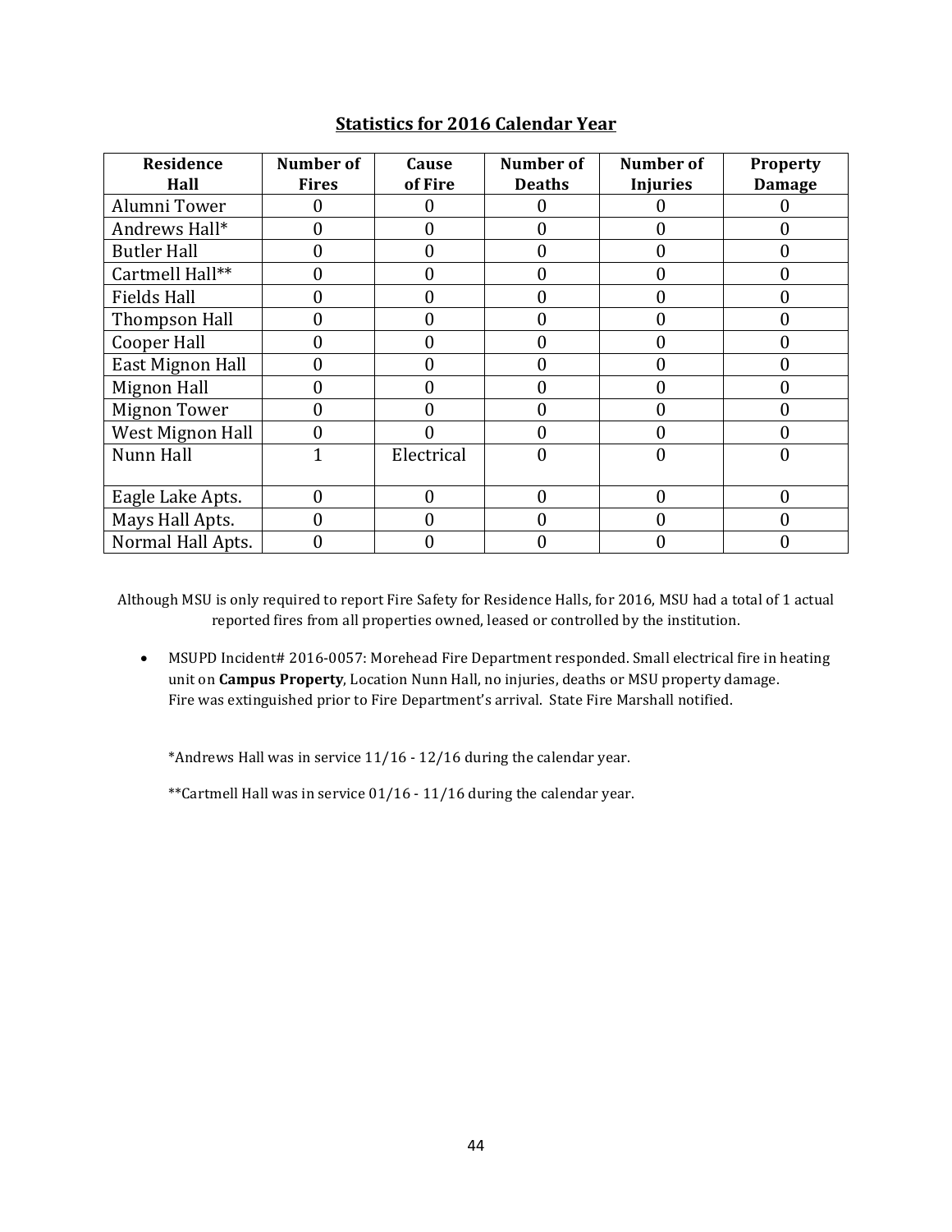## Statistics for 2016 Calendar Year

| Residence Hall | Number of Fires | Cause of Fire | Number of Deaths | Number of Injuries | Property Damage |
|---|---|---|---|---|---|
| Alumni Tower | 0 | 0 | 0 | 0 | 0 |
| Andrews Hall* | 0 | 0 | 0 | 0 | 0 |
| Butler Hall | 0 | 0 | 0 | 0 | 0 |
| Cartmell Hall** | 0 | 0 | 0 | 0 | 0 |
| Fields Hall | 0 | 0 | 0 | 0 | 0 |
| Thompson Hall | 0 | 0 | 0 | 0 | 0 |
| Cooper Hall | 0 | 0 | 0 | 0 | 0 |
| East Mignon Hall | 0 | 0 | 0 | 0 | 0 |
| Mignon Hall | 0 | 0 | 0 | 0 | 0 |
| Mignon Tower | 0 | 0 | 0 | 0 | 0 |
| West Mignon Hall | 0 | 0 | 0 | 0 | 0 |
| Nunn Hall | 1 | Electrical | 0 | 0 | 0 |
| Eagle Lake Apts. | 0 | 0 | 0 | 0 | 0 |
| Mays Hall Apts. | 0 | 0 | 0 | 0 | 0 |
| Normal Hall Apts. | 0 | 0 | 0 | 0 | 0 |

Although MSU is only required to report Fire Safety for Residence Halls, for 2016, MSU had a total of 1 actual reported fires from all properties owned, leased or controlled by the institution.

- MSUPD Incident# 2016-0057: Morehead Fire Department responded. Small electrical fire in heating unit on **Campus Property**, Location Nunn Hall, no injuries, deaths or MSU property damage. Fire was extinguished prior to Fire Department's arrival. State Fire Marshall notified.

*Andrews Hall was in service 11/16 - 12/16 during the calendar year.

**Cartmell Hall was in service 01/16 - 11/16 during the calendar year.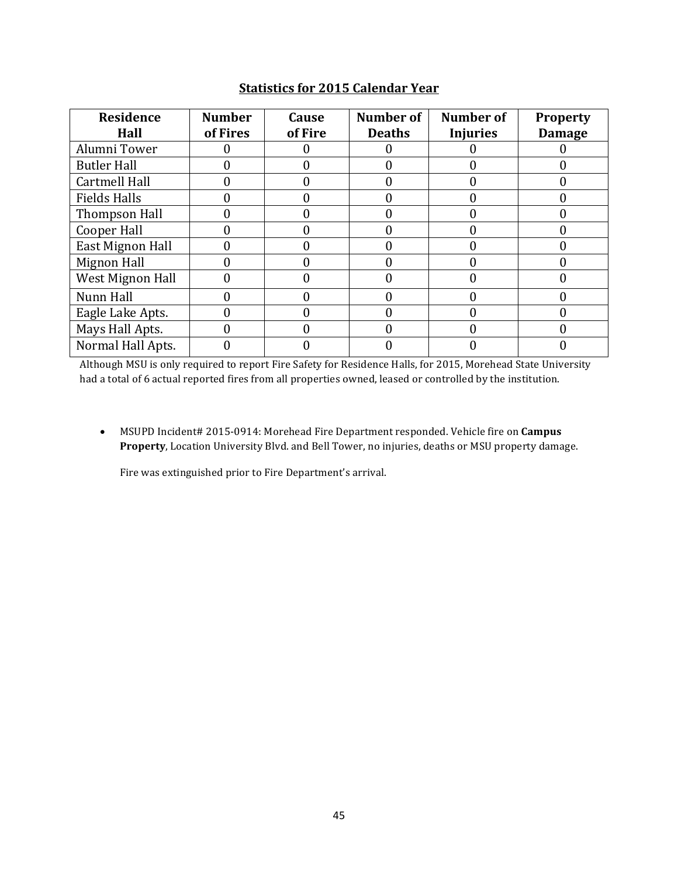## Statistics for 2015 Calendar Year

| Residence Hall | Number of Fires | Cause of Fire | Number of Deaths | Number of Injuries | Property Damage |
|---|---|---|---|---|---|
| Alumni Tower | 0 | 0 | 0 | 0 | 0 |
| Butler Hall | 0 | 0 | 0 | 0 | 0 |
| Cartmell Hall | 0 | 0 | 0 | 0 | 0 |
| Fields Halls | 0 | 0 | 0 | 0 | 0 |
| Thompson Hall | 0 | 0 | 0 | 0 | 0 |
| Cooper Hall | 0 | 0 | 0 | 0 | 0 |
| East Mignon Hall | 0 | 0 | 0 | 0 | 0 |
| Mignon Hall | 0 | 0 | 0 | 0 | 0 |
| West Mignon Hall | 0 | 0 | 0 | 0 | 0 |
| Nunn Hall | 0 | 0 | 0 | 0 | 0 |
| Eagle Lake Apts. | 0 | 0 | 0 | 0 | 0 |
| Mays Hall Apts. | 0 | 0 | 0 | 0 | 0 |
| Normal Hall Apts. | 0 | 0 | 0 | 0 | 0 |

Although MSU is only required to report Fire Safety for Residence Halls, for 2015, Morehead State University had a total of 6 actual reported fires from all properties owned, leased or controlled by the institution.

- MSUPD Incident# 2015-0914: Morehead Fire Department responded. Vehicle fire on **Campus Property**, Location University Blvd. and Bell Tower, no injuries, deaths or MSU property damage.

  Fire was extinguished prior to Fire Department's arrival.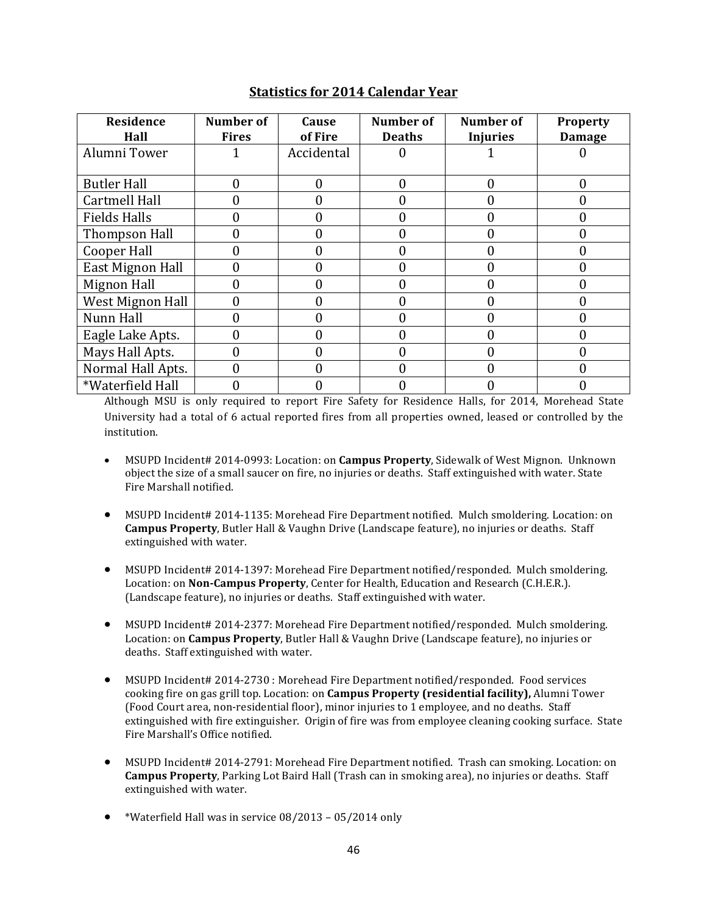## Statistics for 2014 Calendar Year

| Residence Hall | Number of Fires | Cause of Fire | Number of Deaths | Number of Injuries | Property Damage |
|---|---|---|---|---|---|
| Alumni Tower | 1 | Accidental | 0 | 1 | 0 |
| Butler Hall | 0 | 0 | 0 | 0 | 0 |
| Cartmell Hall | 0 | 0 | 0 | 0 | 0 |
| Fields Halls | 0 | 0 | 0 | 0 | 0 |
| Thompson Hall | 0 | 0 | 0 | 0 | 0 |
| Cooper Hall | 0 | 0 | 0 | 0 | 0 |
| East Mignon Hall | 0 | 0 | 0 | 0 | 0 |
| Mignon Hall | 0 | 0 | 0 | 0 | 0 |
| West Mignon Hall | 0 | 0 | 0 | 0 | 0 |
| Nunn Hall | 0 | 0 | 0 | 0 | 0 |
| Eagle Lake Apts. | 0 | 0 | 0 | 0 | 0 |
| Mays Hall Apts. | 0 | 0 | 0 | 0 | 0 |
| Normal Hall Apts. | 0 | 0 | 0 | 0 | 0 |
| *Waterfield Hall | 0 | 0 | 0 | 0 | 0 |

Although MSU is only required to report Fire Safety for Residence Halls, for 2014, Morehead State University had a total of 6 actual reported fires from all properties owned, leased or controlled by the institution.

- MSUPD Incident# 2014-0993: Location: on **Campus Property**, Sidewalk of West Mignon. Unknown object the size of a small saucer on fire, no injuries or deaths. Staff extinguished with water. State Fire Marshall notified.
- MSUPD Incident# 2014-1135: Morehead Fire Department notified. Mulch smoldering. Location: on **Campus Property**, Butler Hall & Vaughn Drive (Landscape feature), no injuries or deaths. Staff extinguished with water.
- MSUPD Incident# 2014-1397: Morehead Fire Department notified/responded. Mulch smoldering. Location: on **Non-Campus Property**, Center for Health, Education and Research (C.H.E.R.). (Landscape feature), no injuries or deaths. Staff extinguished with water.
- MSUPD Incident# 2014-2377: Morehead Fire Department notified/responded. Mulch smoldering. Location: on **Campus Property**, Butler Hall & Vaughn Drive (Landscape feature), no injuries or deaths. Staff extinguished with water.
- MSUPD Incident# 2014-2730 : Morehead Fire Department notified/responded. Food services cooking fire on gas grill top. Location: on **Campus Property (residential facility),** Alumni Tower (Food Court area, non-residential floor), minor injuries to 1 employee, and no deaths. Staff extinguished with fire extinguisher. Origin of fire was from employee cleaning cooking surface. State Fire Marshall's Office notified.
- MSUPD Incident# 2014-2791: Morehead Fire Department notified. Trash can smoking. Location: on **Campus Property**, Parking Lot Baird Hall (Trash can in smoking area), no injuries or deaths. Staff extinguished with water.
- *Waterfield Hall was in service 08/2013 – 05/2014 only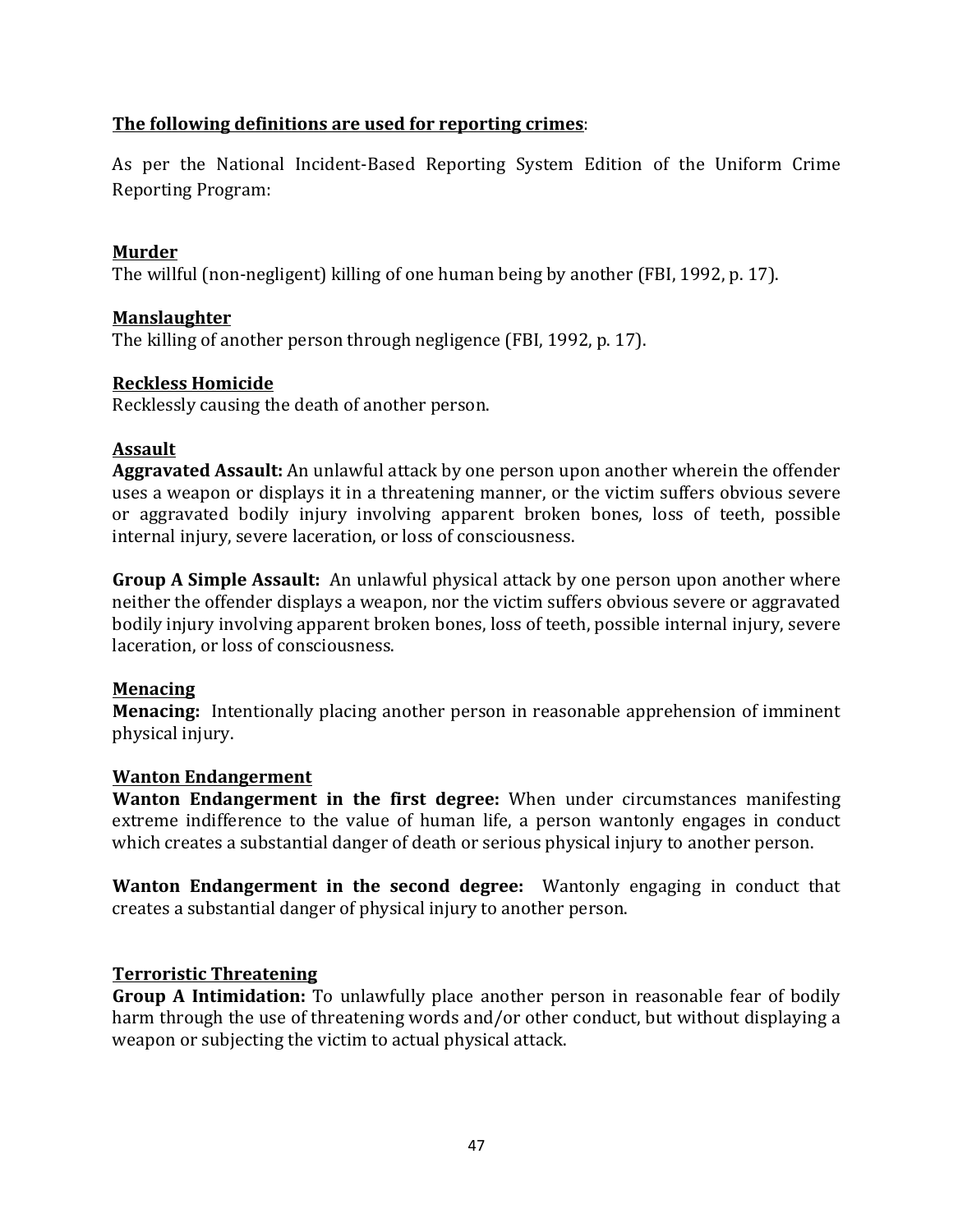**<u>The following definitions are used for reporting crimes</u>**:

As per the National Incident-Based Reporting System Edition of the Uniform Crime Reporting Program:

**<u>Murder</u>**
The willful (non-negligent) killing of one human being by another (FBI, 1992, p. 17).

**<u>Manslaughter</u>**
The killing of another person through negligence (FBI, 1992, p. 17).

**<u>Reckless Homicide</u>**
Recklessly causing the death of another person.

**<u>Assault</u>**
**Aggravated Assault:** An unlawful attack by one person upon another wherein the offender uses a weapon or displays it in a threatening manner, or the victim suffers obvious severe or aggravated bodily injury involving apparent broken bones, loss of teeth, possible internal injury, severe laceration, or loss of consciousness.

**Group A Simple Assault:** An unlawful physical attack by one person upon another where neither the offender displays a weapon, nor the victim suffers obvious severe or aggravated bodily injury involving apparent broken bones, loss of teeth, possible internal injury, severe laceration, or loss of consciousness.

**<u>Menacing</u>**
**Menacing:** Intentionally placing another person in reasonable apprehension of imminent physical injury.

**<u>Wanton Endangerment</u>**
**Wanton Endangerment in the first degree:** When under circumstances manifesting extreme indifference to the value of human life, a person wantonly engages in conduct which creates a substantial danger of death or serious physical injury to another person.

**Wanton Endangerment in the second degree:** Wantonly engaging in conduct that creates a substantial danger of physical injury to another person.

**<u>Terroristic Threatening</u>**
**Group A Intimidation:** To unlawfully place another person in reasonable fear of bodily harm through the use of threatening words and/or other conduct, but without displaying a weapon or subjecting the victim to actual physical attack.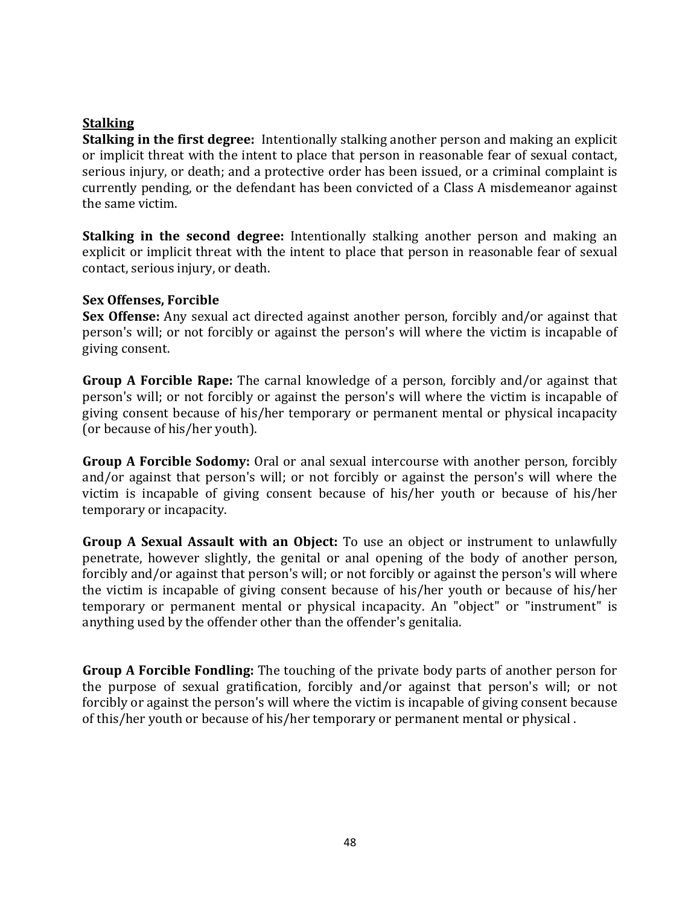**Stalking**

**Stalking in the first degree:** Intentionally stalking another person and making an explicit or implicit threat with the intent to place that person in reasonable fear of sexual contact, serious injury, or death; and a protective order has been issued, or a criminal complaint is currently pending, or the defendant has been convicted of a Class A misdemeanor against the same victim.

**Stalking in the second degree:** Intentionally stalking another person and making an explicit or implicit threat with the intent to place that person in reasonable fear of sexual contact, serious injury, or death.

**Sex Offenses, Forcible**

**Sex Offense:** Any sexual act directed against another person, forcibly and/or against that person's will; or not forcibly or against the person's will where the victim is incapable of giving consent.

**Group A Forcible Rape:** The carnal knowledge of a person, forcibly and/or against that person's will; or not forcibly or against the person's will where the victim is incapable of giving consent because of his/her temporary or permanent mental or physical incapacity (or because of his/her youth).

**Group A Forcible Sodomy:** Oral or anal sexual intercourse with another person, forcibly and/or against that person's will; or not forcibly or against the person's will where the victim is incapable of giving consent because of his/her youth or because of his/her temporary or incapacity.

**Group A Sexual Assault with an Object:** To use an object or instrument to unlawfully penetrate, however slightly, the genital or anal opening of the body of another person, forcibly and/or against that person's will; or not forcibly or against the person's will where the victim is incapable of giving consent because of his/her youth or because of his/her temporary or permanent mental or physical incapacity. An "object" or "instrument" is anything used by the offender other than the offender's genitalia.

**Group A Forcible Fondling:** The touching of the private body parts of another person for the purpose of sexual gratification, forcibly and/or against that person's will; or not forcibly or against the person's will where the victim is incapable of giving consent because of this/her youth or because of his/her temporary or permanent mental or physical .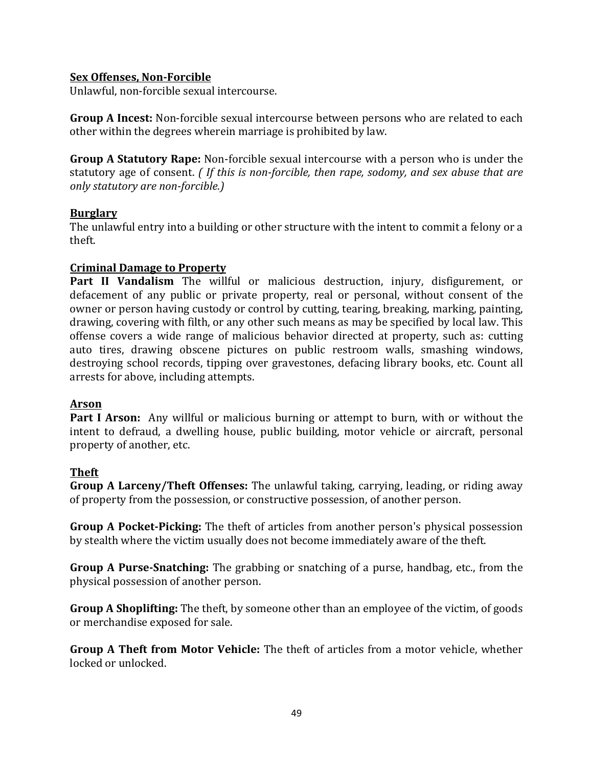### Sex Offenses, Non-Forcible

Unlawful, non-forcible sexual intercourse.

**Group A Incest:** Non-forcible sexual intercourse between persons who are related to each other within the degrees wherein marriage is prohibited by law.

**Group A Statutory Rape:** Non-forcible sexual intercourse with a person who is under the statutory age of consent. *( If this is non-forcible, then rape, sodomy, and sex abuse that are only statutory are non-forcible.)*

### Burglary

The unlawful entry into a building or other structure with the intent to commit a felony or a theft.

### Criminal Damage to Property

**Part II Vandalism** The willful or malicious destruction, injury, disfigurement, or defacement of any public or private property, real or personal, without consent of the owner or person having custody or control by cutting, tearing, breaking, marking, painting, drawing, covering with filth, or any other such means as may be specified by local law. This offense covers a wide range of malicious behavior directed at property, such as: cutting auto tires, drawing obscene pictures on public restroom walls, smashing windows, destroying school records, tipping over gravestones, defacing library books, etc. Count all arrests for above, including attempts.

### Arson

**Part I Arson:** Any willful or malicious burning or attempt to burn, with or without the intent to defraud, a dwelling house, public building, motor vehicle or aircraft, personal property of another, etc.

### Theft

**Group A Larceny/Theft Offenses:** The unlawful taking, carrying, leading, or riding away of property from the possession, or constructive possession, of another person.

**Group A Pocket-Picking:** The theft of articles from another person's physical possession by stealth where the victim usually does not become immediately aware of the theft.

**Group A Purse-Snatching:** The grabbing or snatching of a purse, handbag, etc., from the physical possession of another person.

**Group A Shoplifting:** The theft, by someone other than an employee of the victim, of goods or merchandise exposed for sale.

**Group A Theft from Motor Vehicle:** The theft of articles from a motor vehicle, whether locked or unlocked.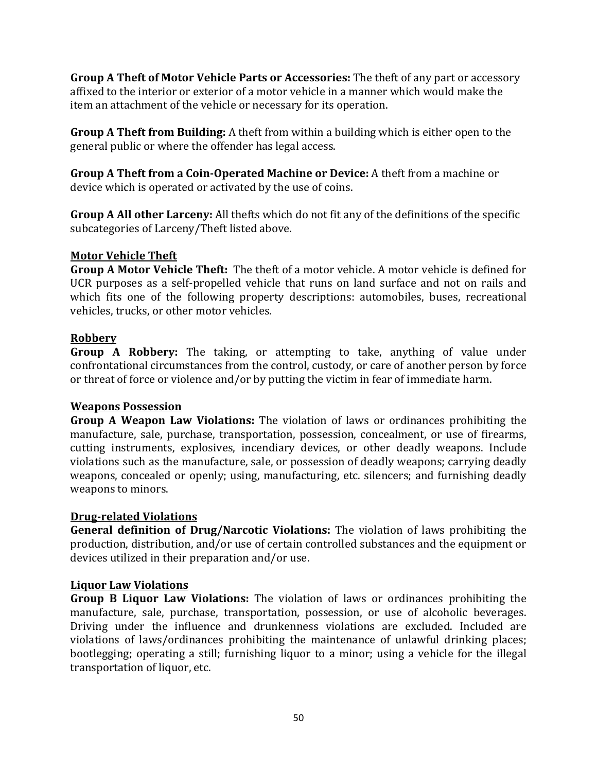**Group A Theft of Motor Vehicle Parts or Accessories:** The theft of any part or accessory affixed to the interior or exterior of a motor vehicle in a manner which would make the item an attachment of the vehicle or necessary for its operation.

**Group A Theft from Building:** A theft from within a building which is either open to the general public or where the offender has legal access.

**Group A Theft from a Coin-Operated Machine or Device:** A theft from a machine or device which is operated or activated by the use of coins.

**Group A All other Larceny:** All thefts which do not fit any of the definitions of the specific subcategories of Larceny/Theft listed above.

__Motor Vehicle Theft__

**Group A Motor Vehicle Theft:** The theft of a motor vehicle. A motor vehicle is defined for UCR purposes as a self-propelled vehicle that runs on land surface and not on rails and which fits one of the following property descriptions: automobiles, buses, recreational vehicles, trucks, or other motor vehicles.

__Robbery__

**Group A Robbery:** The taking, or attempting to take, anything of value under confrontational circumstances from the control, custody, or care of another person by force or threat of force or violence and/or by putting the victim in fear of immediate harm.

__Weapons Possession__

**Group A Weapon Law Violations:** The violation of laws or ordinances prohibiting the manufacture, sale, purchase, transportation, possession, concealment, or use of firearms, cutting instruments, explosives, incendiary devices, or other deadly weapons. Include violations such as the manufacture, sale, or possession of deadly weapons; carrying deadly weapons, concealed or openly; using, manufacturing, etc. silencers; and furnishing deadly weapons to minors.

__Drug-related Violations__

**General definition of Drug/Narcotic Violations:** The violation of laws prohibiting the production, distribution, and/or use of certain controlled substances and the equipment or devices utilized in their preparation and/or use.

__Liquor Law Violations__

**Group B Liquor Law Violations:** The violation of laws or ordinances prohibiting the manufacture, sale, purchase, transportation, possession, or use of alcoholic beverages. Driving under the influence and drunkenness violations are excluded. Included are violations of laws/ordinances prohibiting the maintenance of unlawful drinking places; bootlegging; operating a still; furnishing liquor to a minor; using a vehicle for the illegal transportation of liquor, etc.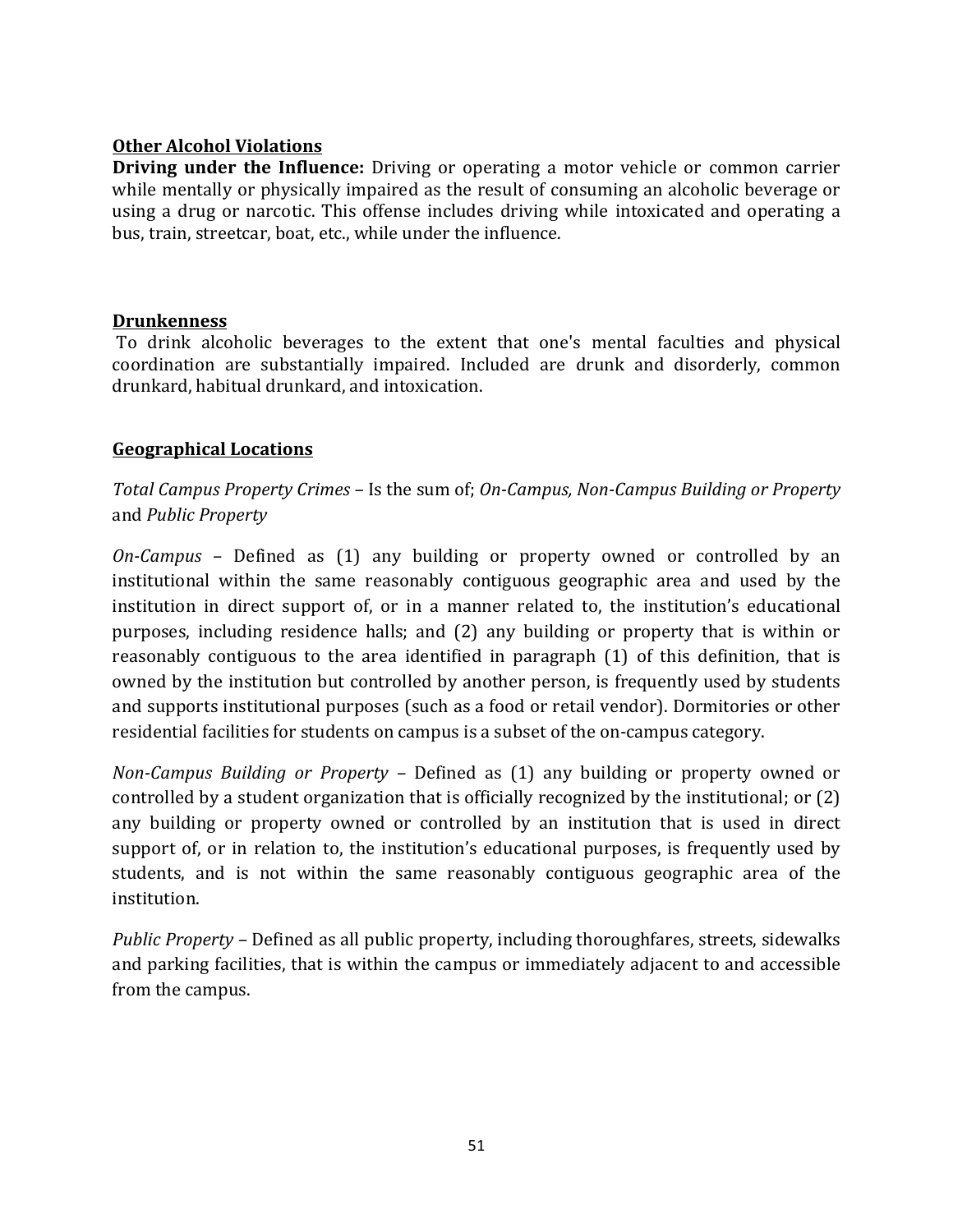**Other Alcohol Violations**

**Driving under the Influence:** Driving or operating a motor vehicle or common carrier while mentally or physically impaired as the result of consuming an alcoholic beverage or using a drug or narcotic. This offense includes driving while intoxicated and operating a bus, train, streetcar, boat, etc., while under the influence.

**Drunkenness**

To drink alcoholic beverages to the extent that one's mental faculties and physical coordination are substantially impaired. Included are drunk and disorderly, common drunkard, habitual drunkard, and intoxication.

**Geographical Locations**

*Total Campus Property Crimes* – Is the sum of; *On-Campus, Non-Campus Building or Property* and *Public Property*

*On-Campus* – Defined as (1) any building or property owned or controlled by an institutional within the same reasonably contiguous geographic area and used by the institution in direct support of, or in a manner related to, the institution's educational purposes, including residence halls; and (2) any building or property that is within or reasonably contiguous to the area identified in paragraph (1) of this definition, that is owned by the institution but controlled by another person, is frequently used by students and supports institutional purposes (such as a food or retail vendor). Dormitories or other residential facilities for students on campus is a subset of the on-campus category.

*Non-Campus Building or Property* – Defined as (1) any building or property owned or controlled by a student organization that is officially recognized by the institutional; or (2) any building or property owned or controlled by an institution that is used in direct support of, or in relation to, the institution's educational purposes, is frequently used by students, and is not within the same reasonably contiguous geographic area of the institution.

*Public Property* – Defined as all public property, including thoroughfares, streets, sidewalks and parking facilities, that is within the campus or immediately adjacent to and accessible from the campus.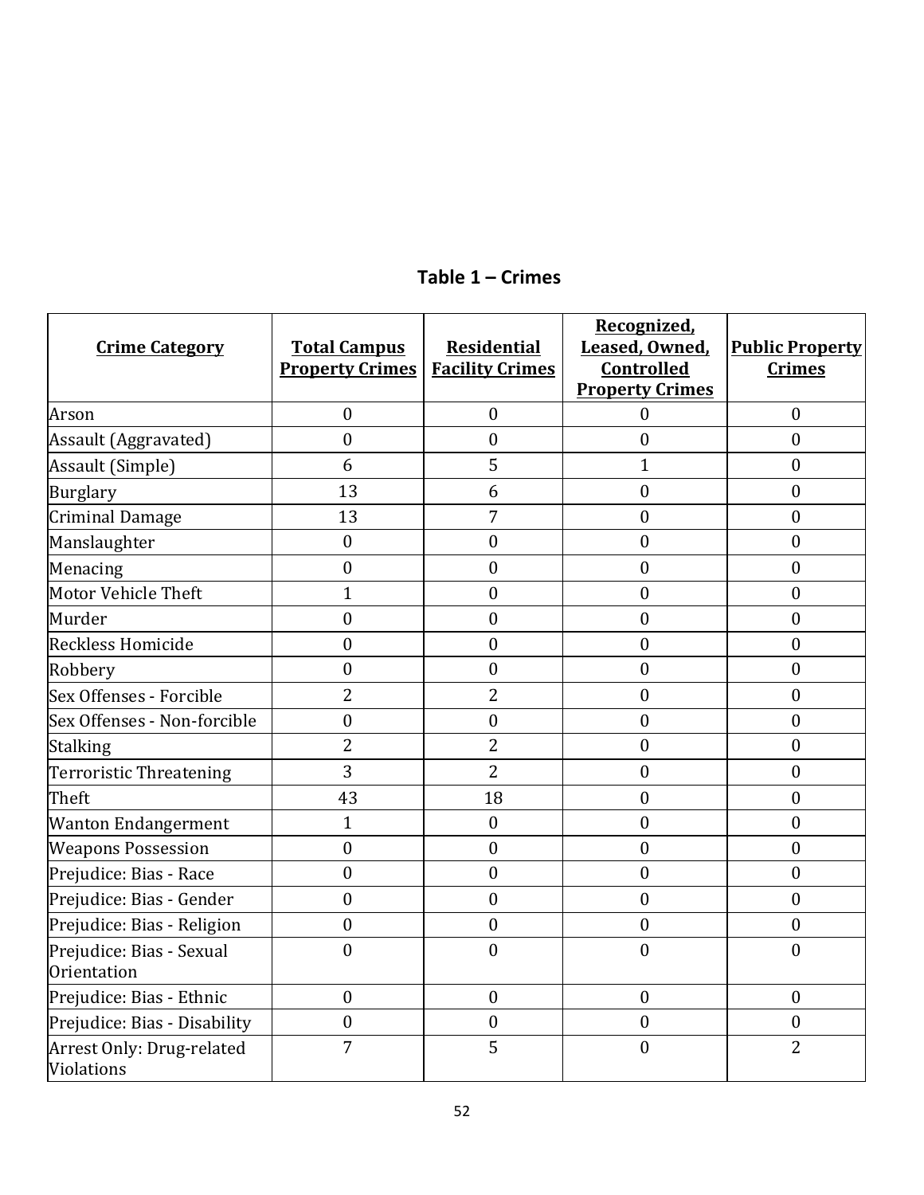## Table 1 – Crimes

| Crime Category | Total Campus Property Crimes | Residential Facility Crimes | Recognized, Leased, Owned, Controlled Property Crimes | Public Property Crimes |
|---|---|---|---|---|
| Arson | 0 | 0 | 0 | 0 |
| Assault (Aggravated) | 0 | 0 | 0 | 0 |
| Assault (Simple) | 6 | 5 | 1 | 0 |
| Burglary | 13 | 6 | 0 | 0 |
| Criminal Damage | 13 | 7 | 0 | 0 |
| Manslaughter | 0 | 0 | 0 | 0 |
| Menacing | 0 | 0 | 0 | 0 |
| Motor Vehicle Theft | 1 | 0 | 0 | 0 |
| Murder | 0 | 0 | 0 | 0 |
| Reckless Homicide | 0 | 0 | 0 | 0 |
| Robbery | 0 | 0 | 0 | 0 |
| Sex Offenses - Forcible | 2 | 2 | 0 | 0 |
| Sex Offenses - Non-forcible | 0 | 0 | 0 | 0 |
| Stalking | 2 | 2 | 0 | 0 |
| Terroristic Threatening | 3 | 2 | 0 | 0 |
| Theft | 43 | 18 | 0 | 0 |
| Wanton Endangerment | 1 | 0 | 0 | 0 |
| Weapons Possession | 0 | 0 | 0 | 0 |
| Prejudice: Bias - Race | 0 | 0 | 0 | 0 |
| Prejudice: Bias - Gender | 0 | 0 | 0 | 0 |
| Prejudice: Bias - Religion | 0 | 0 | 0 | 0 |
| Prejudice: Bias - Sexual Orientation | 0 | 0 | 0 | 0 |
| Prejudice: Bias - Ethnic | 0 | 0 | 0 | 0 |
| Prejudice: Bias - Disability | 0 | 0 | 0 | 0 |
| Arrest Only: Drug-related Violations | 7 | 5 | 0 | 2 |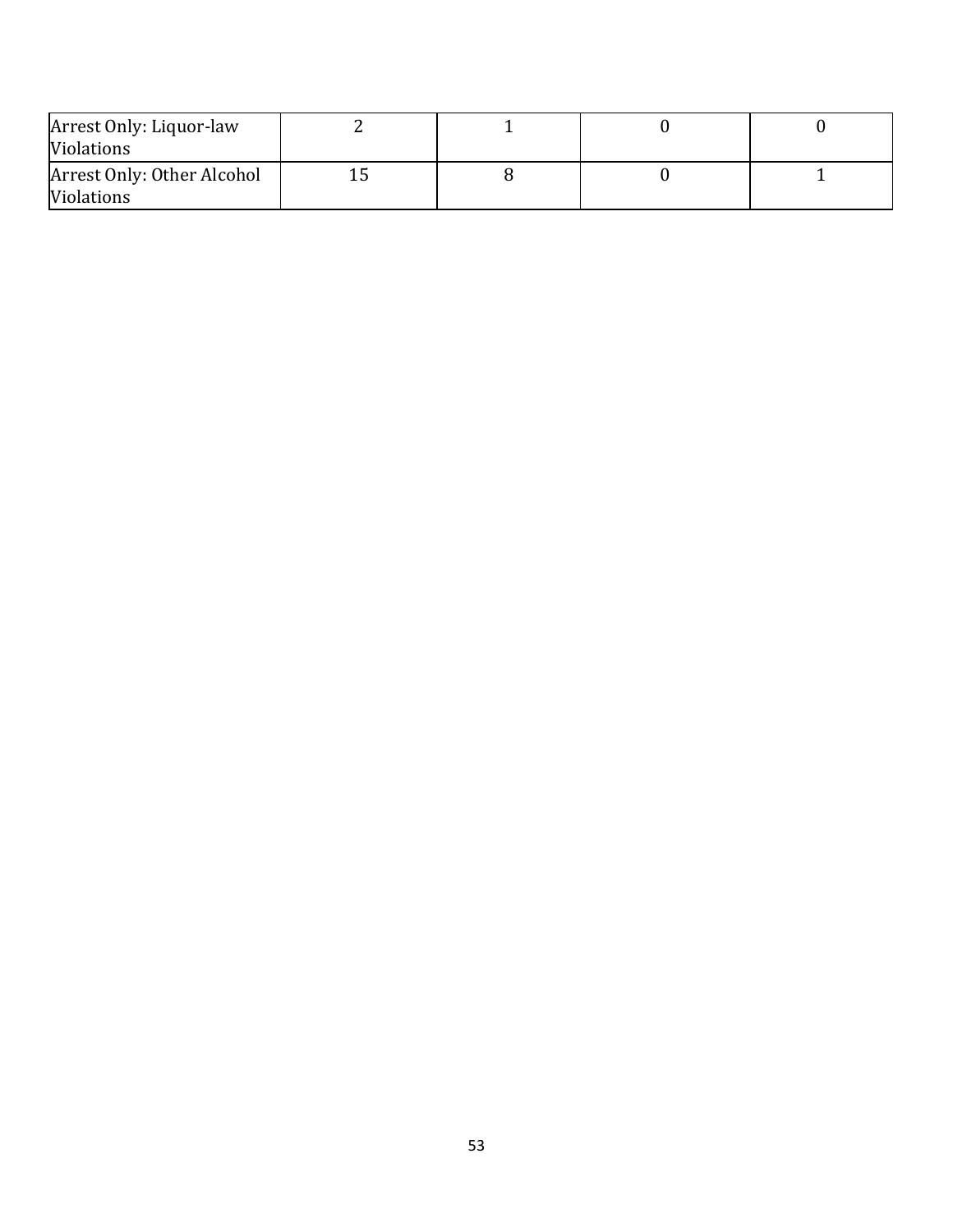| | | | | |
|---|---|---|---|---|
| Arrest Only: Liquor-law Violations | 2 | 1 | 0 | 0 |
| Arrest Only: Other Alcohol Violations | 15 | 8 | 0 | 1 |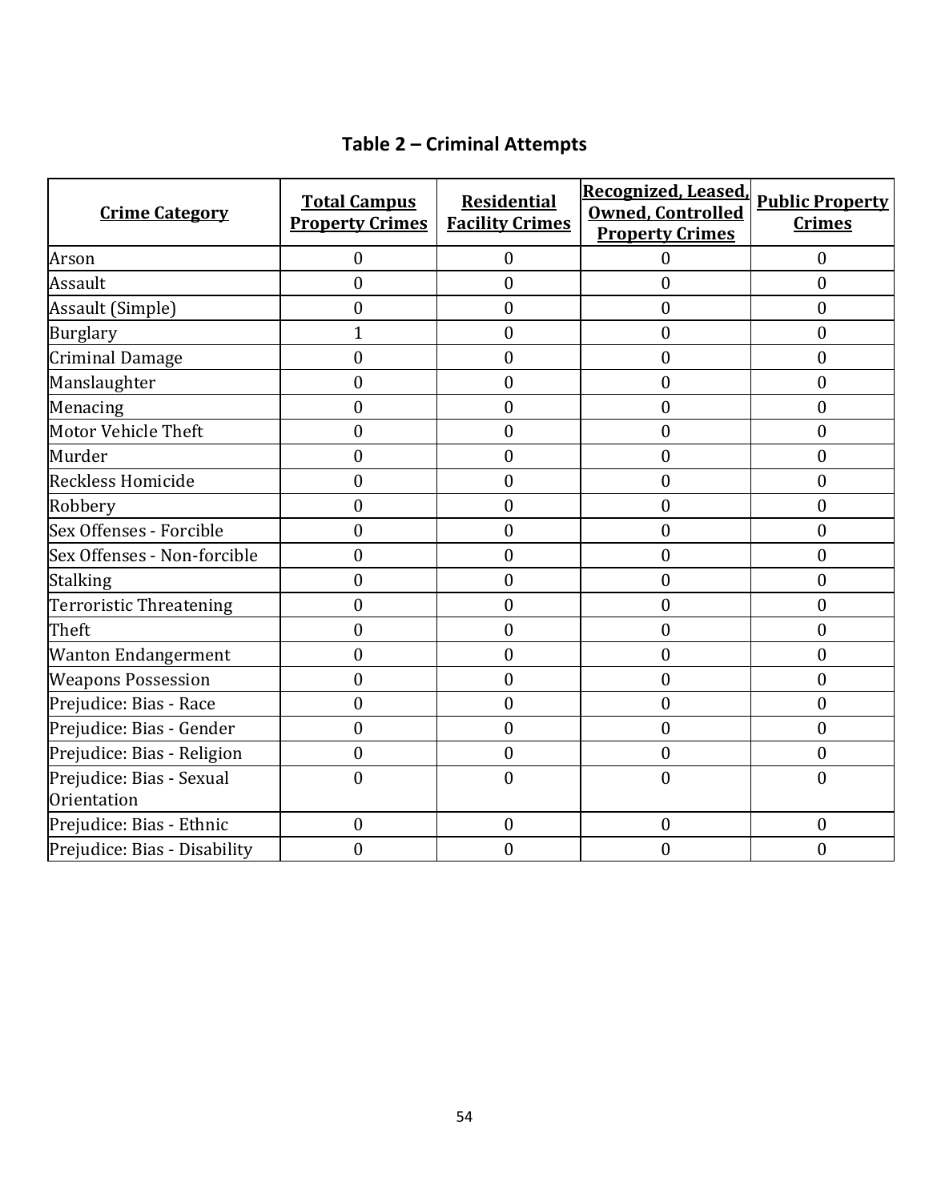## Table 2 – Criminal Attempts

| Crime Category | Total Campus Property Crimes | Residential Facility Crimes | Recognized, Leased, Owned, Controlled Property Crimes | Public Property Crimes |
|---|---|---|---|---|
| Arson | 0 | 0 | 0 | 0 |
| Assault | 0 | 0 | 0 | 0 |
| Assault (Simple) | 0 | 0 | 0 | 0 |
| Burglary | 1 | 0 | 0 | 0 |
| Criminal Damage | 0 | 0 | 0 | 0 |
| Manslaughter | 0 | 0 | 0 | 0 |
| Menacing | 0 | 0 | 0 | 0 |
| Motor Vehicle Theft | 0 | 0 | 0 | 0 |
| Murder | 0 | 0 | 0 | 0 |
| Reckless Homicide | 0 | 0 | 0 | 0 |
| Robbery | 0 | 0 | 0 | 0 |
| Sex Offenses - Forcible | 0 | 0 | 0 | 0 |
| Sex Offenses - Non-forcible | 0 | 0 | 0 | 0 |
| Stalking | 0 | 0 | 0 | 0 |
| Terroristic Threatening | 0 | 0 | 0 | 0 |
| Theft | 0 | 0 | 0 | 0 |
| Wanton Endangerment | 0 | 0 | 0 | 0 |
| Weapons Possession | 0 | 0 | 0 | 0 |
| Prejudice: Bias - Race | 0 | 0 | 0 | 0 |
| Prejudice: Bias - Gender | 0 | 0 | 0 | 0 |
| Prejudice: Bias - Religion | 0 | 0 | 0 | 0 |
| Prejudice: Bias - Sexual Orientation | 0 | 0 | 0 | 0 |
| Prejudice: Bias - Ethnic | 0 | 0 | 0 | 0 |
| Prejudice: Bias - Disability | 0 | 0 | 0 | 0 |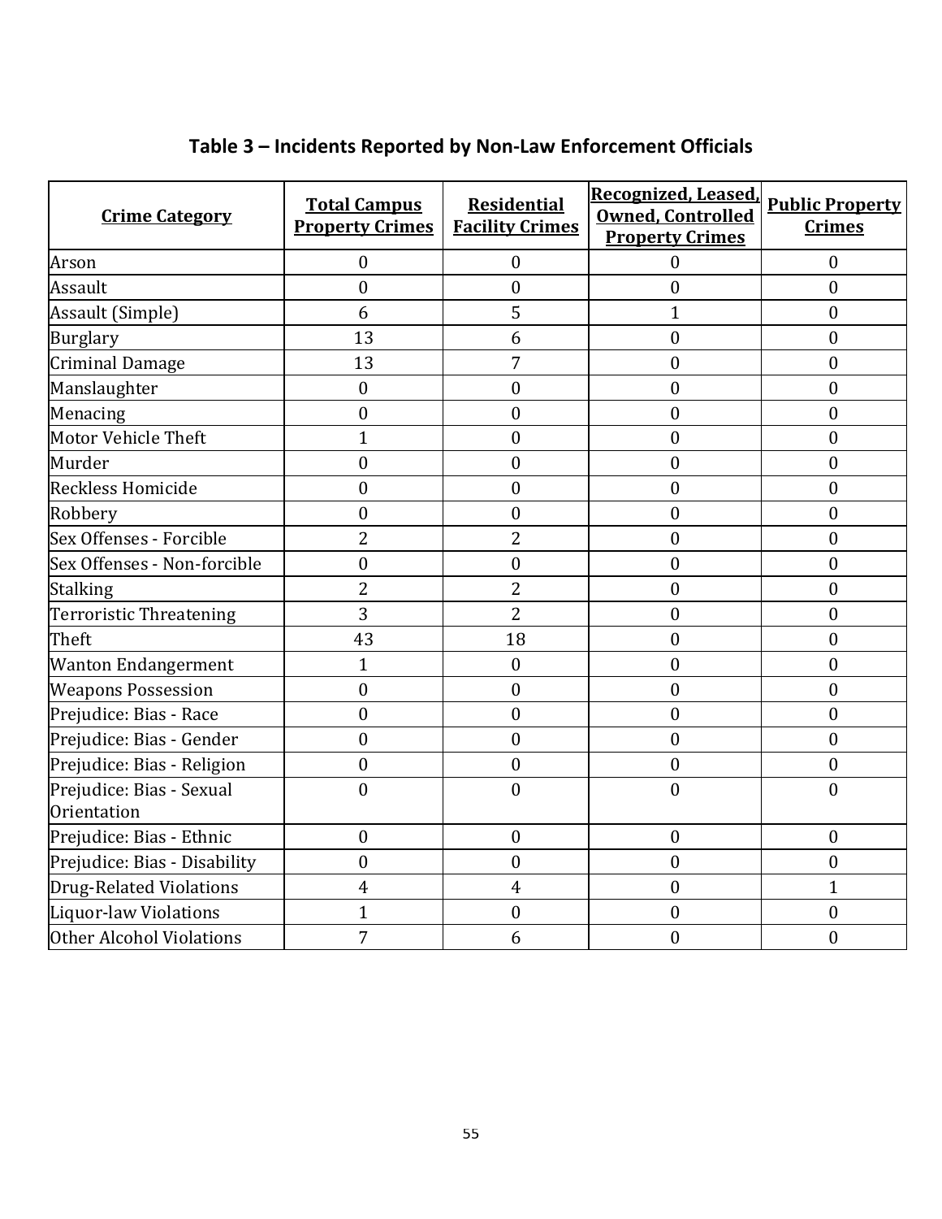## Table 3 – Incidents Reported by Non-Law Enforcement Officials

| Crime Category | Total Campus Property Crimes | Residential Facility Crimes | Recognized, Leased, Owned, Controlled Property Crimes | Public Property Crimes |
|---|---|---|---|---|
| Arson | 0 | 0 | 0 | 0 |
| Assault | 0 | 0 | 0 | 0 |
| Assault (Simple) | 6 | 5 | 1 | 0 |
| Burglary | 13 | 6 | 0 | 0 |
| Criminal Damage | 13 | 7 | 0 | 0 |
| Manslaughter | 0 | 0 | 0 | 0 |
| Menacing | 0 | 0 | 0 | 0 |
| Motor Vehicle Theft | 1 | 0 | 0 | 0 |
| Murder | 0 | 0 | 0 | 0 |
| Reckless Homicide | 0 | 0 | 0 | 0 |
| Robbery | 0 | 0 | 0 | 0 |
| Sex Offenses - Forcible | 2 | 2 | 0 | 0 |
| Sex Offenses - Non-forcible | 0 | 0 | 0 | 0 |
| Stalking | 2 | 2 | 0 | 0 |
| Terroristic Threatening | 3 | 2 | 0 | 0 |
| Theft | 43 | 18 | 0 | 0 |
| Wanton Endangerment | 1 | 0 | 0 | 0 |
| Weapons Possession | 0 | 0 | 0 | 0 |
| Prejudice: Bias - Race | 0 | 0 | 0 | 0 |
| Prejudice: Bias - Gender | 0 | 0 | 0 | 0 |
| Prejudice: Bias - Religion | 0 | 0 | 0 | 0 |
| Prejudice: Bias - Sexual Orientation | 0 | 0 | 0 | 0 |
| Prejudice: Bias - Ethnic | 0 | 0 | 0 | 0 |
| Prejudice: Bias - Disability | 0 | 0 | 0 | 0 |
| Drug-Related Violations | 4 | 4 | 0 | 1 |
| Liquor-law Violations | 1 | 0 | 0 | 0 |
| Other Alcohol Violations | 7 | 6 | 0 | 0 |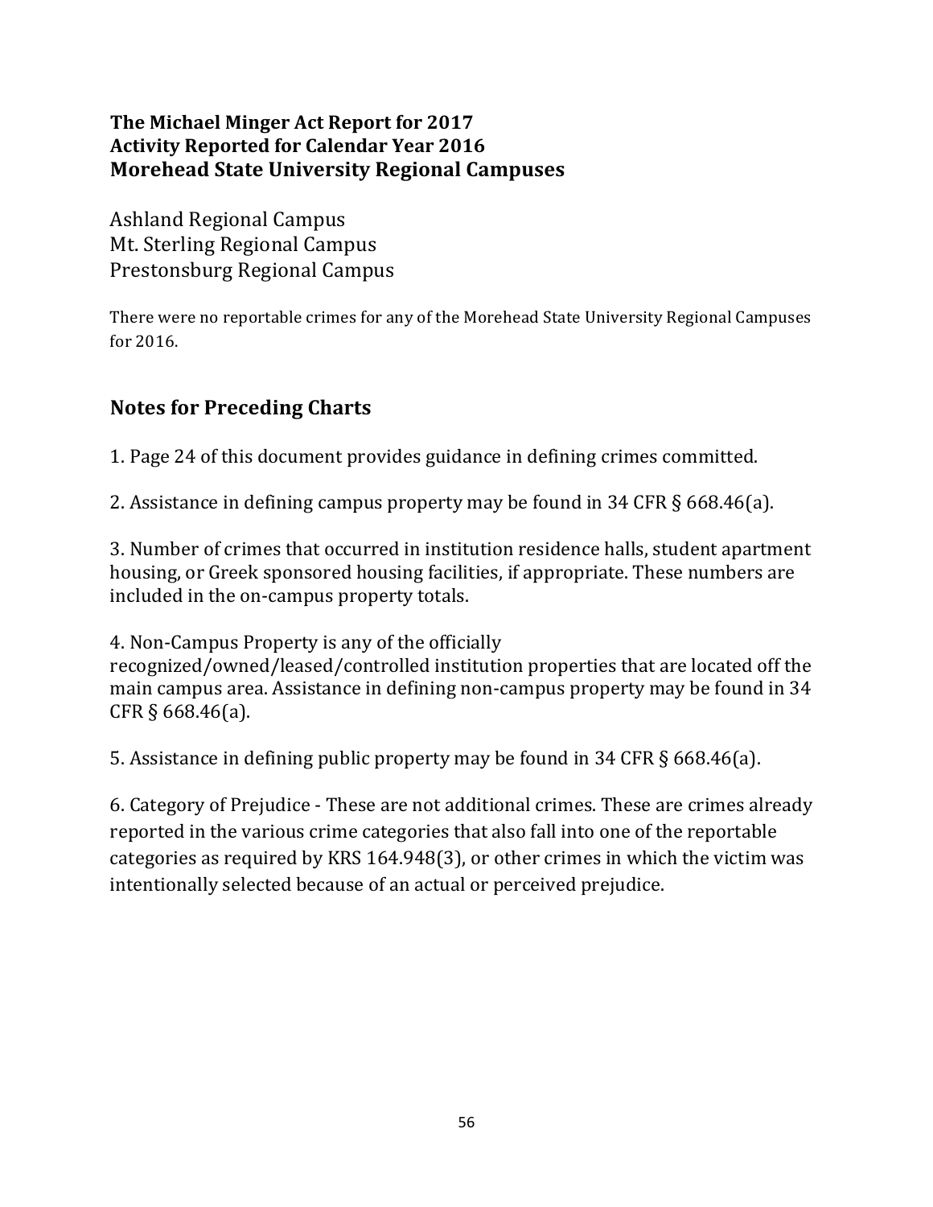**The Michael Minger Act Report for 2017**
**Activity Reported for Calendar Year 2016**
**Morehead State University Regional Campuses**

Ashland Regional Campus
Mt. Sterling Regional Campus
Prestonsburg Regional Campus

There were no reportable crimes for any of the Morehead State University Regional Campuses for 2016.

## Notes for Preceding Charts

1. Page 24 of this document provides guidance in defining crimes committed.

2. Assistance in defining campus property may be found in 34 CFR § 668.46(a).

3. Number of crimes that occurred in institution residence halls, student apartment housing, or Greek sponsored housing facilities, if appropriate. These numbers are included in the on-campus property totals.

4. Non-Campus Property is any of the officially recognized/owned/leased/controlled institution properties that are located off the main campus area. Assistance in defining non-campus property may be found in 34 CFR § 668.46(a).

5. Assistance in defining public property may be found in 34 CFR § 668.46(a).

6. Category of Prejudice - These are not additional crimes. These are crimes already reported in the various crime categories that also fall into one of the reportable categories as required by KRS 164.948(3), or other crimes in which the victim was intentionally selected because of an actual or perceived prejudice.